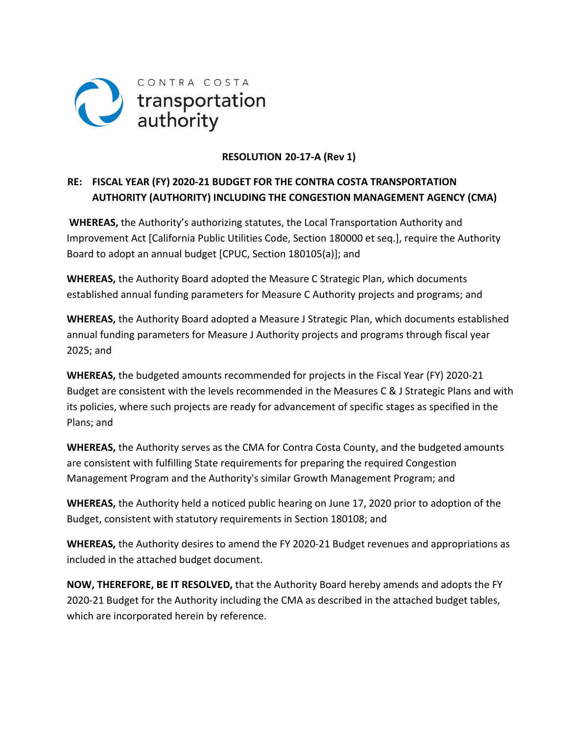CONTRA COSTA
transportation
authority

**RESOLUTION 20-17-A (Rev 1)**

**RE: FISCAL YEAR (FY) 2020-21 BUDGET FOR THE CONTRA COSTA TRANSPORTATION AUTHORITY (AUTHORITY) INCLUDING THE CONGESTION MANAGEMENT AGENCY (CMA)**

**WHEREAS,** the Authority's authorizing statutes, the Local Transportation Authority and Improvement Act [California Public Utilities Code, Section 180000 et seq.], require the Authority Board to adopt an annual budget [CPUC, Section 180105(a)]; and

**WHEREAS,** the Authority Board adopted the Measure C Strategic Plan, which documents established annual funding parameters for Measure C Authority projects and programs; and

**WHEREAS,** the Authority Board adopted a Measure J Strategic Plan, which documents established annual funding parameters for Measure J Authority projects and programs through fiscal year 2025; and

**WHEREAS,** the budgeted amounts recommended for projects in the Fiscal Year (FY) 2020-21 Budget are consistent with the levels recommended in the Measures C & J Strategic Plans and with its policies, where such projects are ready for advancement of specific stages as specified in the Plans; and

**WHEREAS,** the Authority serves as the CMA for Contra Costa County, and the budgeted amounts are consistent with fulfilling State requirements for preparing the required Congestion Management Program and the Authority's similar Growth Management Program; and

**WHEREAS,** the Authority held a noticed public hearing on June 17, 2020 prior to adoption of the Budget, consistent with statutory requirements in Section 180108; and

**WHEREAS,** the Authority desires to amend the FY 2020-21 Budget revenues and appropriations as included in the attached budget document.

**NOW, THEREFORE, BE IT RESOLVED,** that the Authority Board hereby amends and adopts the FY 2020-21 Budget for the Authority including the CMA as described in the attached budget tables, which are incorporated herein by reference.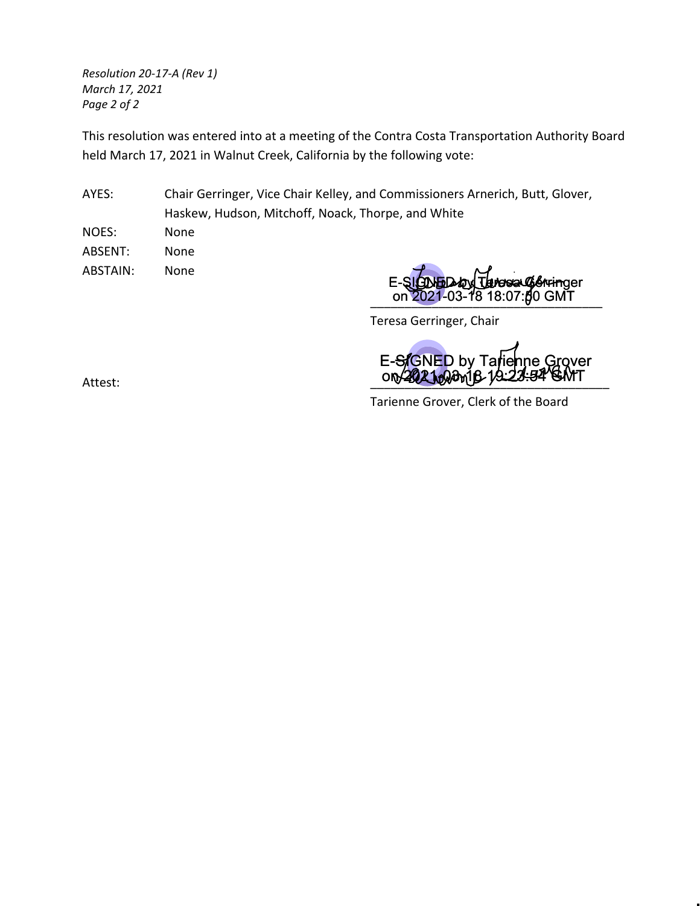*Resolution 20-17-A (Rev 1)*
*March 17, 2021*

This resolution was entered into at a meeting of the Contra Costa Transportation Authority Board held March 17, 2021 in Walnut Creek, California by the following vote:

| | |
|---|---|
| AYES: | Chair Gerringer, Vice Chair Kelley, and Commissioners Arnerich, Butt, Glover, Haskew, Hudson, Mitchoff, Noack, Thorpe, and White |
| NOES: | None |
| ABSENT: | None |
| ABSTAIN: | None |

E-SIGNED by Teresa Gerringer
on 2021-03-18 18:07:50 GMT

Teresa Gerringer, Chair

Attest:

E-SIGNED by Tarienne Grover
on 2021-03-18 19:23:54 GMT

Tarienne Grover, Clerk of the Board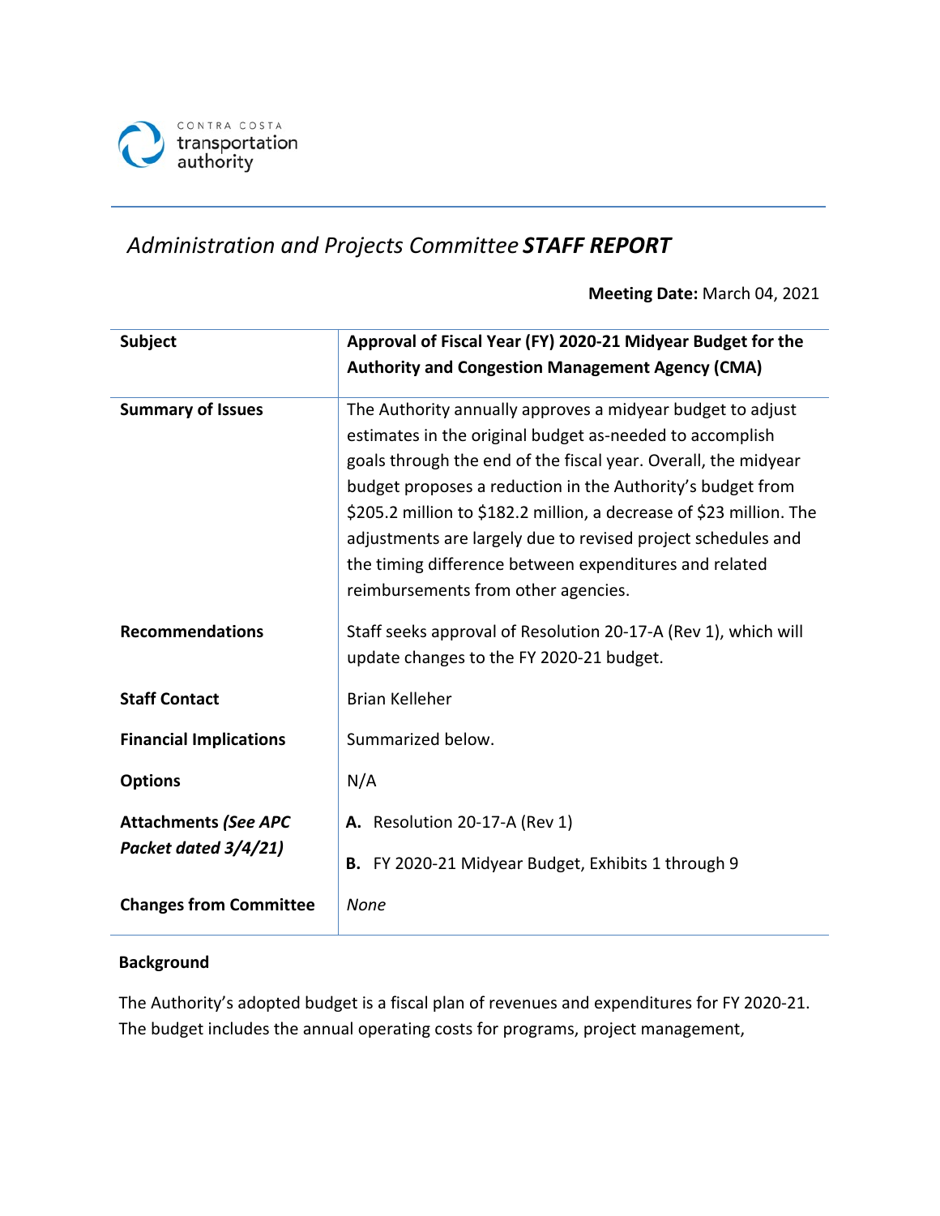CONTRA COSTA transportation authority

# *Administration and Projects Committee* ***STAFF REPORT***

**Meeting Date:** March 04, 2021

| | |
|---|---|
| **Subject** | **Approval of Fiscal Year (FY) 2020-21 Midyear Budget for the Authority and Congestion Management Agency (CMA)** |
| **Summary of Issues** | The Authority annually approves a midyear budget to adjust estimates in the original budget as-needed to accomplish goals through the end of the fiscal year. Overall, the midyear budget proposes a reduction in the Authority's budget from \$205.2 million to \$182.2 million, a decrease of \$23 million. The adjustments are largely due to revised project schedules and the timing difference between expenditures and related reimbursements from other agencies. |
| **Recommendations** | Staff seeks approval of Resolution 20-17-A (Rev 1), which will update changes to the FY 2020-21 budget. |
| **Staff Contact** | Brian Kelleher |
| **Financial Implications** | Summarized below. |
| **Options** | N/A |
| **Attachments *(See APC Packet dated 3/4/21)*** | **A.** Resolution 20-17-A (Rev 1)<br>**B.** FY 2020-21 Midyear Budget, Exhibits 1 through 9 |
| **Changes from Committee** | *None* |

**Background**

The Authority's adopted budget is a fiscal plan of revenues and expenditures for FY 2020-21. The budget includes the annual operating costs for programs, project management,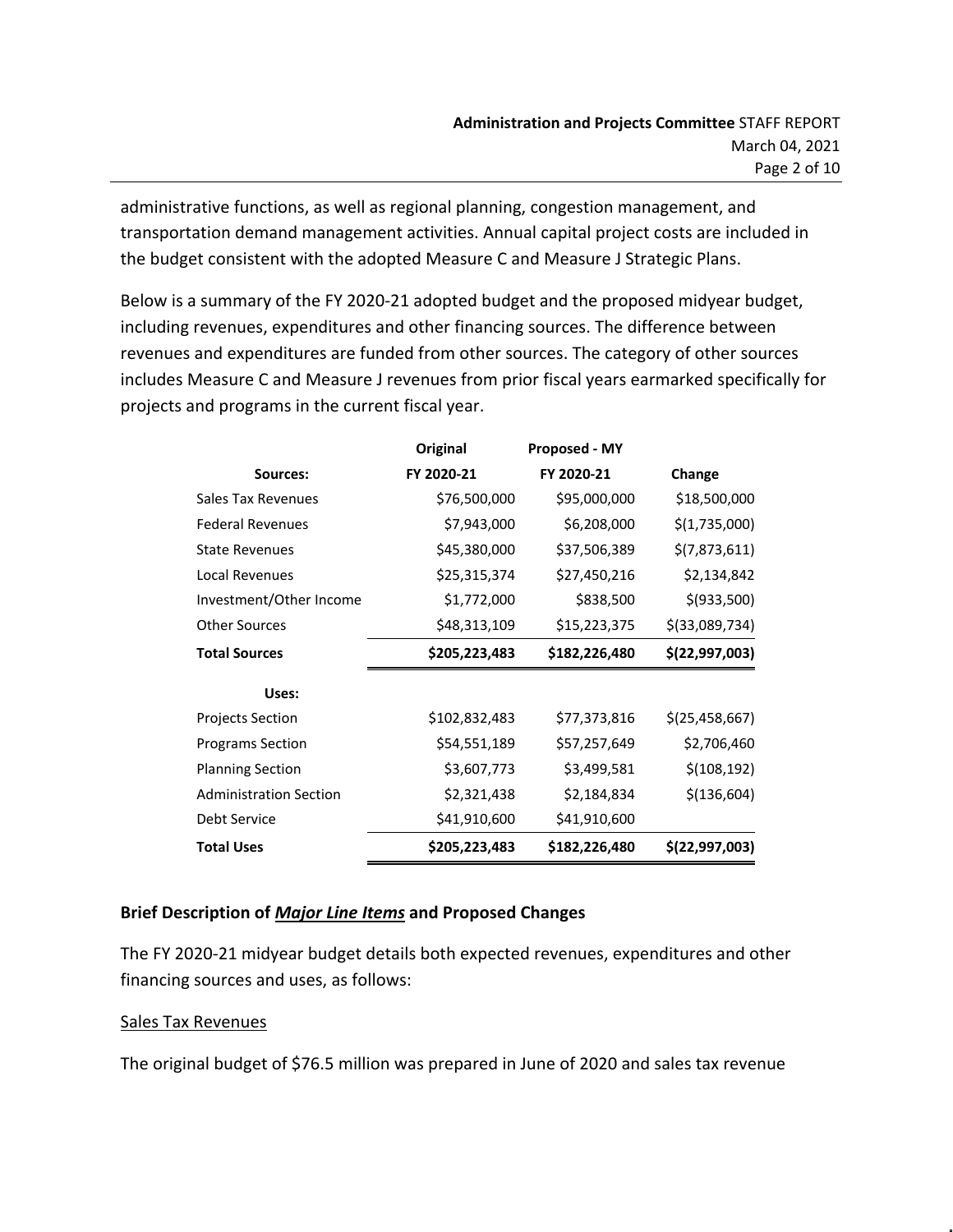administrative functions, as well as regional planning, congestion management, and transportation demand management activities. Annual capital project costs are included in the budget consistent with the adopted Measure C and Measure J Strategic Plans.

Below is a summary of the FY 2020-21 adopted budget and the proposed midyear budget, including revenues, expenditures and other financing sources. The difference between revenues and expenditures are funded from other sources. The category of other sources includes Measure C and Measure J revenues from prior fiscal years earmarked specifically for projects and programs in the current fiscal year.

| | Original | Proposed - MY | |
|---|---|---|---|
| **Sources:** | **FY 2020-21** | **FY 2020-21** | **Change** |
| Sales Tax Revenues | $76,500,000 | $95,000,000 | $18,500,000 |
| Federal Revenues | $7,943,000 | $6,208,000 | $(1,735,000) |
| State Revenues | $45,380,000 | $37,506,389 | $(7,873,611) |
| Local Revenues | $25,315,374 | $27,450,216 | $2,134,842 |
| Investment/Other Income | $1,772,000 | $838,500 | $(933,500) |
| Other Sources | $48,313,109 | $15,223,375 | $(33,089,734) |
| **Total Sources** | **$205,223,483** | **$182,226,480** | **$(22,997,003)** |
| **Uses:** | | | |
| Projects Section | $102,832,483 | $77,373,816 | $(25,458,667) |
| Programs Section | $54,551,189 | $57,257,649 | $2,706,460 |
| Planning Section | $3,607,773 | $3,499,581 | $(108,192) |
| Administration Section | $2,321,438 | $2,184,834 | $(136,604) |
| Debt Service | $41,910,600 | $41,910,600 | |
| **Total Uses** | **$205,223,483** | **$182,226,480** | **$(22,997,003)** |

### Brief Description of ***Major Line Items*** and Proposed Changes

The FY 2020-21 midyear budget details both expected revenues, expenditures and other financing sources and uses, as follows:

Sales Tax Revenues

The original budget of $76.5 million was prepared in June of 2020 and sales tax revenue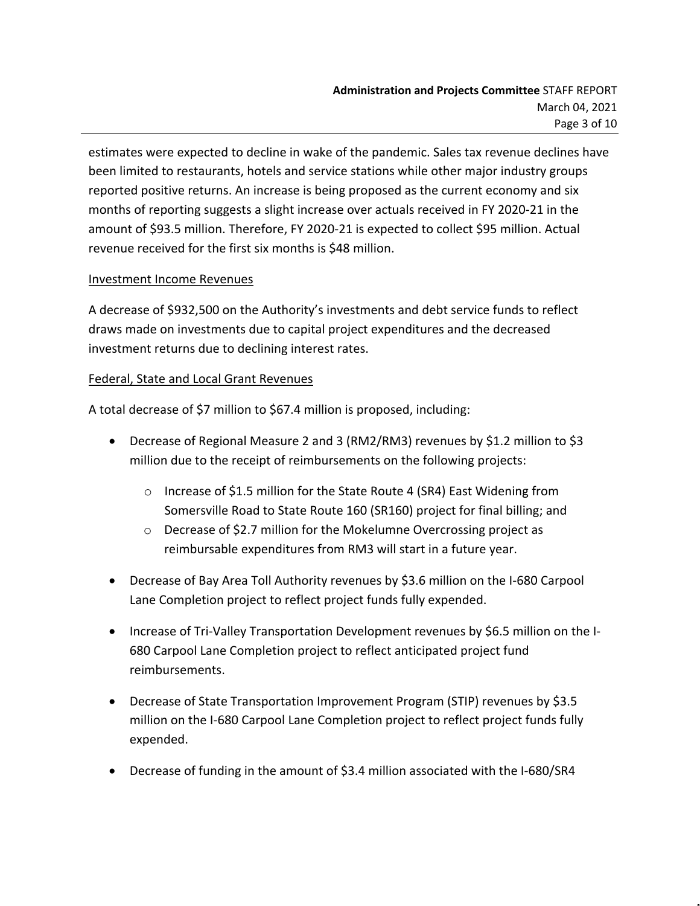estimates were expected to decline in wake of the pandemic. Sales tax revenue declines have been limited to restaurants, hotels and service stations while other major industry groups reported positive returns. An increase is being proposed as the current economy and six months of reporting suggests a slight increase over actuals received in FY 2020-21 in the amount of $93.5 million. Therefore, FY 2020-21 is expected to collect $95 million. Actual revenue received for the first six months is $48 million.

Investment Income Revenues

A decrease of $932,500 on the Authority's investments and debt service funds to reflect draws made on investments due to capital project expenditures and the decreased investment returns due to declining interest rates.

Federal, State and Local Grant Revenues

A total decrease of $7 million to $67.4 million is proposed, including:

- Decrease of Regional Measure 2 and 3 (RM2/RM3) revenues by $1.2 million to $3 million due to the receipt of reimbursements on the following projects:
    - Increase of $1.5 million for the State Route 4 (SR4) East Widening from Somersville Road to State Route 160 (SR160) project for final billing; and
    - Decrease of $2.7 million for the Mokelumne Overcrossing project as reimbursable expenditures from RM3 will start in a future year.
- Decrease of Bay Area Toll Authority revenues by $3.6 million on the I-680 Carpool Lane Completion project to reflect project funds fully expended.
- Increase of Tri-Valley Transportation Development revenues by $6.5 million on the I-680 Carpool Lane Completion project to reflect anticipated project fund reimbursements.
- Decrease of State Transportation Improvement Program (STIP) revenues by $3.5 million on the I-680 Carpool Lane Completion project to reflect project funds fully expended.
- Decrease of funding in the amount of $3.4 million associated with the I-680/SR4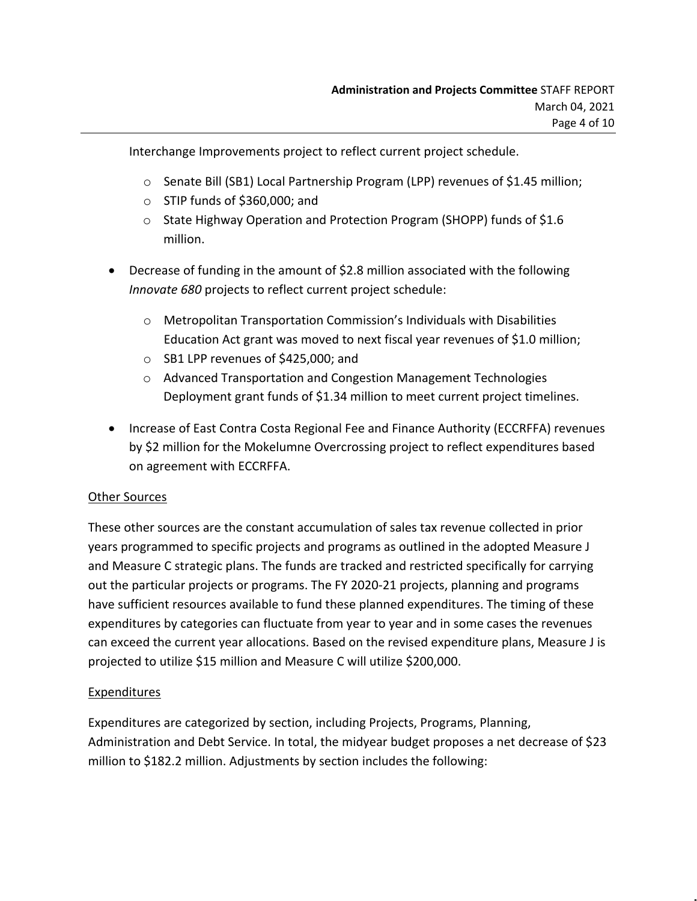Interchange Improvements project to reflect current project schedule.

  - Senate Bill (SB1) Local Partnership Program (LPP) revenues of $1.45 million;
  - STIP funds of $360,000; and
  - State Highway Operation and Protection Program (SHOPP) funds of $1.6 million.

- Decrease of funding in the amount of $2.8 million associated with the following *Innovate 680* projects to reflect current project schedule:

  - Metropolitan Transportation Commission's Individuals with Disabilities Education Act grant was moved to next fiscal year revenues of $1.0 million;
  - SB1 LPP revenues of $425,000; and
  - Advanced Transportation and Congestion Management Technologies Deployment grant funds of $1.34 million to meet current project timelines.

- Increase of East Contra Costa Regional Fee and Finance Authority (ECCRFFA) revenues by $2 million for the Mokelumne Overcrossing project to reflect expenditures based on agreement with ECCRFFA.

Other Sources

These other sources are the constant accumulation of sales tax revenue collected in prior years programmed to specific projects and programs as outlined in the adopted Measure J and Measure C strategic plans. The funds are tracked and restricted specifically for carrying out the particular projects or programs. The FY 2020-21 projects, planning and programs have sufficient resources available to fund these planned expenditures. The timing of these expenditures by categories can fluctuate from year to year and in some cases the revenues can exceed the current year allocations. Based on the revised expenditure plans, Measure J is projected to utilize $15 million and Measure C will utilize $200,000.

Expenditures

Expenditures are categorized by section, including Projects, Programs, Planning, Administration and Debt Service. In total, the midyear budget proposes a net decrease of $23 million to $182.2 million. Adjustments by section includes the following: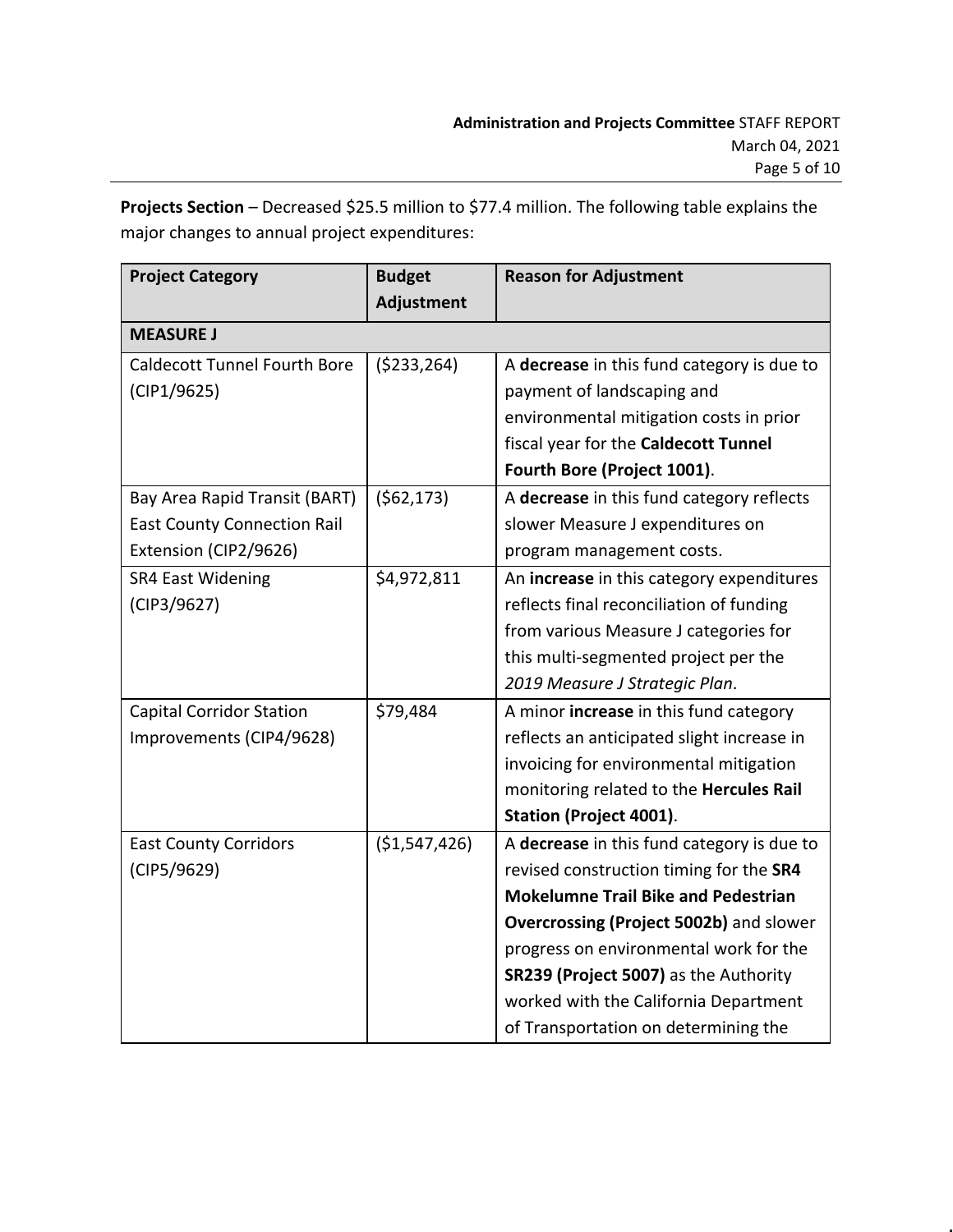**Projects Section** – Decreased $25.5 million to $77.4 million. The following table explains the major changes to annual project expenditures:

| Project Category | Budget Adjustment | Reason for Adjustment |
|---|---|---|
| **MEASURE J** | | |
| Caldecott Tunnel Fourth Bore (CIP1/9625) | ($233,264) | A **decrease** in this fund category is due to payment of landscaping and environmental mitigation costs in prior fiscal year for the **Caldecott Tunnel Fourth Bore (Project 1001)**. |
| Bay Area Rapid Transit (BART) East County Connection Rail Extension (CIP2/9626) | ($62,173) | A **decrease** in this fund category reflects slower Measure J expenditures on program management costs. |
| SR4 East Widening (CIP3/9627) | $4,972,811 | An **increase** in this category expenditures reflects final reconciliation of funding from various Measure J categories for this multi-segmented project per the *2019 Measure J Strategic Plan*. |
| Capital Corridor Station Improvements (CIP4/9628) | $79,484 | A minor **increase** in this fund category reflects an anticipated slight increase in invoicing for environmental mitigation monitoring related to the **Hercules Rail Station (Project 4001)**. |
| East County Corridors (CIP5/9629) | ($1,547,426) | A **decrease** in this fund category is due to revised construction timing for the **SR4 Mokelumne Trail Bike and Pedestrian Overcrossing (Project 5002b)** and slower progress on environmental work for the **SR239 (Project 5007)** as the Authority worked with the California Department of Transportation on determining the |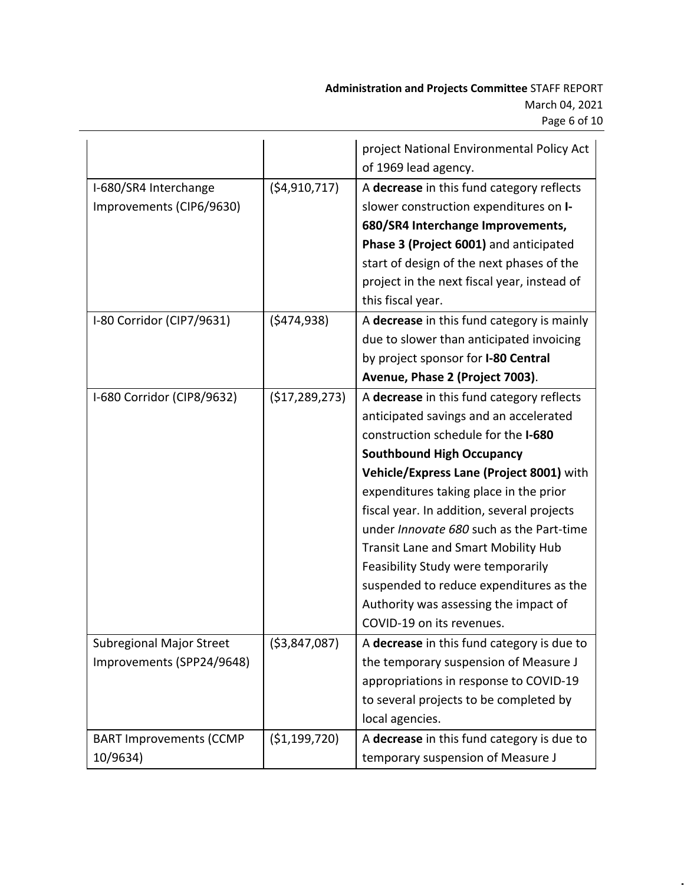| | | |
|---|---|---|
| | | project National Environmental Policy Act of 1969 lead agency. |
| I-680/SR4 Interchange Improvements (CIP6/9630) | ($4,910,717) | A **decrease** in this fund category reflects slower construction expenditures on **I-680/SR4 Interchange Improvements, Phase 3 (Project 6001)** and anticipated start of design of the next phases of the project in the next fiscal year, instead of this fiscal year. |
| I-80 Corridor (CIP7/9631) | ($474,938) | A **decrease** in this fund category is mainly due to slower than anticipated invoicing by project sponsor for **I-80 Central Avenue, Phase 2 (Project 7003)**. |
| I-680 Corridor (CIP8/9632) | ($17,289,273) | A **decrease** in this fund category reflects anticipated savings and an accelerated construction schedule for the **I-680 Southbound High Occupancy Vehicle/Express Lane (Project 8001)** with expenditures taking place in the prior fiscal year. In addition, several projects under *Innovate 680* such as the Part-time Transit Lane and Smart Mobility Hub Feasibility Study were temporarily suspended to reduce expenditures as the Authority was assessing the impact of COVID-19 on its revenues. |
| Subregional Major Street Improvements (SPP24/9648) | ($3,847,087) | A **decrease** in this fund category is due to the temporary suspension of Measure J appropriations in response to COVID-19 to several projects to be completed by local agencies. |
| BART Improvements (CCMP 10/9634) | ($1,199,720) | A **decrease** in this fund category is due to temporary suspension of Measure J |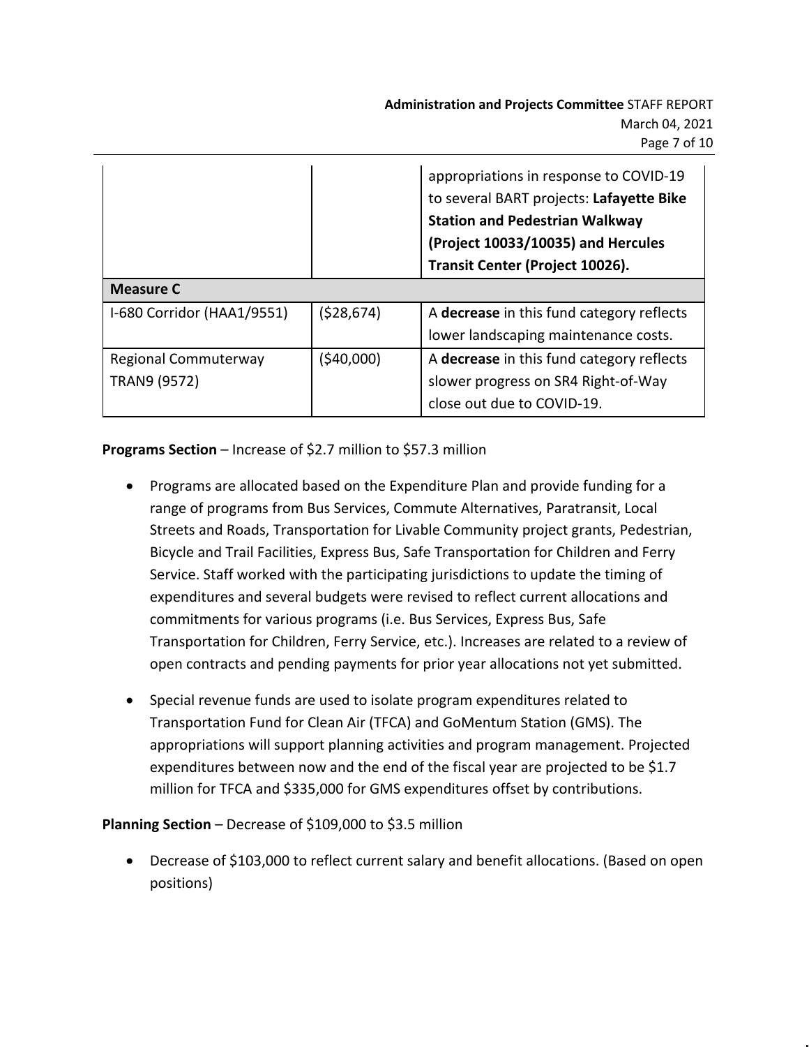| | | |
|---|---|---|
| | | appropriations in response to COVID-19 to several BART projects: **Lafayette Bike Station and Pedestrian Walkway (Project 10033/10035) and Hercules Transit Center (Project 10026).** |
| **Measure C** | | |
| I-680 Corridor (HAA1/9551) | ($28,674) | A **decrease** in this fund category reflects lower landscaping maintenance costs. |
| Regional Commuterway TRAN9 (9572) | ($40,000) | A **decrease** in this fund category reflects slower progress on SR4 Right-of-Way close out due to COVID-19. |

**Programs Section** – Increase of $2.7 million to $57.3 million

- Programs are allocated based on the Expenditure Plan and provide funding for a range of programs from Bus Services, Commute Alternatives, Paratransit, Local Streets and Roads, Transportation for Livable Community project grants, Pedestrian, Bicycle and Trail Facilities, Express Bus, Safe Transportation for Children and Ferry Service. Staff worked with the participating jurisdictions to update the timing of expenditures and several budgets were revised to reflect current allocations and commitments for various programs (i.e. Bus Services, Express Bus, Safe Transportation for Children, Ferry Service, etc.). Increases are related to a review of open contracts and pending payments for prior year allocations not yet submitted.

- Special revenue funds are used to isolate program expenditures related to Transportation Fund for Clean Air (TFCA) and GoMentum Station (GMS). The appropriations will support planning activities and program management. Projected expenditures between now and the end of the fiscal year are projected to be $1.7 million for TFCA and $335,000 for GMS expenditures offset by contributions.

**Planning Section** – Decrease of $109,000 to $3.5 million

- Decrease of $103,000 to reflect current salary and benefit allocations. (Based on open positions)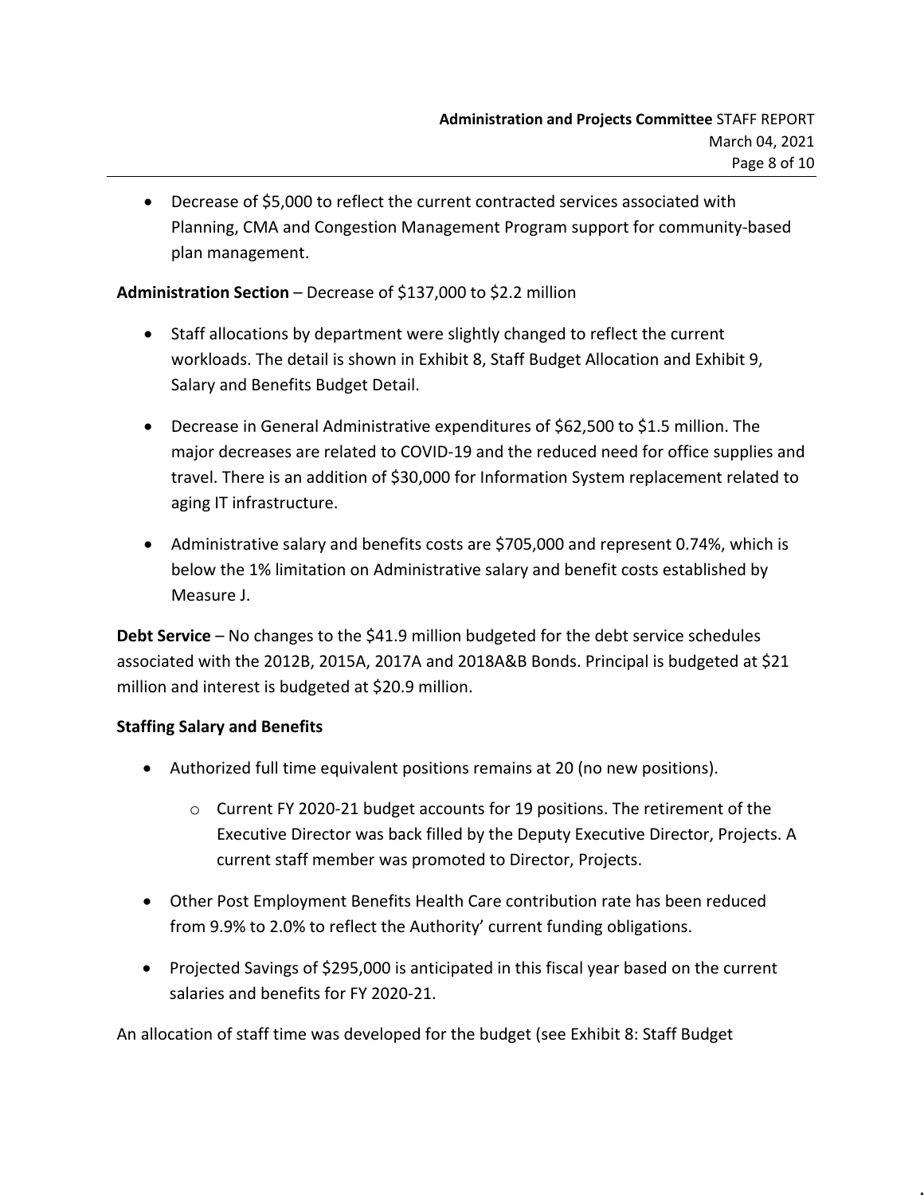- Decrease of $5,000 to reflect the current contracted services associated with Planning, CMA and Congestion Management Program support for community-based plan management.

**Administration Section** – Decrease of $137,000 to $2.2 million

- Staff allocations by department were slightly changed to reflect the current workloads. The detail is shown in Exhibit 8, Staff Budget Allocation and Exhibit 9, Salary and Benefits Budget Detail.
- Decrease in General Administrative expenditures of $62,500 to $1.5 million. The major decreases are related to COVID-19 and the reduced need for office supplies and travel. There is an addition of $30,000 for Information System replacement related to aging IT infrastructure.
- Administrative salary and benefits costs are $705,000 and represent 0.74%, which is below the 1% limitation on Administrative salary and benefit costs established by Measure J.

**Debt Service** – No changes to the $41.9 million budgeted for the debt service schedules associated with the 2012B, 2015A, 2017A and 2018A&B Bonds. Principal is budgeted at $21 million and interest is budgeted at $20.9 million.

**Staffing Salary and Benefits**

- Authorized full time equivalent positions remains at 20 (no new positions).
  - Current FY 2020-21 budget accounts for 19 positions. The retirement of the Executive Director was back filled by the Deputy Executive Director, Projects. A current staff member was promoted to Director, Projects.
- Other Post Employment Benefits Health Care contribution rate has been reduced from 9.9% to 2.0% to reflect the Authority' current funding obligations.
- Projected Savings of $295,000 is anticipated in this fiscal year based on the current salaries and benefits for FY 2020-21.

An allocation of staff time was developed for the budget (see Exhibit 8: Staff Budget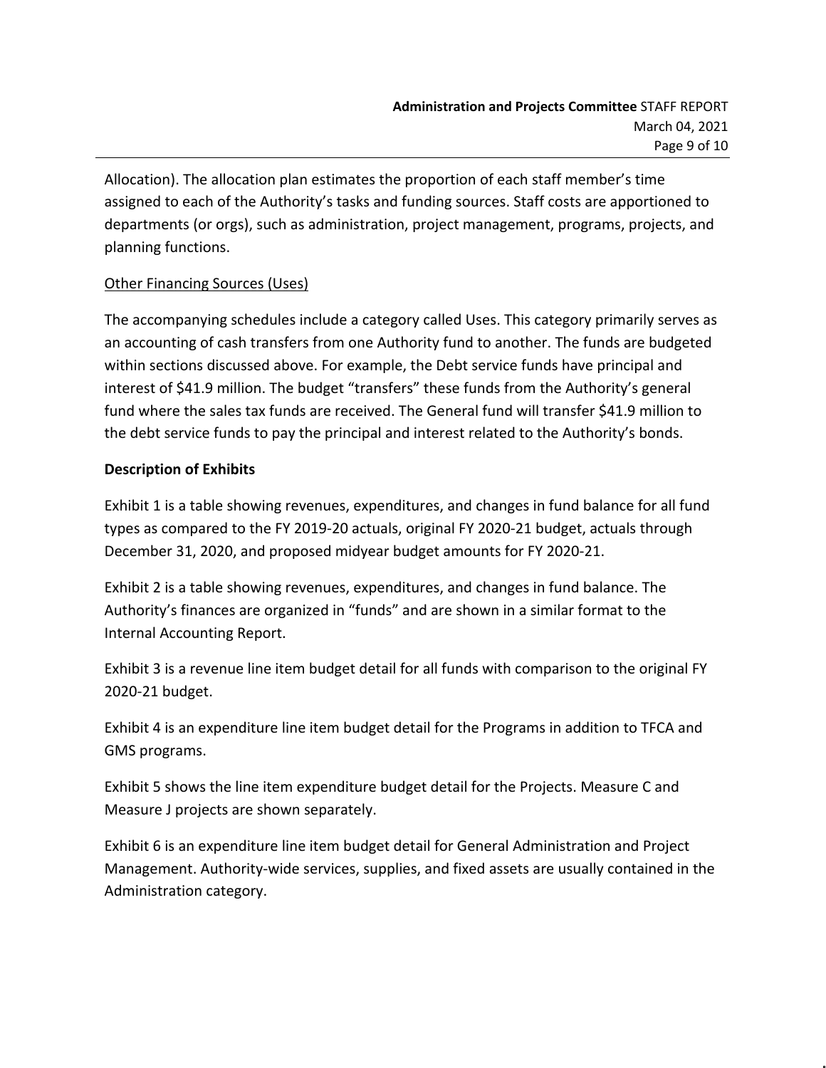Allocation). The allocation plan estimates the proportion of each staff member's time assigned to each of the Authority's tasks and funding sources. Staff costs are apportioned to departments (or orgs), such as administration, project management, programs, projects, and planning functions.

Other Financing Sources (Uses)

The accompanying schedules include a category called Uses. This category primarily serves as an accounting of cash transfers from one Authority fund to another. The funds are budgeted within sections discussed above. For example, the Debt service funds have principal and interest of $41.9 million. The budget "transfers" these funds from the Authority's general fund where the sales tax funds are received. The General fund will transfer $41.9 million to the debt service funds to pay the principal and interest related to the Authority's bonds.

**Description of Exhibits**

Exhibit 1 is a table showing revenues, expenditures, and changes in fund balance for all fund types as compared to the FY 2019-20 actuals, original FY 2020-21 budget, actuals through December 31, 2020, and proposed midyear budget amounts for FY 2020-21.

Exhibit 2 is a table showing revenues, expenditures, and changes in fund balance. The Authority's finances are organized in "funds" and are shown in a similar format to the Internal Accounting Report.

Exhibit 3 is a revenue line item budget detail for all funds with comparison to the original FY 2020-21 budget.

Exhibit 4 is an expenditure line item budget detail for the Programs in addition to TFCA and GMS programs.

Exhibit 5 shows the line item expenditure budget detail for the Projects. Measure C and Measure J projects are shown separately.

Exhibit 6 is an expenditure line item budget detail for General Administration and Project Management. Authority-wide services, supplies, and fixed assets are usually contained in the Administration category.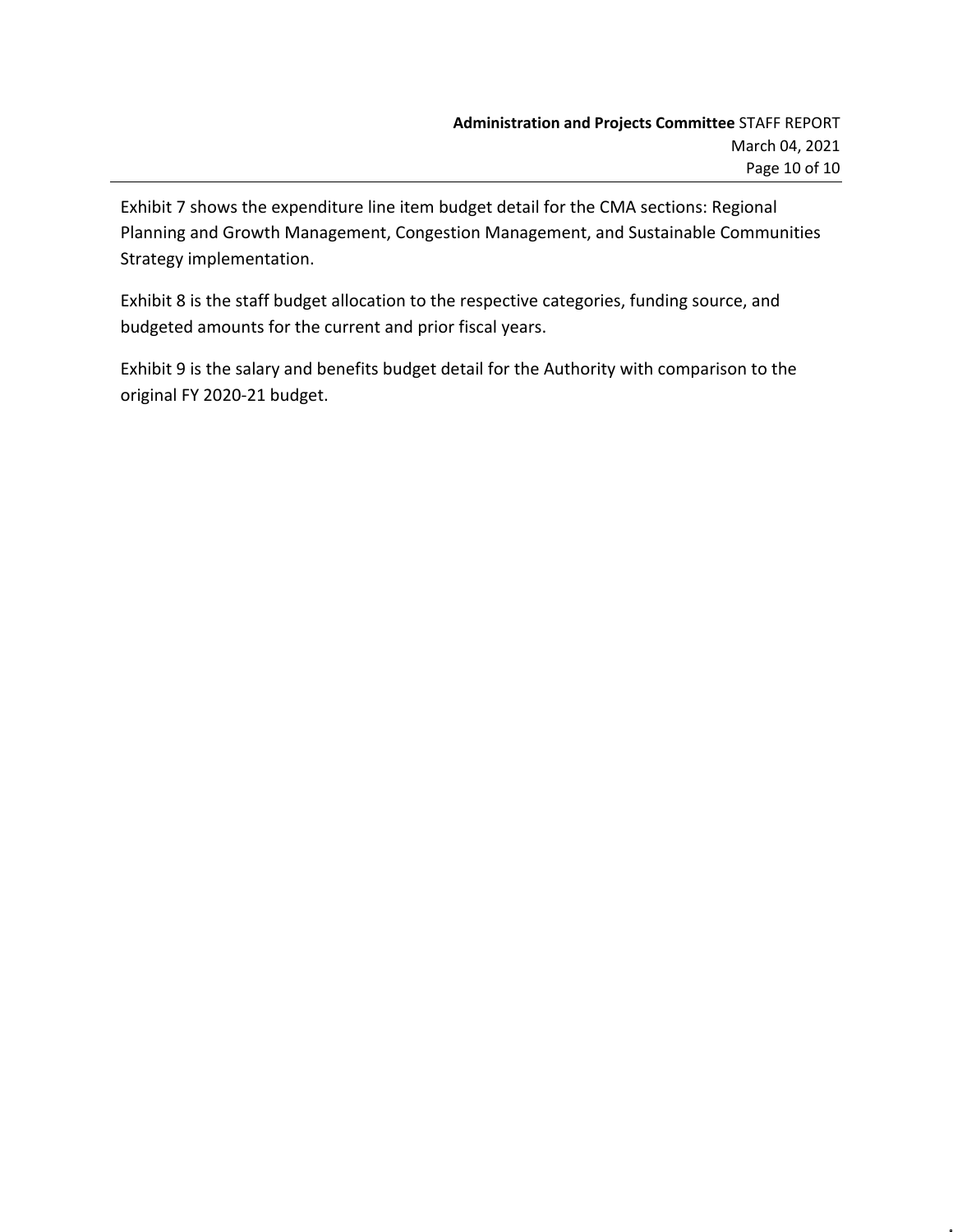Exhibit 7 shows the expenditure line item budget detail for the CMA sections: Regional Planning and Growth Management, Congestion Management, and Sustainable Communities Strategy implementation.

Exhibit 8 is the staff budget allocation to the respective categories, funding source, and budgeted amounts for the current and prior fiscal years.

Exhibit 9 is the salary and benefits budget detail for the Authority with comparison to the original FY 2020-21 budget.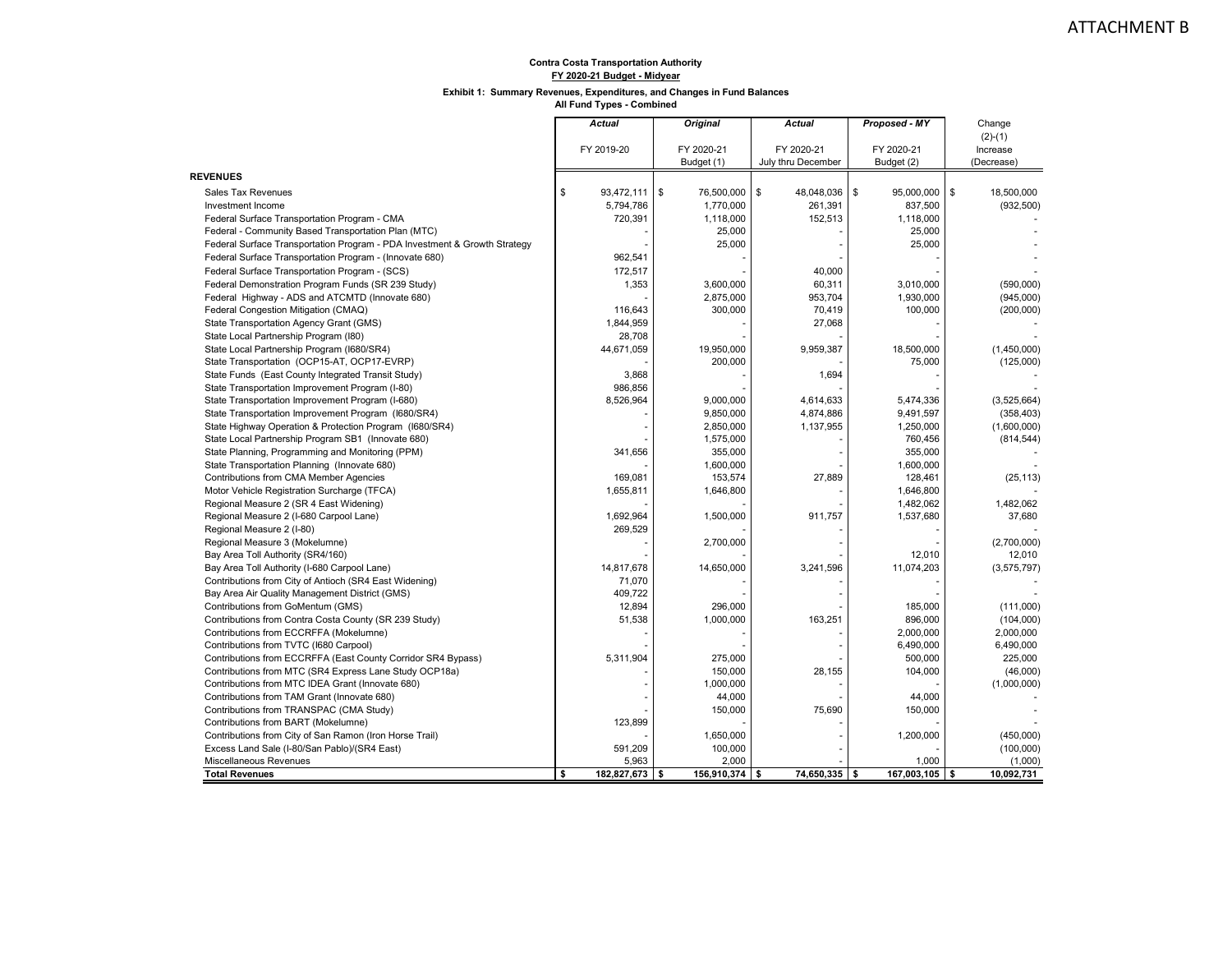ATTACHMENT B

**Contra Costa Transportation Authority**
**FY 2020-21 Budget - Midyear**

**Exhibit 1: Summary Revenues, Expenditures, and Changes in Fund Balances**
**All Fund Types - Combined**

| | *Actual* FY 2019-20 | *Original* FY 2020-21 Budget (1) | *Actual* FY 2020-21 July thru December | *Proposed - MY* FY 2020-21 Budget (2) | Change (2)-(1) Increase (Decrease) |
|---|---|---|---|---|---|
| **REVENUES** | | | | | |
| Sales Tax Revenues | $ 93,472,111 | $ 76,500,000 | $ 48,048,036 | $ 95,000,000 | $ 18,500,000 |
| Investment Income | 5,794,786 | 1,770,000 | 261,391 | 837,500 | (932,500) |
| Federal Surface Transportation Program - CMA | 720,391 | 1,118,000 | 152,513 | 1,118,000 | - |
| Federal - Community Based Transportation Plan (MTC) | - | 25,000 | - | 25,000 | - |
| Federal Surface Transportation Program - PDA Investment & Growth Strategy | - | 25,000 | - | 25,000 | - |
| Federal Surface Transportation Program - (Innovate 680) | 962,541 | - | - | - | - |
| Federal Surface Transportation Program - (SCS) | 172,517 | - | 40,000 | - | - |
| Federal Demonstration Program Funds (SR 239 Study) | 1,353 | 3,600,000 | 60,311 | 3,010,000 | (590,000) |
| Federal Highway - ADS and ATCMTD (Innovate 680) | - | 2,875,000 | 953,704 | 1,930,000 | (945,000) |
| Federal Congestion Mitigation (CMAQ) | 116,643 | 300,000 | 70,419 | 100,000 | (200,000) |
| State Transportation Agency Grant (GMS) | 1,844,959 | - | 27,068 | - | - |
| State Local Partnership Program (I80) | 28,708 | - | - | - | - |
| State Local Partnership Program (I680/SR4) | 44,671,059 | 19,950,000 | 9,959,387 | 18,500,000 | (1,450,000) |
| State Transportation (OCP15-AT, OCP17-EVRP) | - | 200,000 | - | 75,000 | (125,000) |
| State Funds (East County Integrated Transit Study) | 3,868 | - | 1,694 | - | - |
| State Transportation Improvement Program (I-80) | 986,856 | - | - | - | - |
| State Transportation Improvement Program (I-680) | 8,526,964 | 9,000,000 | 4,614,633 | 5,474,336 | (3,525,664) |
| State Transportation Improvement Program (I680/SR4) | - | 9,850,000 | 4,874,886 | 9,491,597 | (358,403) |
| State Highway Operation & Protection Program (I680/SR4) | - | 2,850,000 | 1,137,955 | 1,250,000 | (1,600,000) |
| State Local Partnership Program SB1 (Innovate 680) | - | 1,575,000 | - | 760,456 | (814,544) |
| State Planning, Programming and Monitoring (PPM) | 341,656 | 355,000 | - | 355,000 | - |
| State Transportation Planning (Innovate 680) | - | 1,600,000 | - | 1,600,000 | - |
| Contributions from CMA Member Agencies | 169,081 | 153,574 | 27,889 | 128,461 | (25,113) |
| Motor Vehicle Registration Surcharge (TFCA) | 1,655,811 | 1,646,800 | - | 1,646,800 | - |
| Regional Measure 2 (SR 4 East Widening) | - | - | - | 1,482,062 | 1,482,062 |
| Regional Measure 2 (I-680 Carpool Lane) | 1,692,964 | 1,500,000 | 911,757 | 1,537,680 | 37,680 |
| Regional Measure 2 (I-80) | 269,529 | - | - | - | - |
| Regional Measure 3 (Mokelumne) | - | 2,700,000 | - | - | (2,700,000) |
| Bay Area Toll Authority (SR4/160) | - | - | - | 12,010 | 12,010 |
| Bay Area Toll Authority (I-680 Carpool Lane) | 14,817,678 | 14,650,000 | 3,241,596 | 11,074,203 | (3,575,797) |
| Contributions from City of Antioch (SR4 East Widening) | 71,070 | - | - | - | - |
| Bay Area Air Quality Management District (GMS) | 409,722 | - | - | - | - |
| Contributions from GoMentum (GMS) | 12,894 | 296,000 | - | 185,000 | (111,000) |
| Contributions from Contra Costa County (SR 239 Study) | 51,538 | 1,000,000 | 163,251 | 896,000 | (104,000) |
| Contributions from ECCRFFA (Mokelumne) | - | - | - | 2,000,000 | 2,000,000 |
| Contributions from TVTC (I680 Carpool) | - | - | - | 6,490,000 | 6,490,000 |
| Contributions from ECCRFFA (East County Corridor SR4 Bypass) | 5,311,904 | 275,000 | - | 500,000 | 225,000 |
| Contributions from MTC (SR4 Express Lane Study OCP18a) | - | 150,000 | 28,155 | 104,000 | (46,000) |
| Contributions from MTC IDEA Grant (Innovate 680) | - | 1,000,000 | - | - | (1,000,000) |
| Contributions from TAM Grant (Innovate 680) | - | 44,000 | - | 44,000 | - |
| Contributions from TRANSPAC (CMA Study) | - | 150,000 | 75,690 | 150,000 | - |
| Contributions from BART (Mokelumne) | 123,899 | - | - | - | - |
| Contributions from City of San Ramon (Iron Horse Trail) | - | 1,650,000 | - | 1,200,000 | (450,000) |
| Excess Land Sale (I-80/San Pablo)/(SR4 East) | 591,209 | 100,000 | - | - | (100,000) |
| Miscellaneous Revenues | 5,963 | 2,000 | - | 1,000 | (1,000) |
| **Total Revenues** | **$ 182,827,673** | **$ 156,910,374** | **$ 74,650,335** | **$ 167,003,105** | **$ 10,092,731** |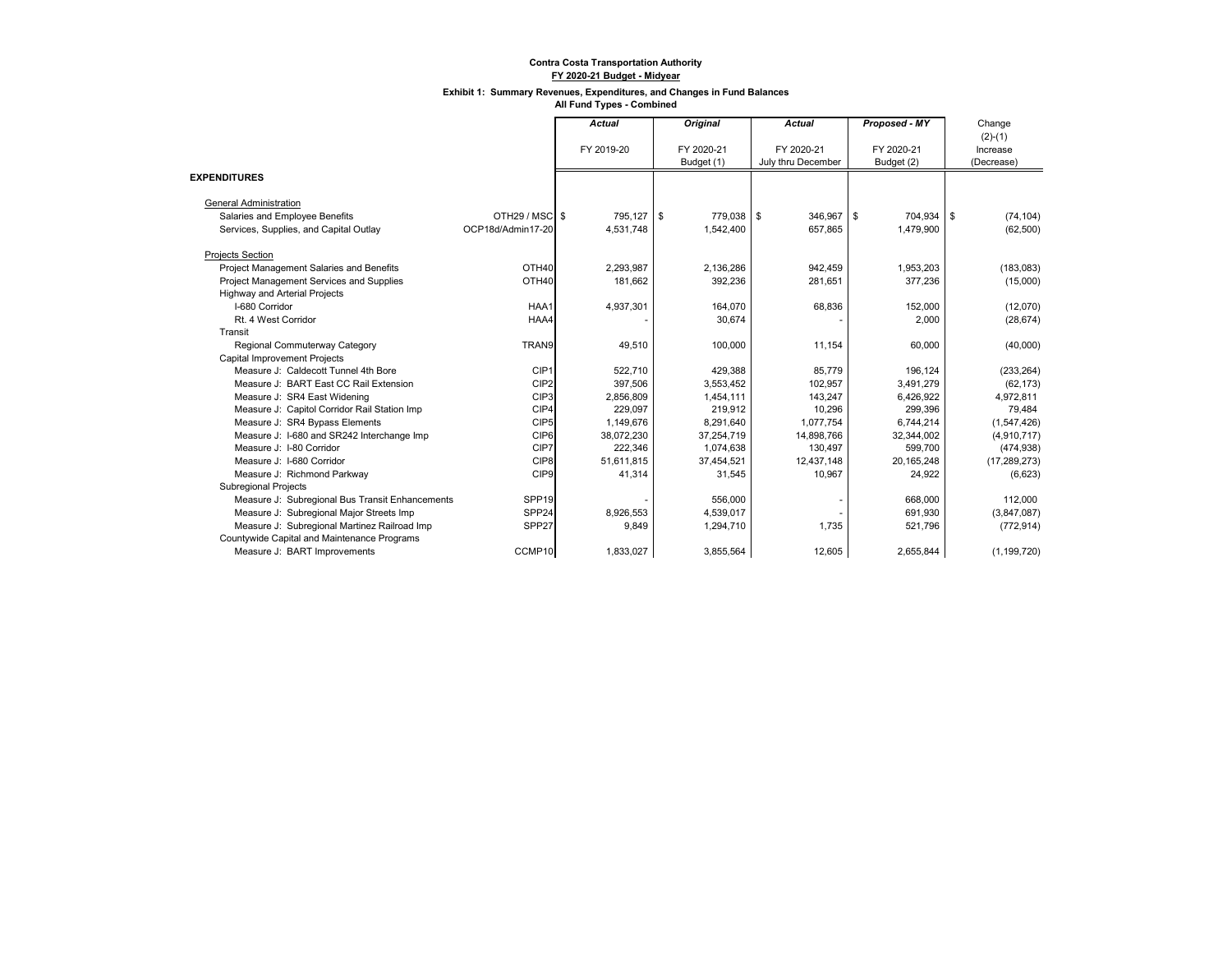**Contra Costa Transportation Authority**
**FY 2020-21 Budget - Midyear**

**Exhibit 1: Summary Revenues, Expenditures, and Changes in Fund Balances**
**All Fund Types - Combined**

| | | *Actual* FY 2019-20 | *Original* FY 2020-21 Budget (1) | *Actual* FY 2020-21 July thru December | *Proposed - MY* FY 2020-21 Budget (2) | Change (2)-(1) Increase (Decrease) |
|---|---|---|---|---|---|---|
| **EXPENDITURES** | | | | | | |
| General Administration | | | | | | |
| Salaries and Employee Benefits | OTH29 / MSC | $ 795,127 | $ 779,038 | $ 346,967 | $ 704,934 | $ (74,104) |
| Services, Supplies, and Capital Outlay | OCP18d/Admin17-20 | 4,531,748 | 1,542,400 | 657,865 | 1,479,900 | (62,500) |
| Projects Section | | | | | | |
| Project Management Salaries and Benefits | OTH40 | 2,293,987 | 2,136,286 | 942,459 | 1,953,203 | (183,083) |
| Project Management Services and Supplies | OTH40 | 181,662 | 392,236 | 281,651 | 377,236 | (15,000) |
| Highway and Arterial Projects | | | | | | |
| I-680 Corridor | HAA1 | 4,937,301 | 164,070 | 68,836 | 152,000 | (12,070) |
| Rt. 4 West Corridor | HAA4 | - | 30,674 | - | 2,000 | (28,674) |
| Transit | | | | | | |
| Regional Commuterway Category | TRAN9 | 49,510 | 100,000 | 11,154 | 60,000 | (40,000) |
| Capital Improvement Projects | | | | | | |
| Measure J: Caldecott Tunnel 4th Bore | CIP1 | 522,710 | 429,388 | 85,779 | 196,124 | (233,264) |
| Measure J: BART East CC Rail Extension | CIP2 | 397,506 | 3,553,452 | 102,957 | 3,491,279 | (62,173) |
| Measure J: SR4 East Widening | CIP3 | 2,856,809 | 1,454,111 | 143,247 | 6,426,922 | 4,972,811 |
| Measure J: Capitol Corridor Rail Station Imp | CIP4 | 229,097 | 219,912 | 10,296 | 299,396 | 79,484 |
| Measure J: SR4 Bypass Elements | CIP5 | 1,149,676 | 8,291,640 | 1,077,754 | 6,744,214 | (1,547,426) |
| Measure J: I-680 and SR242 Interchange Imp | CIP6 | 38,072,230 | 37,254,719 | 14,898,766 | 32,344,002 | (4,910,717) |
| Measure J: I-80 Corridor | CIP7 | 222,346 | 1,074,638 | 130,497 | 599,700 | (474,938) |
| Measure J: I-680 Corridor | CIP8 | 51,611,815 | 37,454,521 | 12,437,148 | 20,165,248 | (17,289,273) |
| Measure J: Richmond Parkway | CIP9 | 41,314 | 31,545 | 10,967 | 24,922 | (6,623) |
| Subregional Projects | | | | | | |
| Measure J: Subregional Bus Transit Enhancements | SPP19 | - | 556,000 | - | 668,000 | 112,000 |
| Measure J: Subregional Major Streets Imp | SPP24 | 8,926,553 | 4,539,017 | - | 691,930 | (3,847,087) |
| Measure J: Subregional Martinez Railroad Imp | SPP27 | 9,849 | 1,294,710 | 1,735 | 521,796 | (772,914) |
| Countywide Capital and Maintenance Programs | | | | | | |
| Measure J: BART Improvements | CCMP10 | 1,833,027 | 3,855,564 | 12,605 | 2,655,844 | (1,199,720) |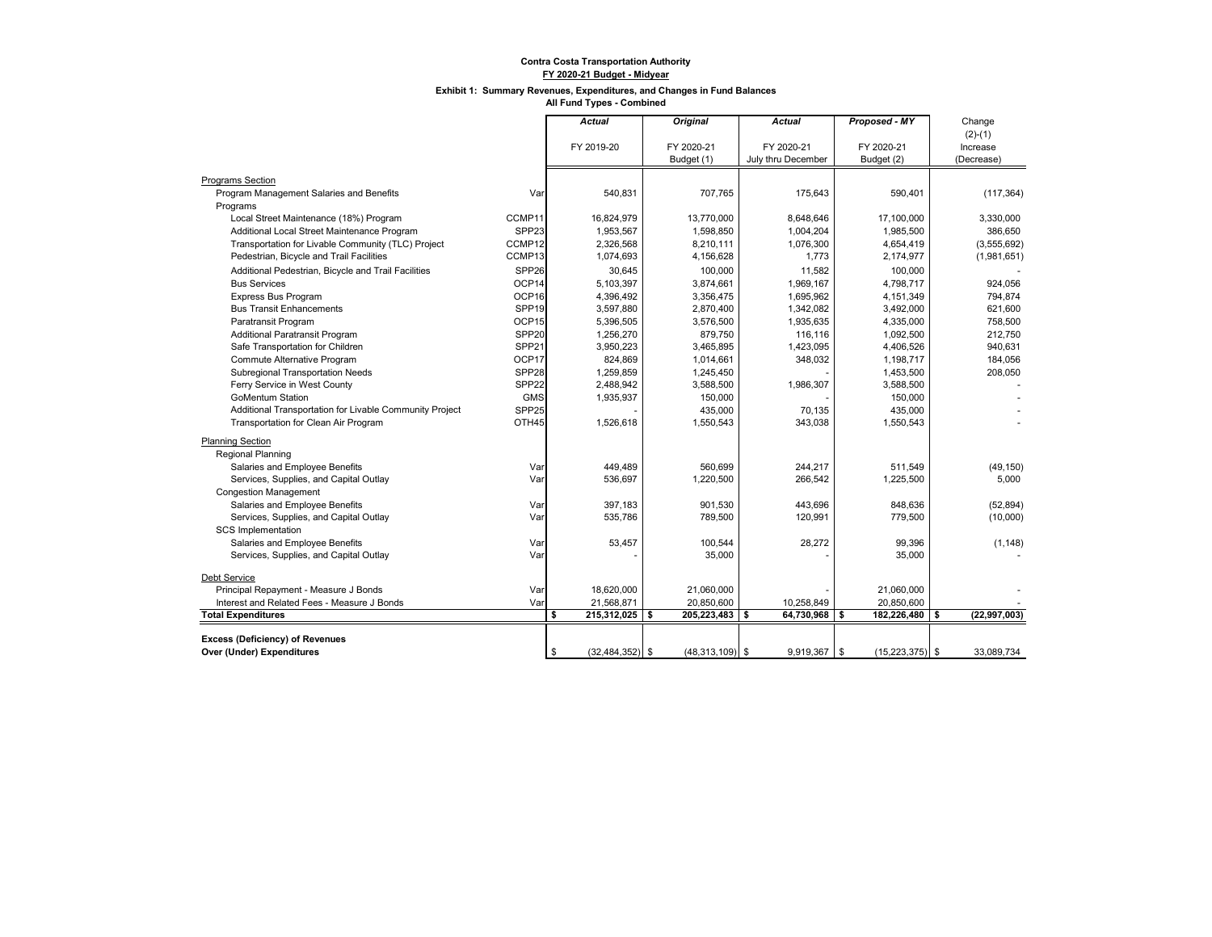**Contra Costa Transportation Authority**
**FY 2020-21 Budget - Midyear**

**Exhibit 1: Summary Revenues, Expenditures, and Changes in Fund Balances**
**All Fund Types - Combined**

| | | *Actual* FY 2019-20 | *Original* FY 2020-21 Budget (1) | *Actual* FY 2020-21 July thru December | *Proposed - MY* FY 2020-21 Budget (2) | Change (2)-(1) Increase (Decrease) |
|---|---|---|---|---|---|---|
| Programs Section | | | | | | |
| Program Management Salaries and Benefits | Var | 540,831 | 707,765 | 175,643 | 590,401 | (117,364) |
| Programs | | | | | | |
| Local Street Maintenance (18%) Program | CCMP11 | 16,824,979 | 13,770,000 | 8,648,646 | 17,100,000 | 3,330,000 |
| Additional Local Street Maintenance Program | SPP23 | 1,953,567 | 1,598,850 | 1,004,204 | 1,985,500 | 386,650 |
| Transportation for Livable Community (TLC) Project | CCMP12 | 2,326,568 | 8,210,111 | 1,076,300 | 4,654,419 | (3,555,692) |
| Pedestrian, Bicycle and Trail Facilities | CCMP13 | 1,074,693 | 4,156,628 | 1,773 | 2,174,977 | (1,981,651) |
| Additional Pedestrian, Bicycle and Trail Facilities | SPP26 | 30,645 | 100,000 | 11,582 | 100,000 | - |
| Bus Services | OCP14 | 5,103,397 | 3,874,661 | 1,969,167 | 4,798,717 | 924,056 |
| Express Bus Program | OCP16 | 4,396,492 | 3,356,475 | 1,695,962 | 4,151,349 | 794,874 |
| Bus Transit Enhancements | SPP19 | 3,597,880 | 2,870,400 | 1,342,082 | 3,492,000 | 621,600 |
| Paratransit Program | OCP15 | 5,396,505 | 3,576,500 | 1,935,635 | 4,335,000 | 758,500 |
| Additional Paratransit Program | SPP20 | 1,256,270 | 879,750 | 116,116 | 1,092,500 | 212,750 |
| Safe Transportation for Children | SPP21 | 3,950,223 | 3,465,895 | 1,423,095 | 4,406,526 | 940,631 |
| Commute Alternative Program | OCP17 | 824,869 | 1,014,661 | 348,032 | 1,198,717 | 184,056 |
| Subregional Transportation Needs | SPP28 | 1,259,859 | 1,245,450 | - | 1,453,500 | 208,050 |
| Ferry Service in West County | SPP22 | 2,488,942 | 3,588,500 | 1,986,307 | 3,588,500 | - |
| GoMentum Station | GMS | 1,935,937 | 150,000 | - | 150,000 | - |
| Additional Transportation for Livable Community Project | SPP25 | - | 435,000 | 70,135 | 435,000 | - |
| Transportation for Clean Air Program | OTH45 | 1,526,618 | 1,550,543 | 343,038 | 1,550,543 | - |
| Planning Section | | | | | | |
| Regional Planning | | | | | | |
| Salaries and Employee Benefits | Var | 449,489 | 560,699 | 244,217 | 511,549 | (49,150) |
| Services, Supplies, and Capital Outlay | Var | 536,697 | 1,220,500 | 266,542 | 1,225,500 | 5,000 |
| Congestion Management | | | | | | |
| Salaries and Employee Benefits | Var | 397,183 | 901,530 | 443,696 | 848,636 | (52,894) |
| Services, Supplies, and Capital Outlay | Var | 535,786 | 789,500 | 120,991 | 779,500 | (10,000) |
| SCS Implementation | | | | | | |
| Salaries and Employee Benefits | Var | 53,457 | 100,544 | 28,272 | 99,396 | (1,148) |
| Services, Supplies, and Capital Outlay | Var | - | 35,000 | - | 35,000 | - |
| Debt Service | | | | | | |
| Principal Repayment - Measure J Bonds | Var | 18,620,000 | 21,060,000 | - | 21,060,000 | - |
| Interest and Related Fees - Measure J Bonds | Var | 21,568,871 | 20,850,600 | 10,258,849 | 20,850,600 | - |
| **Total Expenditures** | | **$ 215,312,025** | **$ 205,223,483** | **$ 64,730,968** | **$ 182,226,480** | **$ (22,997,003)** |
| **Excess (Deficiency) of Revenues Over (Under) Expenditures** | | $ (32,484,352) | $ (48,313,109) | $ 9,919,367 | $ (15,223,375) | $ 33,089,734 |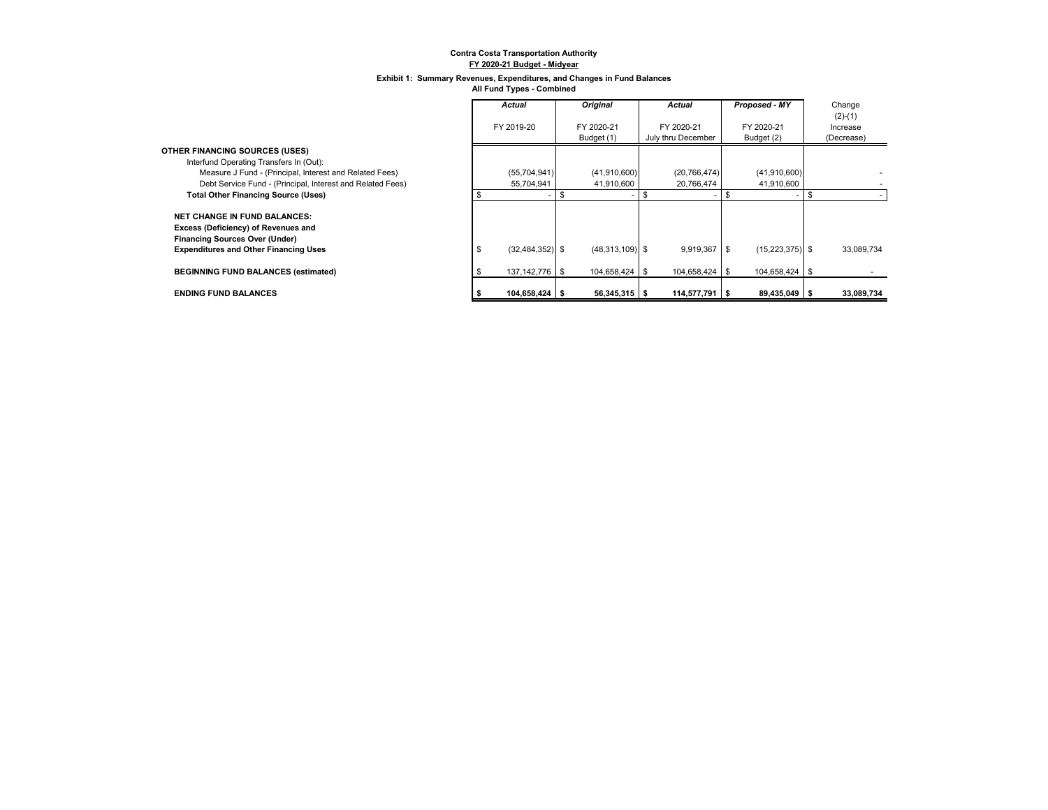**Contra Costa Transportation Authority**
**FY 2020-21 Budget - Midyear**

**Exhibit 1: Summary Revenues, Expenditures, and Changes in Fund Balances**
**All Fund Types - Combined**

| | *Actual* FY 2019-20 | *Original* FY 2020-21 Budget (1) | *Actual* FY 2020-21 July thru December | *Proposed - MY* FY 2020-21 Budget (2) | Change (2)-(1) Increase (Decrease) |
|---|---|---|---|---|---|
| **OTHER FINANCING SOURCES (USES)** | | | | | |
| Interfund Operating Transfers In (Out): | | | | | |
| Measure J Fund - (Principal, Interest and Related Fees) | (55,704,941) | (41,910,600) | (20,766,474) | (41,910,600) | - |
| Debt Service Fund - (Principal, Interest and Related Fees) | 55,704,941 | 41,910,600 | 20,766,474 | 41,910,600 | - |
| **Total Other Financing Source (Uses)** | $ - | $ - | $ - | $ - | $ - |
| **NET CHANGE IN FUND BALANCES: Excess (Deficiency) of Revenues and Financing Sources Over (Under) Expenditures and Other Financing Uses** | $ (32,484,352) | $ (48,313,109) | $ 9,919,367 | $ (15,223,375) | $ 33,089,734 |
| **BEGINNING FUND BALANCES (estimated)** | $ 137,142,776 | $ 104,658,424 | $ 104,658,424 | $ 104,658,424 | $ - |
| **ENDING FUND BALANCES** | **$ 104,658,424** | **$ 56,345,315** | **$ 114,577,791** | **$ 89,435,049** | **$ 33,089,734** |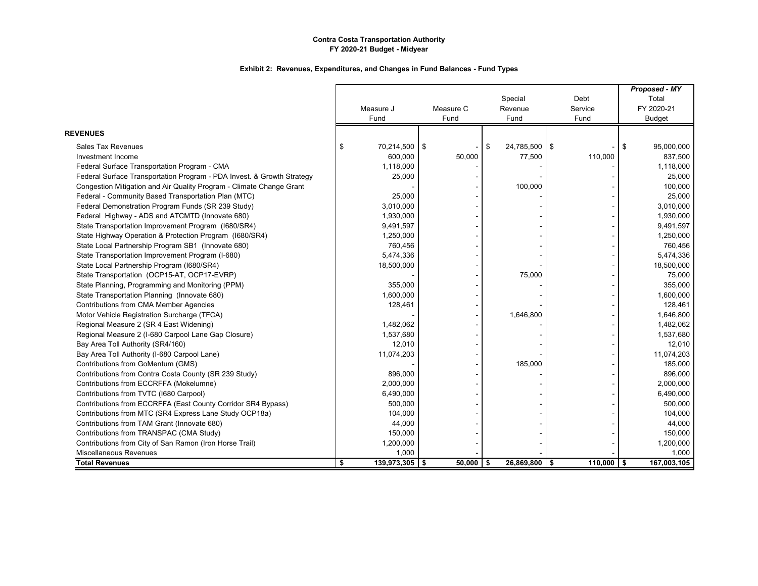**Contra Costa Transportation Authority**
**FY 2020-21 Budget - Midyear**

**Exhibit 2: Revenues, Expenditures, and Changes in Fund Balances - Fund Types**

| | Measure J Fund | Measure C Fund | Special Revenue Fund | Debt Service Fund | *Proposed - MY* Total FY 2020-21 Budget |
|---|---|---|---|---|---|
| **REVENUES** | | | | | |
| Sales Tax Revenues | $ 70,214,500 | $ - | $ 24,785,500 | $ - | $ 95,000,000 |
| Investment Income | 600,000 | 50,000 | 77,500 | 110,000 | 837,500 |
| Federal Surface Transportation Program - CMA | 1,118,000 | - | - | - | 1,118,000 |
| Federal Surface Transportation Program - PDA Invest. & Growth Strategy | 25,000 | - | - | - | 25,000 |
| Congestion Mitigation and Air Quality Program - Climate Change Grant | - | - | 100,000 | - | 100,000 |
| Federal - Community Based Transportation Plan (MTC) | 25,000 | - | - | - | 25,000 |
| Federal Demonstration Program Funds (SR 239 Study) | 3,010,000 | - | - | - | 3,010,000 |
| Federal Highway - ADS and ATCMTD (Innovate 680) | 1,930,000 | - | - | - | 1,930,000 |
| State Transportation Improvement Program (I680/SR4) | 9,491,597 | - | - | - | 9,491,597 |
| State Highway Operation & Protection Program (I680/SR4) | 1,250,000 | - | - | - | 1,250,000 |
| State Local Partnership Program SB1 (Innovate 680) | 760,456 | - | - | - | 760,456 |
| State Transportation Improvement Program (I-680) | 5,474,336 | - | - | - | 5,474,336 |
| State Local Partnership Program (I680/SR4) | 18,500,000 | - | - | - | 18,500,000 |
| State Transportation (OCP15-AT, OCP17-EVRP) | - | - | 75,000 | - | 75,000 |
| State Planning, Programming and Monitoring (PPM) | 355,000 | - | - | - | 355,000 |
| State Transportation Planning (Innovate 680) | 1,600,000 | - | - | - | 1,600,000 |
| Contributions from CMA Member Agencies | 128,461 | - | - | - | 128,461 |
| Motor Vehicle Registration Surcharge (TFCA) | - | - | 1,646,800 | - | 1,646,800 |
| Regional Measure 2 (SR 4 East Widening) | 1,482,062 | - | - | - | 1,482,062 |
| Regional Measure 2 (I-680 Carpool Lane Gap Closure) | 1,537,680 | - | - | - | 1,537,680 |
| Bay Area Toll Authority (SR4/160) | 12,010 | - | - | - | 12,010 |
| Bay Area Toll Authority (I-680 Carpool Lane) | 11,074,203 | - | - | - | 11,074,203 |
| Contributions from GoMentum (GMS) | - | - | 185,000 | - | 185,000 |
| Contributions from Contra Costa County (SR 239 Study) | 896,000 | - | - | - | 896,000 |
| Contributions from ECCRFFA (Mokelumne) | 2,000,000 | - | - | - | 2,000,000 |
| Contributions from TVTC (I680 Carpool) | 6,490,000 | - | - | - | 6,490,000 |
| Contributions from ECCRFFA (East County Corridor SR4 Bypass) | 500,000 | - | - | - | 500,000 |
| Contributions from MTC (SR4 Express Lane Study OCP18a) | 104,000 | - | - | - | 104,000 |
| Contributions from TAM Grant (Innovate 680) | 44,000 | - | - | - | 44,000 |
| Contributions from TRANSPAC (CMA Study) | 150,000 | - | - | - | 150,000 |
| Contributions from City of San Ramon (Iron Horse Trail) | 1,200,000 | - | - | - | 1,200,000 |
| Miscellaneous Revenues | 1,000 | - | - | - | 1,000 |
| **Total Revenues** | **$ 139,973,305** | **$ 50,000** | **$ 26,869,800** | **$ 110,000** | **$ 167,003,105** |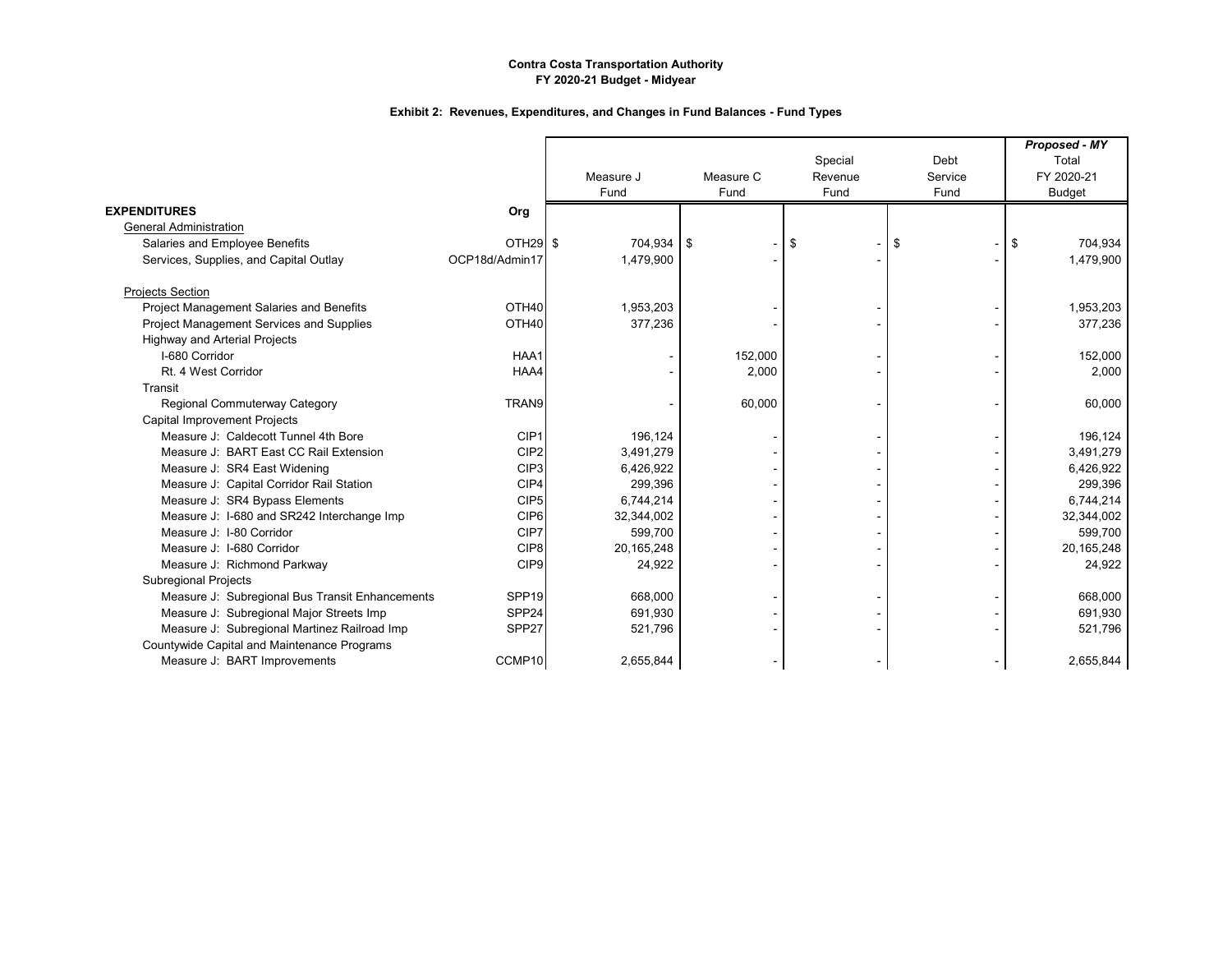**Contra Costa Transportation Authority**
**FY 2020-21 Budget - Midyear**

**Exhibit 2: Revenues, Expenditures, and Changes in Fund Balances - Fund Types**

| EXPENDITURES | Org | Measure J Fund | Measure C Fund | Special Revenue Fund | Debt Service Fund | *Proposed - MY* Total FY 2020-21 Budget |
|---|---|---|---|---|---|---|
| General Administration | | | | | | |
| Salaries and Employee Benefits | OTH29 | $ 704,934 | $ - | $ - | $ - | $ 704,934 |
| Services, Supplies, and Capital Outlay | OCP18d/Admin17 | 1,479,900 | - | - | - | 1,479,900 |
| Projects Section | | | | | | |
| Project Management Salaries and Benefits | OTH40 | 1,953,203 | - | - | - | 1,953,203 |
| Project Management Services and Supplies | OTH40 | 377,236 | - | - | - | 377,236 |
| Highway and Arterial Projects | | | | | | |
| I-680 Corridor | HAA1 | - | 152,000 | - | - | 152,000 |
| Rt. 4 West Corridor | HAA4 | - | 2,000 | - | - | 2,000 |
| Transit | | | | | | |
| Regional Commuterway Category | TRAN9 | - | 60,000 | - | - | 60,000 |
| Capital Improvement Projects | | | | | | |
| Measure J: Caldecott Tunnel 4th Bore | CIP1 | 196,124 | - | - | - | 196,124 |
| Measure J: BART East CC Rail Extension | CIP2 | 3,491,279 | - | - | - | 3,491,279 |
| Measure J: SR4 East Widening | CIP3 | 6,426,922 | - | - | - | 6,426,922 |
| Measure J: Capital Corridor Rail Station | CIP4 | 299,396 | - | - | - | 299,396 |
| Measure J: SR4 Bypass Elements | CIP5 | 6,744,214 | - | - | - | 6,744,214 |
| Measure J: I-680 and SR242 Interchange Imp | CIP6 | 32,344,002 | - | - | - | 32,344,002 |
| Measure J: I-80 Corridor | CIP7 | 599,700 | - | - | - | 599,700 |
| Measure J: I-680 Corridor | CIP8 | 20,165,248 | - | - | - | 20,165,248 |
| Measure J: Richmond Parkway | CIP9 | 24,922 | - | - | - | 24,922 |
| Subregional Projects | | | | | | |
| Measure J: Subregional Bus Transit Enhancements | SPP19 | 668,000 | - | - | - | 668,000 |
| Measure J: Subregional Major Streets Imp | SPP24 | 691,930 | - | - | - | 691,930 |
| Measure J: Subregional Martinez Railroad Imp | SPP27 | 521,796 | - | - | - | 521,796 |
| Countywide Capital and Maintenance Programs | | | | | | |
| Measure J: BART Improvements | CCMP10 | 2,655,844 | - | - | - | 2,655,844 |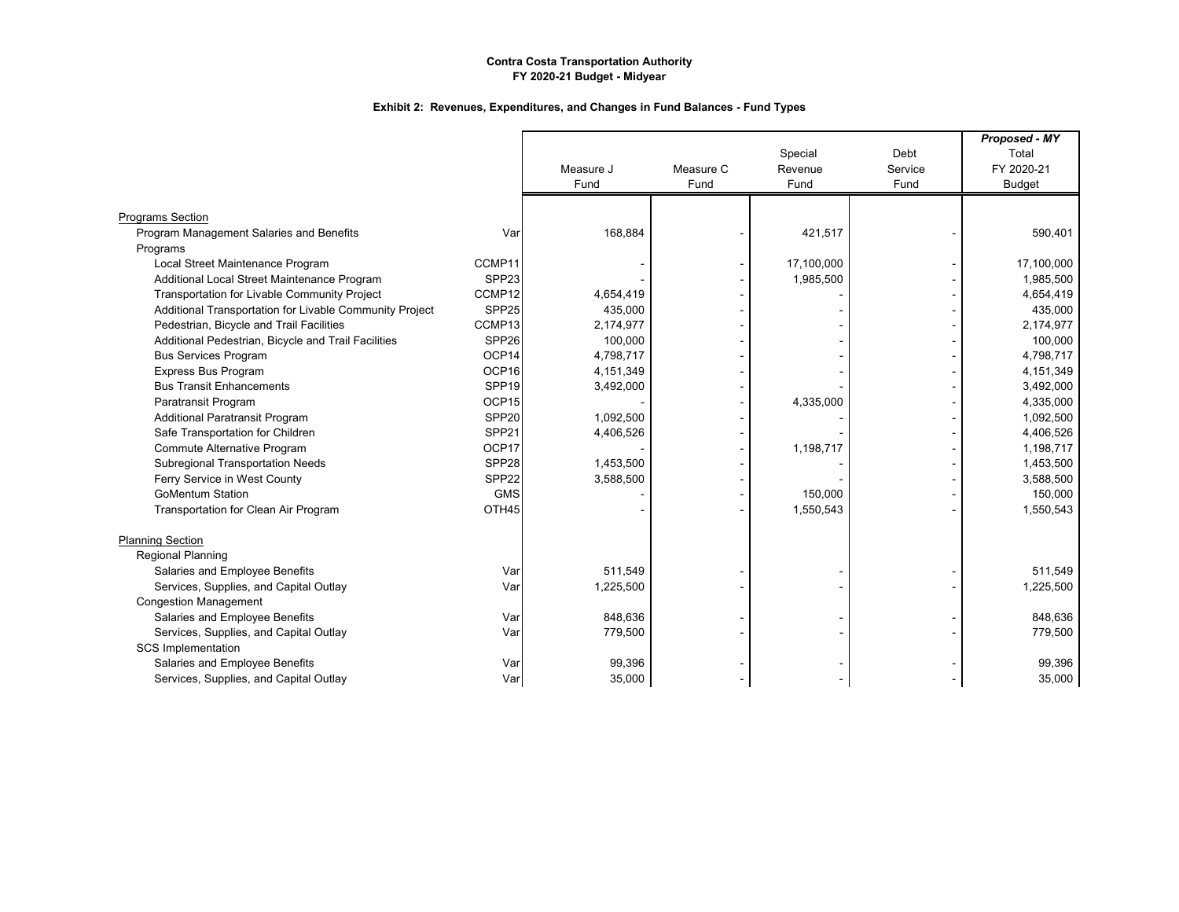**Contra Costa Transportation Authority**
**FY 2020-21 Budget - Midyear**

**Exhibit 2: Revenues, Expenditures, and Changes in Fund Balances - Fund Types**

| | | Measure J Fund | Measure C Fund | Special Revenue Fund | Debt Service Fund | ***Proposed - MY*** Total FY 2020-21 Budget |
|---|---|---|---|---|---|---|
| Programs Section | | | | | | |
| Program Management Salaries and Benefits | Var | 168,884 | - | 421,517 | - | 590,401 |
| Programs | | | | | | |
| Local Street Maintenance Program | CCMP11 | - | - | 17,100,000 | - | 17,100,000 |
| Additional Local Street Maintenance Program | SPP23 | - | - | 1,985,500 | - | 1,985,500 |
| Transportation for Livable Community Project | CCMP12 | 4,654,419 | - | - | - | 4,654,419 |
| Additional Transportation for Livable Community Project | SPP25 | 435,000 | - | - | - | 435,000 |
| Pedestrian, Bicycle and Trail Facilities | CCMP13 | 2,174,977 | - | - | - | 2,174,977 |
| Additional Pedestrian, Bicycle and Trail Facilities | SPP26 | 100,000 | - | - | - | 100,000 |
| Bus Services Program | OCP14 | 4,798,717 | - | - | - | 4,798,717 |
| Express Bus Program | OCP16 | 4,151,349 | - | - | - | 4,151,349 |
| Bus Transit Enhancements | SPP19 | 3,492,000 | - | - | - | 3,492,000 |
| Paratransit Program | OCP15 | - | - | 4,335,000 | - | 4,335,000 |
| Additional Paratransit Program | SPP20 | 1,092,500 | - | - | - | 1,092,500 |
| Safe Transportation for Children | SPP21 | 4,406,526 | - | - | - | 4,406,526 |
| Commute Alternative Program | OCP17 | - | - | 1,198,717 | - | 1,198,717 |
| Subregional Transportation Needs | SPP28 | 1,453,500 | - | - | - | 1,453,500 |
| Ferry Service in West County | SPP22 | 3,588,500 | - | - | - | 3,588,500 |
| GoMentum Station | GMS | - | - | 150,000 | - | 150,000 |
| Transportation for Clean Air Program | OTH45 | - | - | 1,550,543 | - | 1,550,543 |
| Planning Section | | | | | | |
| Regional Planning | | | | | | |
| Salaries and Employee Benefits | Var | 511,549 | - | - | - | 511,549 |
| Services, Supplies, and Capital Outlay | Var | 1,225,500 | - | - | - | 1,225,500 |
| Congestion Management | | | | | | |
| Salaries and Employee Benefits | Var | 848,636 | - | - | - | 848,636 |
| Services, Supplies, and Capital Outlay | Var | 779,500 | - | - | - | 779,500 |
| SCS Implementation | | | | | | |
| Salaries and Employee Benefits | Var | 99,396 | - | - | - | 99,396 |
| Services, Supplies, and Capital Outlay | Var | 35,000 | - | - | - | 35,000 |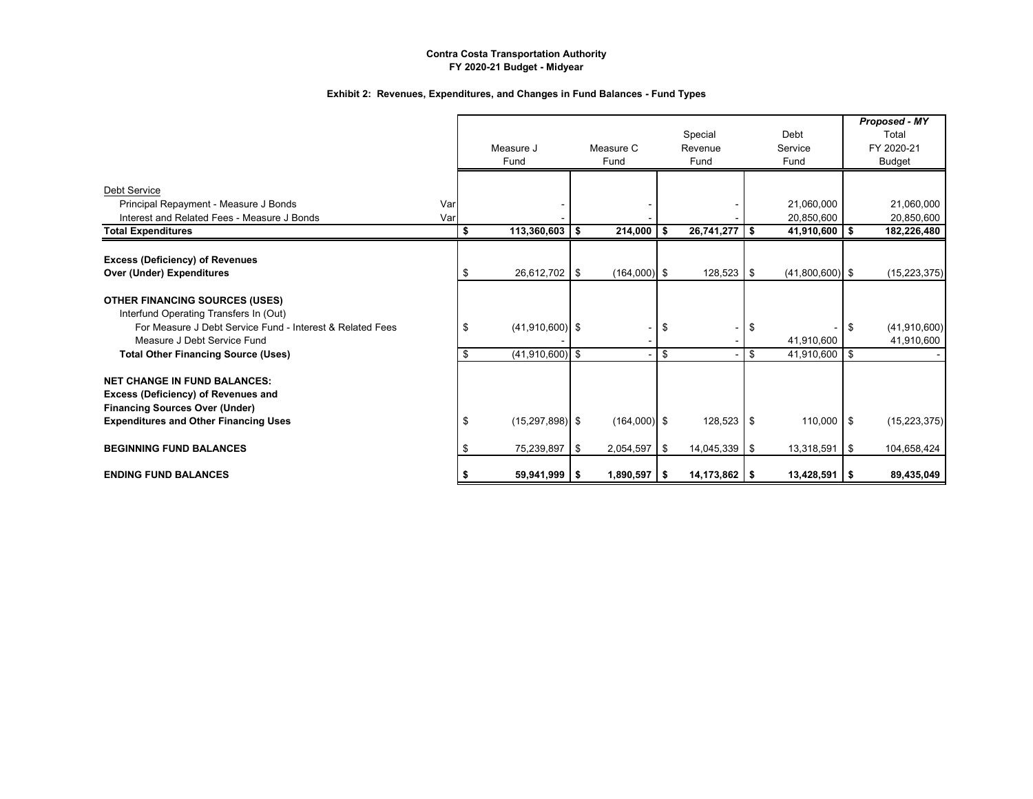**Contra Costa Transportation Authority**
**FY 2020-21 Budget - Midyear**

**Exhibit 2: Revenues, Expenditures, and Changes in Fund Balances - Fund Types**

| | | Measure J Fund | Measure C Fund | Special Revenue Fund | Debt Service Fund | *Proposed - MY* Total FY 2020-21 Budget |
|---|---|---|---|---|---|---|
| Debt Service | | | | | | |
| Principal Repayment - Measure J Bonds | Var | - | - | - | 21,060,000 | 21,060,000 |
| Interest and Related Fees - Measure J Bonds | Var | - | - | - | 20,850,600 | 20,850,600 |
| **Total Expenditures** | | **$ 113,360,603** | **$ 214,000** | **$ 26,741,277** | **$ 41,910,600** | **$ 182,226,480** |
| **Excess (Deficiency) of Revenues Over (Under) Expenditures** | | $ 26,612,702 | $ (164,000) | $ 128,523 | $ (41,800,600) | $ (15,223,375) |
| **OTHER FINANCING SOURCES (USES)** | | | | | | |
| Interfund Operating Transfers In (Out) | | | | | | |
| For Measure J Debt Service Fund - Interest & Related Fees | | $ (41,910,600) | $ - | $ - | $ - | $ (41,910,600) |
| Measure J Debt Service Fund | | - | - | - | 41,910,600 | 41,910,600 |
| **Total Other Financing Source (Uses)** | | $ (41,910,600) | $ - | $ - | $ 41,910,600 | $ - |
| **NET CHANGE IN FUND BALANCES: Excess (Deficiency) of Revenues and Financing Sources Over (Under) Expenditures and Other Financing Uses** | | $ (15,297,898) | $ (164,000) | $ 128,523 | $ 110,000 | $ (15,223,375) |
| **BEGINNING FUND BALANCES** | | $ 75,239,897 | $ 2,054,597 | $ 14,045,339 | $ 13,318,591 | $ 104,658,424 |
| **ENDING FUND BALANCES** | | **$ 59,941,999** | **$ 1,890,597** | **$ 14,173,862** | **$ 13,428,591** | **$ 89,435,049** |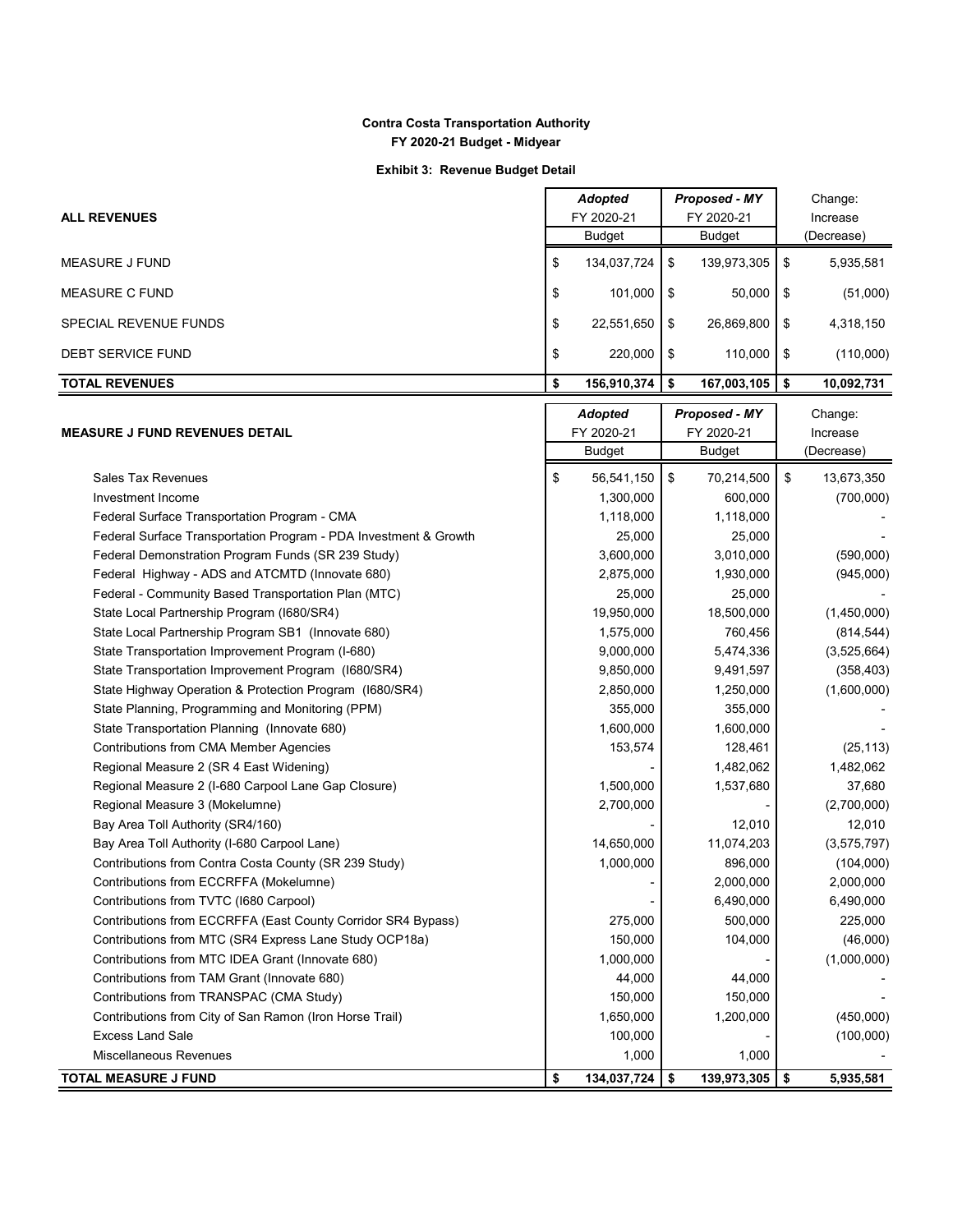**Contra Costa Transportation Authority**

**FY 2020-21 Budget - Midyear**

**Exhibit 3: Revenue Budget Detail**

| ALL REVENUES | *Adopted* FY 2020-21 Budget | *Proposed - MY* FY 2020-21 Budget | Change: Increase (Decrease) |
|---|---|---|---|
| MEASURE J FUND | $ 134,037,724 | $ 139,973,305 | $ 5,935,581 |
| MEASURE C FUND | $ 101,000 | $ 50,000 | $ (51,000) |
| SPECIAL REVENUE FUNDS | $ 22,551,650 | $ 26,869,800 | $ 4,318,150 |
| DEBT SERVICE FUND | $ 220,000 | $ 110,000 | $ (110,000) |
| **TOTAL REVENUES** | **$ 156,910,374** | **$ 167,003,105** | **$ 10,092,731** |

| MEASURE J FUND REVENUES DETAIL | *Adopted* FY 2020-21 Budget | *Proposed - MY* FY 2020-21 Budget | Change: Increase (Decrease) |
|---|---|---|---|
| Sales Tax Revenues | $ 56,541,150 | $ 70,214,500 | $ 13,673,350 |
| Investment Income | 1,300,000 | 600,000 | (700,000) |
| Federal Surface Transportation Program - CMA | 1,118,000 | 1,118,000 | - |
| Federal Surface Transportation Program - PDA Investment & Growth | 25,000 | 25,000 | - |
| Federal Demonstration Program Funds (SR 239 Study) | 3,600,000 | 3,010,000 | (590,000) |
| Federal Highway - ADS and ATCMTD (Innovate 680) | 2,875,000 | 1,930,000 | (945,000) |
| Federal - Community Based Transportation Plan (MTC) | 25,000 | 25,000 | - |
| State Local Partnership Program (I680/SR4) | 19,950,000 | 18,500,000 | (1,450,000) |
| State Local Partnership Program SB1 (Innovate 680) | 1,575,000 | 760,456 | (814,544) |
| State Transportation Improvement Program (I-680) | 9,000,000 | 5,474,336 | (3,525,664) |
| State Transportation Improvement Program (I680/SR4) | 9,850,000 | 9,491,597 | (358,403) |
| State Highway Operation & Protection Program (I680/SR4) | 2,850,000 | 1,250,000 | (1,600,000) |
| State Planning, Programming and Monitoring (PPM) | 355,000 | 355,000 | - |
| State Transportation Planning (Innovate 680) | 1,600,000 | 1,600,000 | - |
| Contributions from CMA Member Agencies | 153,574 | 128,461 | (25,113) |
| Regional Measure 2 (SR 4 East Widening) | - | 1,482,062 | 1,482,062 |
| Regional Measure 2 (I-680 Carpool Lane Gap Closure) | 1,500,000 | 1,537,680 | 37,680 |
| Regional Measure 3 (Mokelumne) | 2,700,000 | - | (2,700,000) |
| Bay Area Toll Authority (SR4/160) | - | 12,010 | 12,010 |
| Bay Area Toll Authority (I-680 Carpool Lane) | 14,650,000 | 11,074,203 | (3,575,797) |
| Contributions from Contra Costa County (SR 239 Study) | 1,000,000 | 896,000 | (104,000) |
| Contributions from ECCRFFA (Mokelumne) | - | 2,000,000 | 2,000,000 |
| Contributions from TVTC (I680 Carpool) | - | 6,490,000 | 6,490,000 |
| Contributions from ECCRFFA (East County Corridor SR4 Bypass) | 275,000 | 500,000 | 225,000 |
| Contributions from MTC (SR4 Express Lane Study OCP18a) | 150,000 | 104,000 | (46,000) |
| Contributions from MTC IDEA Grant (Innovate 680) | 1,000,000 | - | (1,000,000) |
| Contributions from TAM Grant (Innovate 680) | 44,000 | 44,000 | - |
| Contributions from TRANSPAC (CMA Study) | 150,000 | 150,000 | - |
| Contributions from City of San Ramon (Iron Horse Trail) | 1,650,000 | 1,200,000 | (450,000) |
| Excess Land Sale | 100,000 | - | (100,000) |
| Miscellaneous Revenues | 1,000 | 1,000 | - |
| **TOTAL MEASURE J FUND** | **$ 134,037,724** | **$ 139,973,305** | **$ 5,935,581** |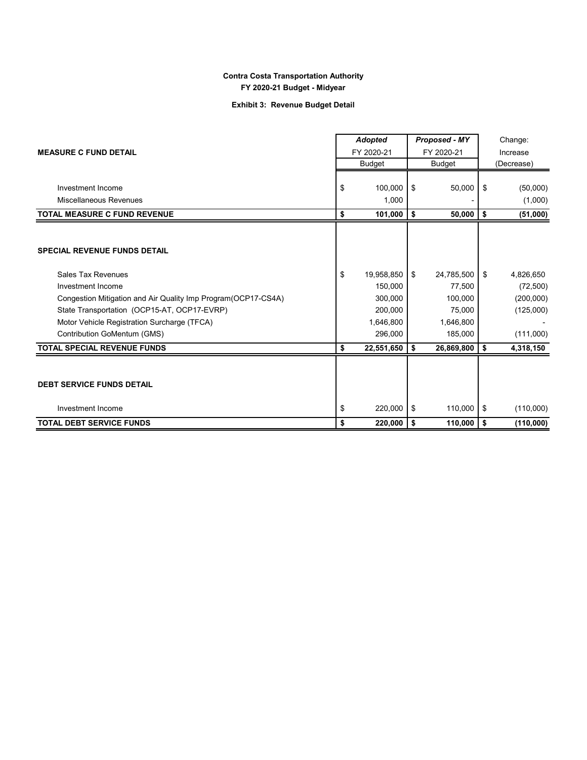**Contra Costa Transportation Authority**

**FY 2020-21 Budget - Midyear**

**Exhibit 3: Revenue Budget Detail**

| **MEASURE C FUND DETAIL** | ***Adopted*** FY 2020-21 Budget | ***Proposed - MY*** FY 2020-21 Budget | Change: Increase (Decrease) |
|---|---|---|---|
| Investment Income | $ 100,000 | $ 50,000 | $ (50,000) |
| Miscellaneous Revenues | 1,000 | - | (1,000) |
| **TOTAL MEASURE C FUND REVENUE** | **$ 101,000** | **$ 50,000** | **$ (51,000)** |
| | | | |
| **SPECIAL REVENUE FUNDS DETAIL** | | | |
| Sales Tax Revenues | $ 19,958,850 | $ 24,785,500 | $ 4,826,650 |
| Investment Income | 150,000 | 77,500 | (72,500) |
| Congestion Mitigation and Air Quality Imp Program(OCP17-CS4A) | 300,000 | 100,000 | (200,000) |
| State Transportation (OCP15-AT, OCP17-EVRP) | 200,000 | 75,000 | (125,000) |
| Motor Vehicle Registration Surcharge (TFCA) | 1,646,800 | 1,646,800 | - |
| Contribution GoMentum (GMS) | 296,000 | 185,000 | (111,000) |
| **TOTAL SPECIAL REVENUE FUNDS** | **$ 22,551,650** | **$ 26,869,800** | **$ 4,318,150** |
| | | | |
| **DEBT SERVICE FUNDS DETAIL** | | | |
| Investment Income | $ 220,000 | $ 110,000 | $ (110,000) |
| **TOTAL DEBT SERVICE FUNDS** | **$ 220,000** | **$ 110,000** | **$ (110,000)** |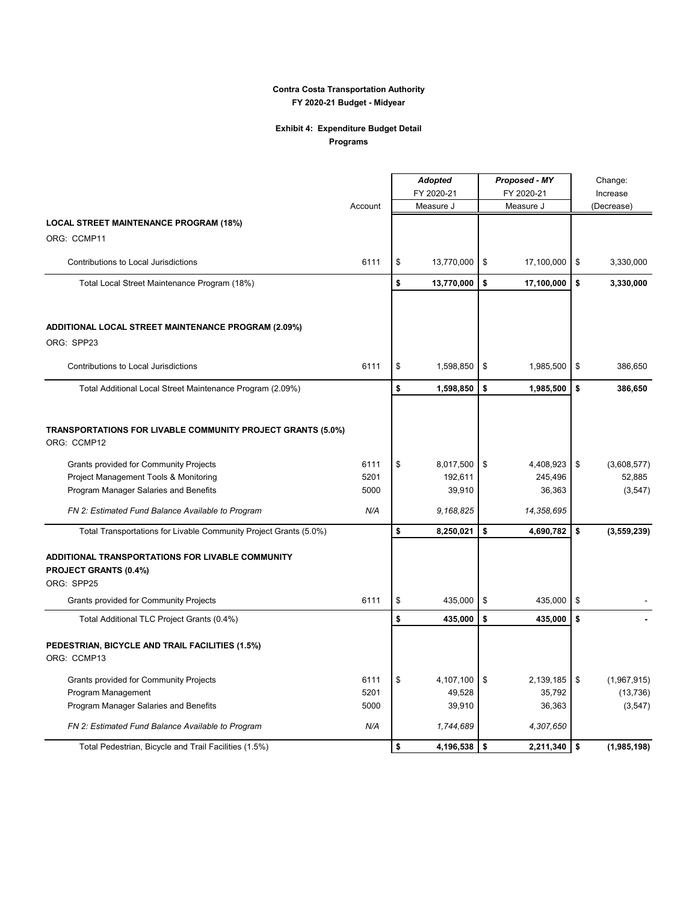**Contra Costa Transportation Authority**
**FY 2020-21 Budget - Midyear**

**Exhibit 4: Expenditure Budget Detail**
**Programs**

| | Account | *Adopted* FY 2020-21 Measure J | *Proposed - MY* FY 2020-21 Measure J | Change: Increase (Decrease) |
|---|---|---|---|---|
| **LOCAL STREET MAINTENANCE PROGRAM (18%)** | | | | |
| ORG: CCMP11 | | | | |
| Contributions to Local Jurisdictions | 6111 | $ 13,770,000 | $ 17,100,000 | $ 3,330,000 |
| Total Local Street Maintenance Program (18%) | | **$ 13,770,000** | **$ 17,100,000** | **$ 3,330,000** |
| **ADDITIONAL LOCAL STREET MAINTENANCE PROGRAM (2.09%)** | | | | |
| ORG: SPP23 | | | | |
| Contributions to Local Jurisdictions | 6111 | $ 1,598,850 | $ 1,985,500 | $ 386,650 |
| Total Additional Local Street Maintenance Program (2.09%) | | **$ 1,598,850** | **$ 1,985,500** | **$ 386,650** |
| **TRANSPORTATIONS FOR LIVABLE COMMUNITY PROJECT GRANTS (5.0%)** | | | | |
| ORG: CCMP12 | | | | |
| Grants provided for Community Projects | 6111 | $ 8,017,500 | $ 4,408,923 | $ (3,608,577) |
| Project Management Tools & Monitoring | 5201 | 192,611 | 245,496 | 52,885 |
| Program Manager Salaries and Benefits | 5000 | 39,910 | 36,363 | (3,547) |
| *FN 2: Estimated Fund Balance Available to Program* | *N/A* | *9,168,825* | *14,358,695* | |
| Total Transportations for Livable Community Project Grants (5.0%) | | **$ 8,250,021** | **$ 4,690,782** | **$ (3,559,239)** |
| **ADDITIONAL TRANSPORTATIONS FOR LIVABLE COMMUNITY PROJECT GRANTS (0.4%)** | | | | |
| ORG: SPP25 | | | | |
| Grants provided for Community Projects | 6111 | $ 435,000 | $ 435,000 | $ - |
| Total Additional TLC Project Grants (0.4%) | | **$ 435,000** | **$ 435,000** | **$ -** |
| **PEDESTRIAN, BICYCLE AND TRAIL FACILITIES (1.5%)** | | | | |
| ORG: CCMP13 | | | | |
| Grants provided for Community Projects | 6111 | $ 4,107,100 | $ 2,139,185 | $ (1,967,915) |
| Program Management | 5201 | 49,528 | 35,792 | (13,736) |
| Program Manager Salaries and Benefits | 5000 | 39,910 | 36,363 | (3,547) |
| *FN 2: Estimated Fund Balance Available to Program* | *N/A* | *1,744,689* | *4,307,650* | |
| Total Pedestrian, Bicycle and Trail Facilities (1.5%) | | **$ 4,196,538** | **$ 2,211,340** | **$ (1,985,198)** |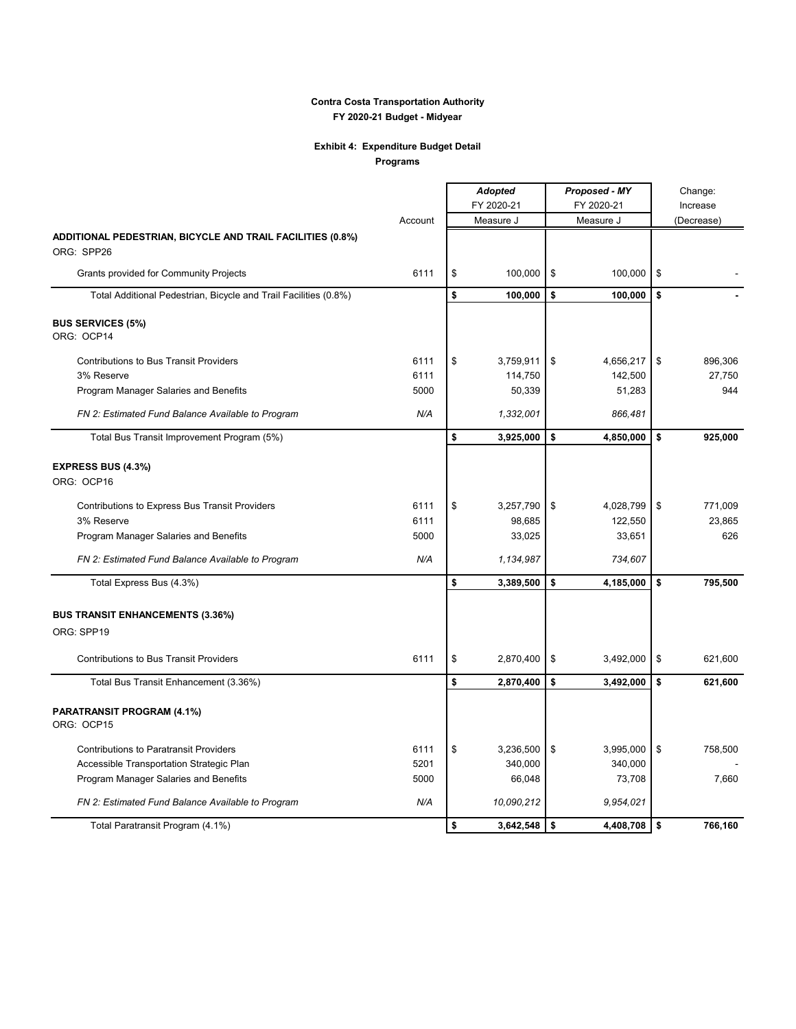**Contra Costa Transportation Authority**
**FY 2020-21 Budget - Midyear**

**Exhibit 4: Expenditure Budget Detail**
**Programs**

| | Account | *Adopted* FY 2020-21 Measure J | *Proposed - MY* FY 2020-21 Measure J | Change: Increase (Decrease) |
|---|---|---|---|---|
| **ADDITIONAL PEDESTRIAN, BICYCLE AND TRAIL FACILITIES (0.8%)** | | | | |
| ORG: SPP26 | | | | |
| Grants provided for Community Projects | 6111 | $ 100,000 | $ 100,000 | $ - |
| Total Additional Pedestrian, Bicycle and Trail Facilities (0.8%) | | **$ 100,000** | **$ 100,000** | **$ -** |
| **BUS SERVICES (5%)** | | | | |
| ORG: OCP14 | | | | |
| Contributions to Bus Transit Providers | 6111 | $ 3,759,911 | $ 4,656,217 | $ 896,306 |
| 3% Reserve | 6111 | 114,750 | 142,500 | 27,750 |
| Program Manager Salaries and Benefits | 5000 | 50,339 | 51,283 | 944 |
| *FN 2: Estimated Fund Balance Available to Program* | *N/A* | *1,332,001* | *866,481* | |
| Total Bus Transit Improvement Program (5%) | | **$ 3,925,000** | **$ 4,850,000** | **$ 925,000** |
| **EXPRESS BUS (4.3%)** | | | | |
| ORG: OCP16 | | | | |
| Contributions to Express Bus Transit Providers | 6111 | $ 3,257,790 | $ 4,028,799 | $ 771,009 |
| 3% Reserve | 6111 | 98,685 | 122,550 | 23,865 |
| Program Manager Salaries and Benefits | 5000 | 33,025 | 33,651 | 626 |
| *FN 2: Estimated Fund Balance Available to Program* | *N/A* | *1,134,987* | *734,607* | |
| Total Express Bus (4.3%) | | **$ 3,389,500** | **$ 4,185,000** | **$ 795,500** |
| **BUS TRANSIT ENHANCEMENTS (3.36%)** | | | | |
| ORG: SPP19 | | | | |
| Contributions to Bus Transit Providers | 6111 | $ 2,870,400 | $ 3,492,000 | $ 621,600 |
| Total Bus Transit Enhancement (3.36%) | | **$ 2,870,400** | **$ 3,492,000** | **$ 621,600** |
| **PARATRANSIT PROGRAM (4.1%)** | | | | |
| ORG: OCP15 | | | | |
| Contributions to Paratransit Providers | 6111 | $ 3,236,500 | $ 3,995,000 | $ 758,500 |
| Accessible Transportation Strategic Plan | 5201 | 340,000 | 340,000 | - |
| Program Manager Salaries and Benefits | 5000 | 66,048 | 73,708 | 7,660 |
| *FN 2: Estimated Fund Balance Available to Program* | *N/A* | *10,090,212* | *9,954,021* | |
| Total Paratransit Program (4.1%) | | **$ 3,642,548** | **$ 4,408,708** | **$ 766,160** |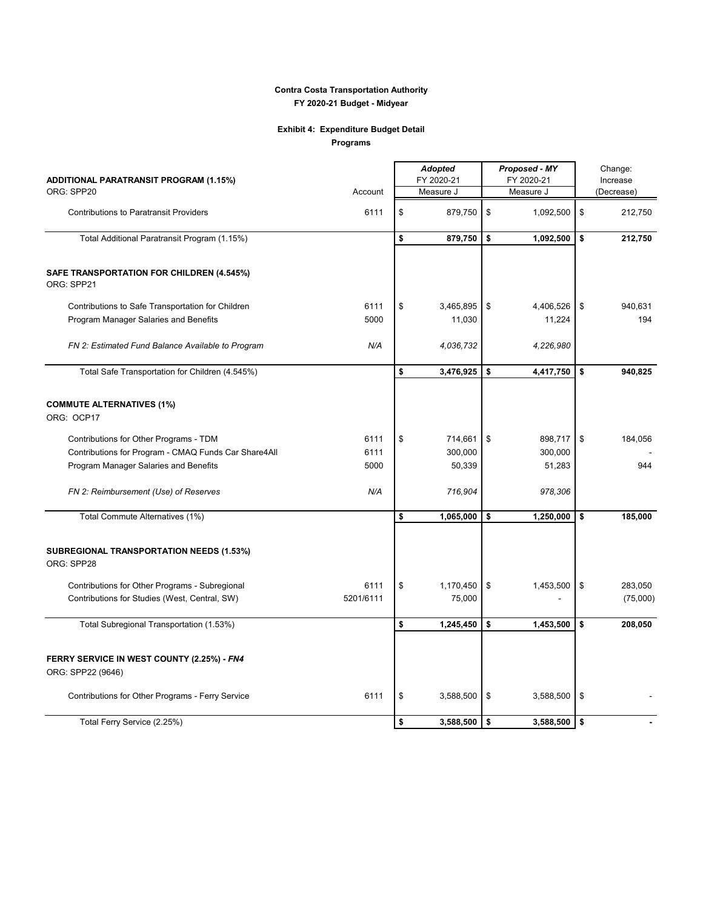**Contra Costa Transportation Authority**
**FY 2020-21 Budget - Midyear**

**Exhibit 4: Expenditure Budget Detail**
**Programs**

| **ADDITIONAL PARATRANSIT PROGRAM (1.15%)** ORG: SPP20 | Account | *Adopted* FY 2020-21 Measure J | *Proposed - MY* FY 2020-21 Measure J | Change: Increase (Decrease) |
|---|---|---|---|---|
| Contributions to Paratransit Providers | 6111 | $ 879,750 | $ 1,092,500 | $ 212,750 |
| Total Additional Paratransit Program (1.15%) | | **$ 879,750** | **$ 1,092,500** | **$ 212,750** |
| **SAFE TRANSPORTATION FOR CHILDREN (4.545%)** ORG: SPP21 | | | | |
| Contributions to Safe Transportation for Children | 6111 | $ 3,465,895 | $ 4,406,526 | $ 940,631 |
| Program Manager Salaries and Benefits | 5000 | 11,030 | 11,224 | 194 |
| *FN 2: Estimated Fund Balance Available to Program* | *N/A* | *4,036,732* | *4,226,980* | |
| Total Safe Transportation for Children (4.545%) | | **$ 3,476,925** | **$ 4,417,750** | **$ 940,825** |
| **COMMUTE ALTERNATIVES (1%)** ORG: OCP17 | | | | |
| Contributions for Other Programs - TDM | 6111 | $ 714,661 | $ 898,717 | $ 184,056 |
| Contributions for Program - CMAQ Funds Car Share4All | 6111 | 300,000 | 300,000 | - |
| Program Manager Salaries and Benefits | 5000 | 50,339 | 51,283 | 944 |
| *FN 2: Reimbursement (Use) of Reserves* | *N/A* | *716,904* | *978,306* | |
| Total Commute Alternatives (1%) | | **$ 1,065,000** | **$ 1,250,000** | **$ 185,000** |
| **SUBREGIONAL TRANSPORTATION NEEDS (1.53%)** ORG: SPP28 | | | | |
| Contributions for Other Programs - Subregional | 6111 | $ 1,170,450 | $ 1,453,500 | $ 283,050 |
| Contributions for Studies (West, Central, SW) | 5201/6111 | 75,000 | - | (75,000) |
| Total Subregional Transportation (1.53%) | | **$ 1,245,450** | **$ 1,453,500** | **$ 208,050** |
| **FERRY SERVICE IN WEST COUNTY (2.25%) - *FN4*** ORG: SPP22 (9646) | | | | |
| Contributions for Other Programs - Ferry Service | 6111 | $ 3,588,500 | $ 3,588,500 | $ - |
| Total Ferry Service (2.25%) | | **$ 3,588,500** | **$ 3,588,500** | **$ -** |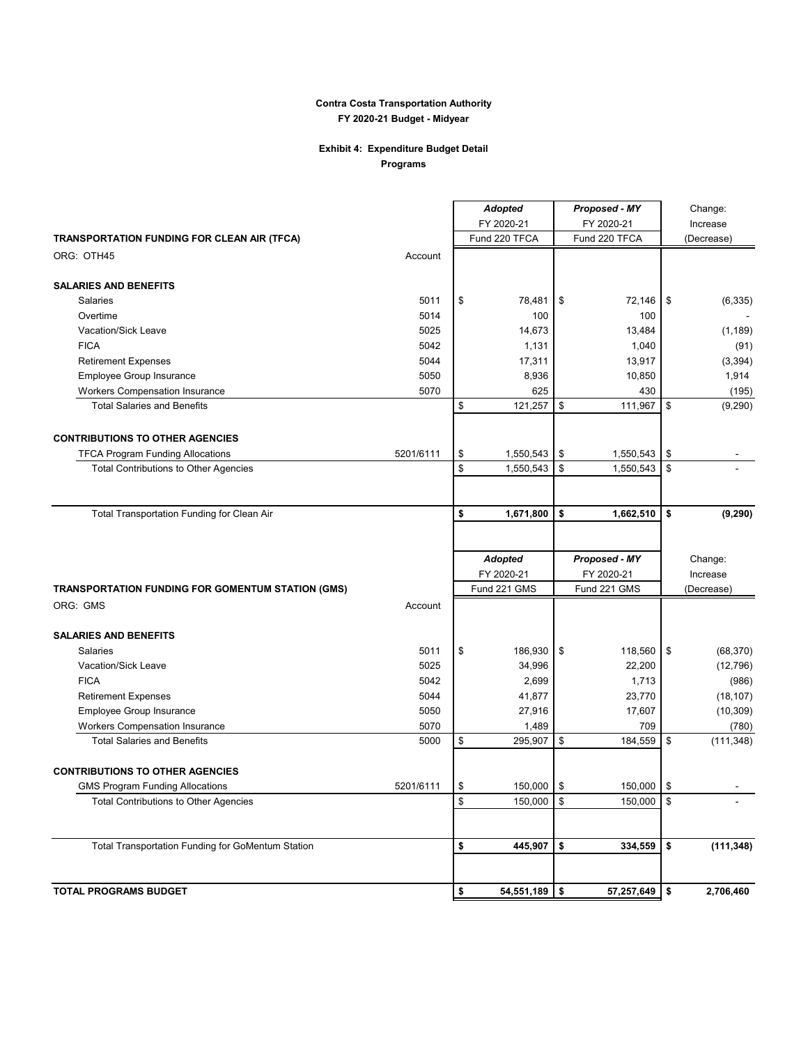**Contra Costa Transportation Authority**
**FY 2020-21 Budget - Midyear**

**Exhibit 4: Expenditure Budget Detail**
**Programs**

| **TRANSPORTATION FUNDING FOR CLEAN AIR (TFCA)** | | ***Adopted*** FY 2020-21 Fund 220 TFCA | ***Proposed - MY*** FY 2020-21 Fund 220 TFCA | Change: Increase (Decrease) |
|---|---|---|---|---|
| ORG: OTH45 | Account | | | |
| **SALARIES AND BENEFITS** | | | | |
| Salaries | 5011 | $ 78,481 | $ 72,146 | $ (6,335) |
| Overtime | 5014 | 100 | 100 | - |
| Vacation/Sick Leave | 5025 | 14,673 | 13,484 | (1,189) |
| FICA | 5042 | 1,131 | 1,040 | (91) |
| Retirement Expenses | 5044 | 17,311 | 13,917 | (3,394) |
| Employee Group Insurance | 5050 | 8,936 | 10,850 | 1,914 |
| Workers Compensation Insurance | 5070 | 625 | 430 | (195) |
| Total Salaries and Benefits | | $ 121,257 | $ 111,967 | $ (9,290) |
| **CONTRIBUTIONS TO OTHER AGENCIES** | | | | |
| TFCA Program Funding Allocations | 5201/6111 | $ 1,550,543 | $ 1,550,543 | $ - |
| Total Contributions to Other Agencies | | $ 1,550,543 | $ 1,550,543 | $ - |
| Total Transportation Funding for Clean Air | | **$ 1,671,800** | **$ 1,662,510** | **$ (9,290)** |

| **TRANSPORTATION FUNDING FOR GOMENTUM STATION (GMS)** | | ***Adopted*** FY 2020-21 Fund 221 GMS | ***Proposed - MY*** FY 2020-21 Fund 221 GMS | Change: Increase (Decrease) |
|---|---|---|---|---|
| ORG: GMS | Account | | | |
| **SALARIES AND BENEFITS** | | | | |
| Salaries | 5011 | $ 186,930 | $ 118,560 | $ (68,370) |
| Vacation/Sick Leave | 5025 | 34,996 | 22,200 | (12,796) |
| FICA | 5042 | 2,699 | 1,713 | (986) |
| Retirement Expenses | 5044 | 41,877 | 23,770 | (18,107) |
| Employee Group Insurance | 5050 | 27,916 | 17,607 | (10,309) |
| Workers Compensation Insurance | 5070 | 1,489 | 709 | (780) |
| Total Salaries and Benefits | 5000 | $ 295,907 | $ 184,559 | $ (111,348) |
| **CONTRIBUTIONS TO OTHER AGENCIES** | | | | |
| GMS Program Funding Allocations | 5201/6111 | $ 150,000 | $ 150,000 | $ - |
| Total Contributions to Other Agencies | | $ 150,000 | $ 150,000 | $ - |
| Total Transportation Funding for GoMentum Station | | **$ 445,907** | **$ 334,559** | **$ (111,348)** |
| **TOTAL PROGRAMS BUDGET** | | **$ 54,551,189** | **$ 57,257,649** | **$ 2,706,460** |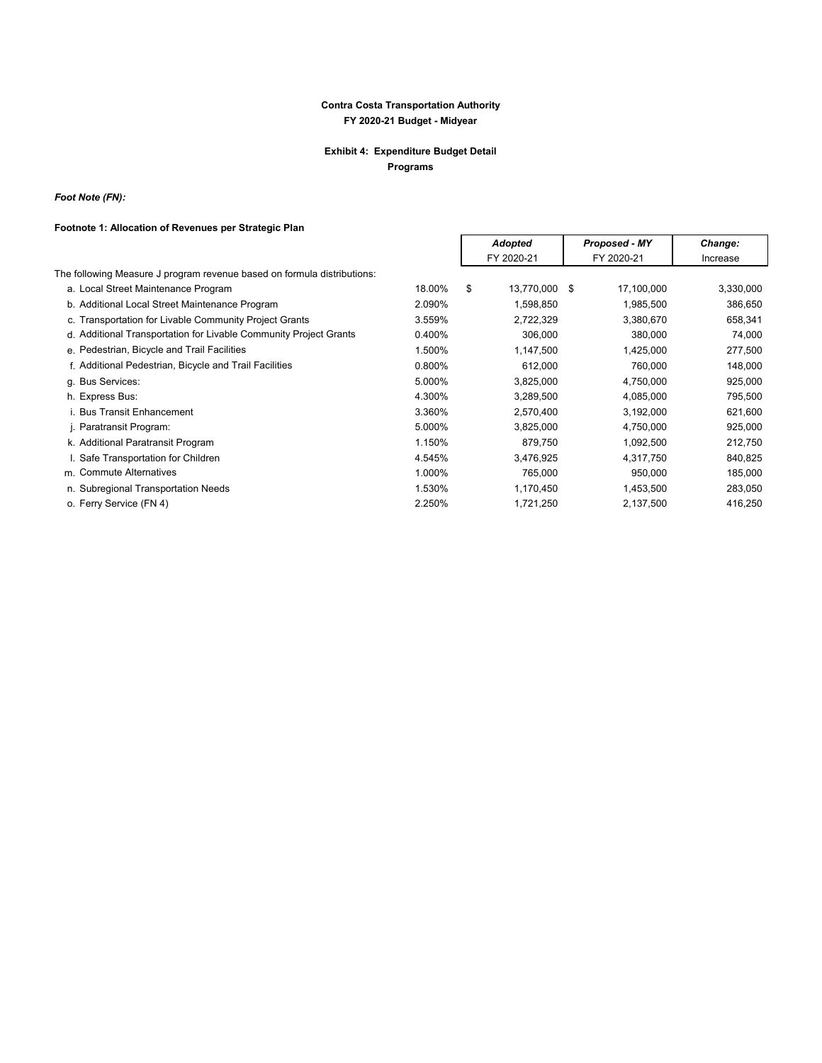**Contra Costa Transportation Authority**
**FY 2020-21 Budget - Midyear**

**Exhibit 4: Expenditure Budget Detail**
**Programs**

***Foot Note (FN):***

**Footnote 1: Allocation of Revenues per Strategic Plan**

| | | ***Adopted*** FY 2020-21 | ***Proposed - MY*** FY 2020-21 | ***Change:*** Increase |
|---|---|---|---|---|
| The following Measure J program revenue based on formula distributions: | | | | |
| a. Local Street Maintenance Program | 18.00% | $ 13,770,000 | $ 17,100,000 | 3,330,000 |
| b. Additional Local Street Maintenance Program | 2.090% | 1,598,850 | 1,985,500 | 386,650 |
| c. Transportation for Livable Community Project Grants | 3.559% | 2,722,329 | 3,380,670 | 658,341 |
| d. Additional Transportation for Livable Community Project Grants | 0.400% | 306,000 | 380,000 | 74,000 |
| e. Pedestrian, Bicycle and Trail Facilities | 1.500% | 1,147,500 | 1,425,000 | 277,500 |
| f. Additional Pedestrian, Bicycle and Trail Facilities | 0.800% | 612,000 | 760,000 | 148,000 |
| g. Bus Services: | 5.000% | 3,825,000 | 4,750,000 | 925,000 |
| h. Express Bus: | 4.300% | 3,289,500 | 4,085,000 | 795,500 |
| i. Bus Transit Enhancement | 3.360% | 2,570,400 | 3,192,000 | 621,600 |
| j. Paratransit Program: | 5.000% | 3,825,000 | 4,750,000 | 925,000 |
| k. Additional Paratransit Program | 1.150% | 879,750 | 1,092,500 | 212,750 |
| l. Safe Transportation for Children | 4.545% | 3,476,925 | 4,317,750 | 840,825 |
| m. Commute Alternatives | 1.000% | 765,000 | 950,000 | 185,000 |
| n. Subregional Transportation Needs | 1.530% | 1,170,450 | 1,453,500 | 283,050 |
| o. Ferry Service (FN 4) | 2.250% | 1,721,250 | 2,137,500 | 416,250 |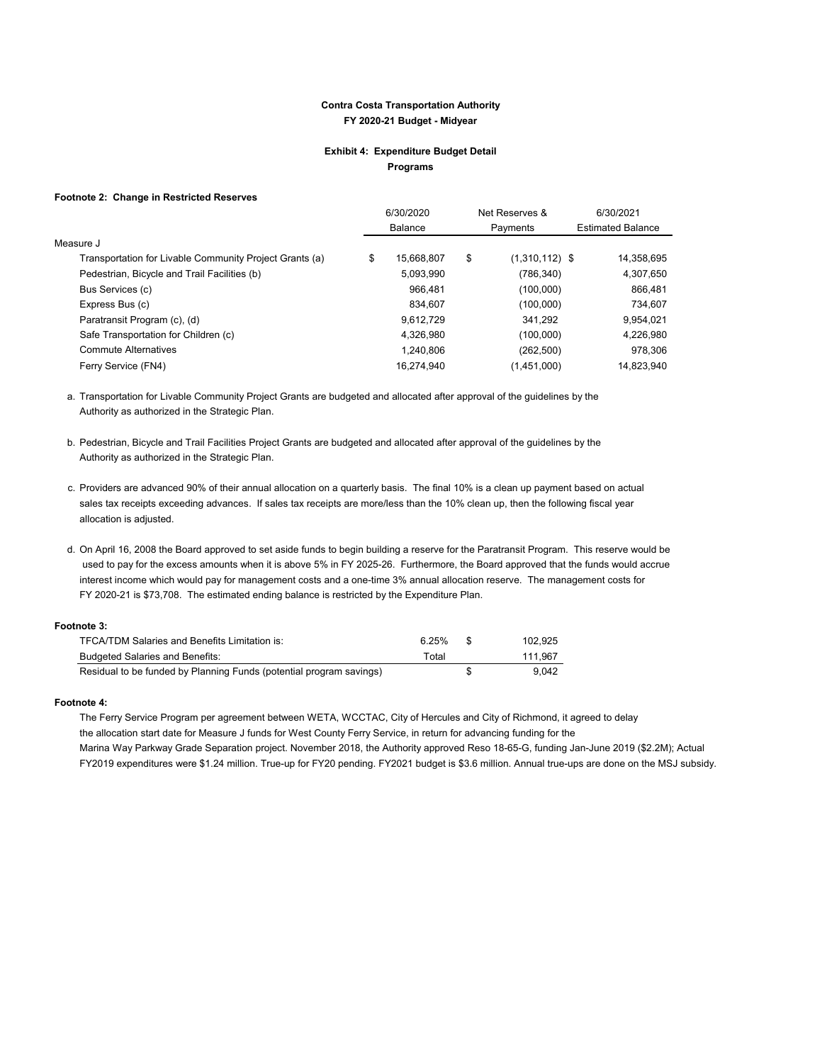**Contra Costa Transportation Authority**
**FY 2020-21 Budget - Midyear**

**Exhibit 4: Expenditure Budget Detail**
**Programs**

**Footnote 2: Change in Restricted Reserves**

| | 6/30/2020 Balance | Net Reserves & Payments | 6/30/2021 Estimated Balance |
|---|---|---|---|
| Measure J | | | |
| Transportation for Livable Community Project Grants (a) | $ 15,668,807 | $ (1,310,112) | $ 14,358,695 |
| Pedestrian, Bicycle and Trail Facilities (b) | 5,093,990 | (786,340) | 4,307,650 |
| Bus Services (c) | 966,481 | (100,000) | 866,481 |
| Express Bus (c) | 834,607 | (100,000) | 734,607 |
| Paratransit Program (c), (d) | 9,612,729 | 341,292 | 9,954,021 |
| Safe Transportation for Children (c) | 4,326,980 | (100,000) | 4,226,980 |
| Commute Alternatives | 1,240,806 | (262,500) | 978,306 |
| Ferry Service (FN4) | 16,274,940 | (1,451,000) | 14,823,940 |

a. Transportation for Livable Community Project Grants are budgeted and allocated after approval of the guidelines by the Authority as authorized in the Strategic Plan.

b. Pedestrian, Bicycle and Trail Facilities Project Grants are budgeted and allocated after approval of the guidelines by the Authority as authorized in the Strategic Plan.

c. Providers are advanced 90% of their annual allocation on a quarterly basis. The final 10% is a clean up payment based on actual sales tax receipts exceeding advances. If sales tax receipts are more/less than the 10% clean up, then the following fiscal year allocation is adjusted.

d. On April 16, 2008 the Board approved to set aside funds to begin building a reserve for the Paratransit Program. This reserve would be used to pay for the excess amounts when it is above 5% in FY 2025-26. Furthermore, the Board approved that the funds would accrue interest income which would pay for management costs and a one-time 3% annual allocation reserve. The management costs for FY 2020-21 is $73,708. The estimated ending balance is restricted by the Expenditure Plan.

**Footnote 3:**

| | | |
|---|---|---|
| TFCA/TDM Salaries and Benefits Limitation is: | 6.25% | $ 102,925 |
| Budgeted Salaries and Benefits: | Total | 111,967 |
| Residual to be funded by Planning Funds (potential program savings) | | $ 9,042 |

**Footnote 4:**

The Ferry Service Program per agreement between WETA, WCCTAC, City of Hercules and City of Richmond, it agreed to delay the allocation start date for Measure J funds for West County Ferry Service, in return for advancing funding for the Marina Way Parkway Grade Separation project. November 2018, the Authority approved Reso 18-65-G, funding Jan-June 2019 ($2.2M); Actual FY2019 expenditures were $1.24 million. True-up for FY20 pending. FY2021 budget is $3.6 million. Annual true-ups are done on the MSJ subsidy.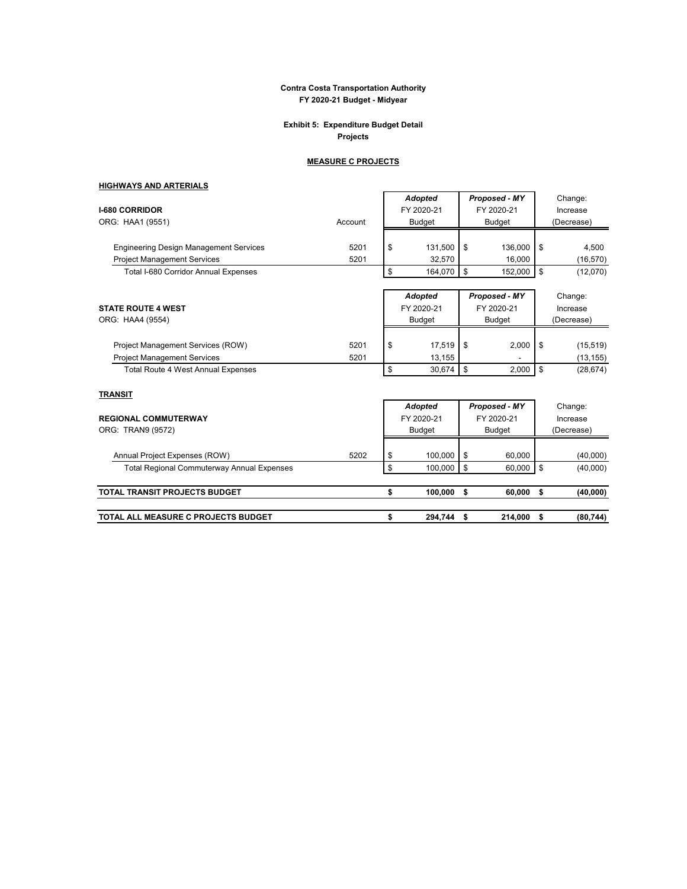**Contra Costa Transportation Authority**
**FY 2020-21 Budget - Midyear**

**Exhibit 5: Expenditure Budget Detail**
**Projects**

**MEASURE C PROJECTS**

**HIGHWAYS AND ARTERIALS**

| **I-680 CORRIDOR** ORG: HAA1 (9551) | Account | *Adopted* FY 2020-21 Budget | *Proposed - MY* FY 2020-21 Budget | Change: Increase (Decrease) |
|---|---|---|---|---|
| Engineering Design Management Services | 5201 | $ 131,500 | $ 136,000 | $ 4,500 |
| Project Management Services | 5201 | 32,570 | 16,000 | (16,570) |
| Total I-680 Corridor Annual Expenses | | $ 164,070 | $ 152,000 | $ (12,070) |

| **STATE ROUTE 4 WEST** ORG: HAA4 (9554) | Account | *Adopted* FY 2020-21 Budget | *Proposed - MY* FY 2020-21 Budget | Change: Increase (Decrease) |
|---|---|---|---|---|
| Project Management Services (ROW) | 5201 | $ 17,519 | $ 2,000 | $ (15,519) |
| Project Management Services | 5201 | 13,155 | - | (13,155) |
| Total Route 4 West Annual Expenses | | $ 30,674 | $ 2,000 | $ (28,674) |

**TRANSIT**

| **REGIONAL COMMUTERWAY** ORG: TRAN9 (9572) | Account | *Adopted* FY 2020-21 Budget | *Proposed - MY* FY 2020-21 Budget | Change: Increase (Decrease) |
|---|---|---|---|---|
| Annual Project Expenses (ROW) | 5202 | $ 100,000 | $ 60,000 | (40,000) |
| Total Regional Commuterway Annual Expenses | | $ 100,000 | $ 60,000 | $ (40,000) |
| **TOTAL TRANSIT PROJECTS BUDGET** | | **$ 100,000** | **$ 60,000** | **$ (40,000)** |
| **TOTAL ALL MEASURE C PROJECTS BUDGET** | | **$ 294,744** | **$ 214,000** | **$ (80,744)** |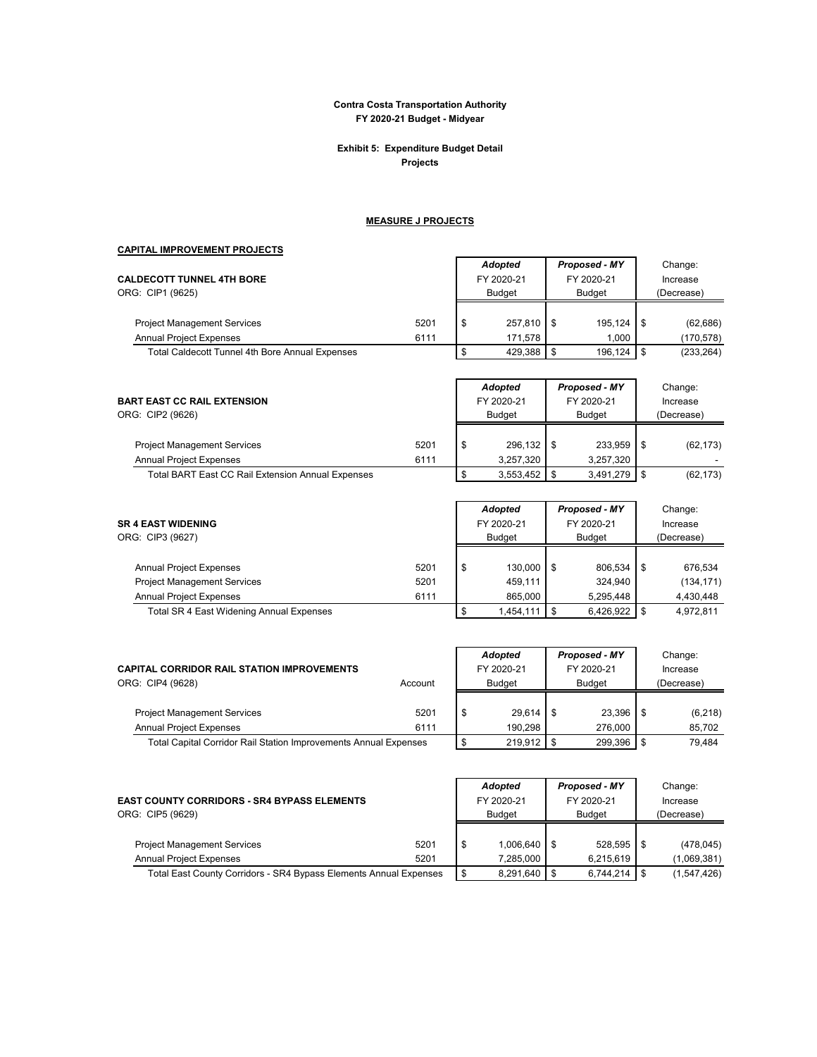**Contra Costa Transportation Authority**
**FY 2020-21 Budget - Midyear**

**Exhibit 5: Expenditure Budget Detail**
**Projects**

**MEASURE J PROJECTS**

**CAPITAL IMPROVEMENT PROJECTS**

| **CALDECOTT TUNNEL 4TH BORE** <br> ORG: CIP1 (9625) | | ***Adopted*** <br> FY 2020-21 <br> Budget | ***Proposed - MY*** <br> FY 2020-21 <br> Budget | Change: <br> Increase <br> (Decrease) |
|---|---|---|---|---|
| Project Management Services | 5201 | $ 257,810 | $ 195,124 | $ (62,686) |
| Annual Project Expenses | 6111 | 171,578 | 1,000 | (170,578) |
| Total Caldecott Tunnel 4th Bore Annual Expenses | | $ 429,388 | $ 196,124 | $ (233,264) |

| **BART EAST CC RAIL EXTENSION** <br> ORG: CIP2 (9626) | | ***Adopted*** <br> FY 2020-21 <br> Budget | ***Proposed - MY*** <br> FY 2020-21 <br> Budget | Change: <br> Increase <br> (Decrease) |
|---|---|---|---|---|
| Project Management Services | 5201 | $ 296,132 | $ 233,959 | $ (62,173) |
| Annual Project Expenses | 6111 | 3,257,320 | 3,257,320 | - |
| Total BART East CC Rail Extension Annual Expenses | | $ 3,553,452 | $ 3,491,279 | $ (62,173) |

| **SR 4 EAST WIDENING** <br> ORG: CIP3 (9627) | | ***Adopted*** <br> FY 2020-21 <br> Budget | ***Proposed - MY*** <br> FY 2020-21 <br> Budget | Change: <br> Increase <br> (Decrease) |
|---|---|---|---|---|
| Annual Project Expenses | 5201 | $ 130,000 | $ 806,534 | $ 676,534 |
| Project Management Services | 5201 | 459,111 | 324,940 | (134,171) |
| Annual Project Expenses | 6111 | 865,000 | 5,295,448 | 4,430,448 |
| Total SR 4 East Widening Annual Expenses | | $ 1,454,111 | $ 6,426,922 | $ 4,972,811 |

| **CAPITAL CORRIDOR RAIL STATION IMPROVEMENTS** <br> ORG: CIP4 (9628) | Account | ***Adopted*** <br> FY 2020-21 <br> Budget | ***Proposed - MY*** <br> FY 2020-21 <br> Budget | Change: <br> Increase <br> (Decrease) |
|---|---|---|---|---|
| Project Management Services | 5201 | $ 29,614 | $ 23,396 | $ (6,218) |
| Annual Project Expenses | 6111 | 190,298 | 276,000 | 85,702 |
| Total Capital Corridor Rail Station Improvements Annual Expenses | | $ 219,912 | $ 299,396 | $ 79,484 |

| **EAST COUNTY CORRIDORS - SR4 BYPASS ELEMENTS** <br> ORG: CIP5 (9629) | | ***Adopted*** <br> FY 2020-21 <br> Budget | ***Proposed - MY*** <br> FY 2020-21 <br> Budget | Change: <br> Increase <br> (Decrease) |
|---|---|---|---|---|
| Project Management Services | 5201 | $ 1,006,640 | $ 528,595 | $ (478,045) |
| Annual Project Expenses | 5201 | 7,285,000 | 6,215,619 | (1,069,381) |
| Total East County Corridors - SR4 Bypass Elements Annual Expenses | | $ 8,291,640 | $ 6,744,214 | $ (1,547,426) |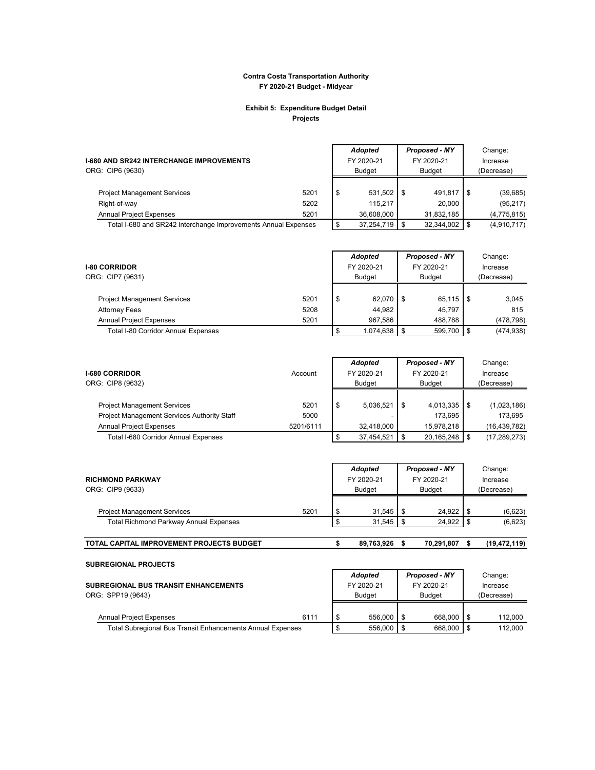**Contra Costa Transportation Authority**
**FY 2020-21 Budget - Midyear**

**Exhibit 5: Expenditure Budget Detail**
**Projects**

| **I-680 AND SR242 INTERCHANGE IMPROVEMENTS** ORG: CIP6 (9630) | | *Adopted* FY 2020-21 Budget | *Proposed - MY* FY 2020-21 Budget | Change: Increase (Decrease) |
|---|---|---|---|---|
| Project Management Services | 5201 | $ 531,502 | $ 491,817 | $ (39,685) |
| Right-of-way | 5202 | 115,217 | 20,000 | (95,217) |
| Annual Project Expenses | 5201 | 36,608,000 | 31,832,185 | (4,775,815) |
| Total I-680 and SR242 Interchange Improvements Annual Expenses | | $ 37,254,719 | $ 32,344,002 | $ (4,910,717) |

| **I-80 CORRIDOR** ORG: CIP7 (9631) | | *Adopted* FY 2020-21 Budget | *Proposed - MY* FY 2020-21 Budget | Change: Increase (Decrease) |
|---|---|---|---|---|
| Project Management Services | 5201 | $ 62,070 | $ 65,115 | $ 3,045 |
| Attorney Fees | 5208 | 44,982 | 45,797 | 815 |
| Annual Project Expenses | 5201 | 967,586 | 488,788 | (478,798) |
| Total I-80 Corridor Annual Expenses | | $ 1,074,638 | $ 599,700 | $ (474,938) |

| **I-680 CORRIDOR** ORG: CIP8 (9632) | Account | *Adopted* FY 2020-21 Budget | *Proposed - MY* FY 2020-21 Budget | Change: Increase (Decrease) |
|---|---|---|---|---|
| Project Management Services | 5201 | $ 5,036,521 | $ 4,013,335 | $ (1,023,186) |
| Project Management Services Authority Staff | 5000 | - | 173,695 | 173,695 |
| Annual Project Expenses | 5201/6111 | 32,418,000 | 15,978,218 | (16,439,782) |
| Total I-680 Corridor Annual Expenses | | $ 37,454,521 | $ 20,165,248 | $ (17,289,273) |

| **RICHMOND PARKWAY** ORG: CIP9 (9633) | | *Adopted* FY 2020-21 Budget | *Proposed - MY* FY 2020-21 Budget | Change: Increase (Decrease) |
|---|---|---|---|---|
| Project Management Services | 5201 | $ 31,545 | $ 24,922 | $ (6,623) |
| Total Richmond Parkway Annual Expenses | | $ 31,545 | $ 24,922 | $ (6,623) |
| **TOTAL CAPITAL IMPROVEMENT PROJECTS BUDGET** | | **$ 89,763,926** | **$ 70,291,807** | **$ (19,472,119)** |

**SUBREGIONAL PROJECTS**

| **SUBREGIONAL BUS TRANSIT ENHANCEMENTS** ORG: SPP19 (9643) | | *Adopted* FY 2020-21 Budget | *Proposed - MY* FY 2020-21 Budget | Change: Increase (Decrease) |
|---|---|---|---|---|
| Annual Project Expenses | 6111 | $ 556,000 | $ 668,000 | $ 112,000 |
| Total Subregional Bus Transit Enhancements Annual Expenses | | $ 556,000 | $ 668,000 | $ 112,000 |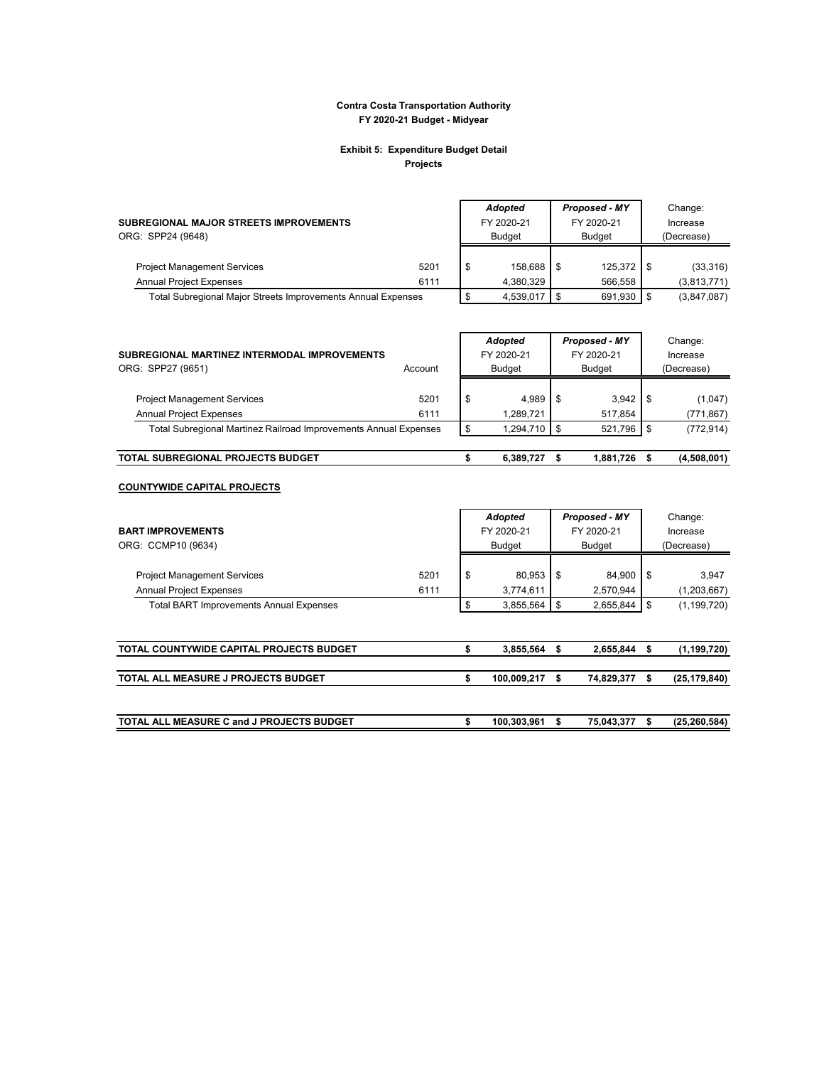**Contra Costa Transportation Authority**
**FY 2020-21 Budget - Midyear**

**Exhibit 5: Expenditure Budget Detail**
**Projects**

| **SUBREGIONAL MAJOR STREETS IMPROVEMENTS** ORG: SPP24 (9648) | | *Adopted* FY 2020-21 Budget | *Proposed - MY* FY 2020-21 Budget | Change: Increase (Decrease) |
|---|---|---|---|---|
| Project Management Services | 5201 | $ 158,688 | $ 125,372 | $ (33,316) |
| Annual Project Expenses | 6111 | 4,380,329 | 566,558 | (3,813,771) |
| Total Subregional Major Streets Improvements Annual Expenses | | $ 4,539,017 | $ 691,930 | $ (3,847,087) |

| **SUBREGIONAL MARTINEZ INTERMODAL IMPROVEMENTS** ORG: SPP27 (9651) | Account | *Adopted* FY 2020-21 Budget | *Proposed - MY* FY 2020-21 Budget | Change: Increase (Decrease) |
|---|---|---|---|---|
| Project Management Services | 5201 | $ 4,989 | $ 3,942 | $ (1,047) |
| Annual Project Expenses | 6111 | 1,289,721 | 517,854 | (771,867) |
| Total Subregional Martinez Railroad Improvements Annual Expenses | | $ 1,294,710 | $ 521,796 | $ (772,914) |
| **TOTAL SUBREGIONAL PROJECTS BUDGET** | | **$ 6,389,727** | **$ 1,881,726** | **$ (4,508,001)** |

**COUNTYWIDE CAPITAL PROJECTS**

| **BART IMPROVEMENTS** ORG: CCMP10 (9634) | | *Adopted* FY 2020-21 Budget | *Proposed - MY* FY 2020-21 Budget | Change: Increase (Decrease) |
|---|---|---|---|---|
| Project Management Services | 5201 | $ 80,953 | $ 84,900 | $ 3,947 |
| Annual Project Expenses | 6111 | 3,774,611 | 2,570,944 | (1,203,667) |
| Total BART Improvements Annual Expenses | | $ 3,855,564 | $ 2,655,844 | $ (1,199,720) |
| **TOTAL COUNTYWIDE CAPITAL PROJECTS BUDGET** | | **$ 3,855,564** | **$ 2,655,844** | **$ (1,199,720)** |
| **TOTAL ALL MEASURE J PROJECTS BUDGET** | | **$ 100,009,217** | **$ 74,829,377** | **$ (25,179,840)** |
| **TOTAL ALL MEASURE C and J PROJECTS BUDGET** | | **$ 100,303,961** | **$ 75,043,377** | **$ (25,260,584)** |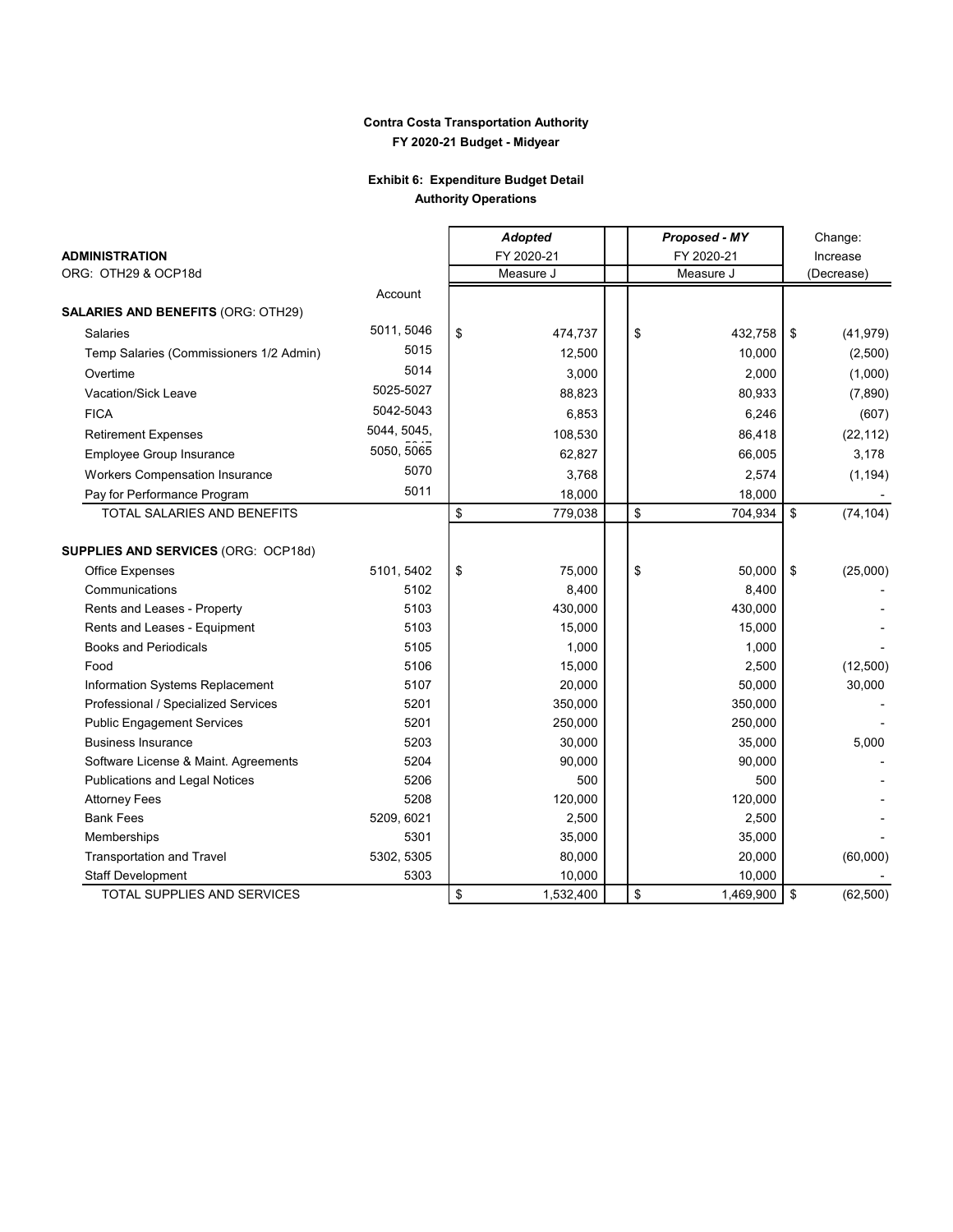**Contra Costa Transportation Authority**
**FY 2020-21 Budget - Midyear**

**Exhibit 6: Expenditure Budget Detail**
**Authority Operations**

| **ADMINISTRATION** ORG: OTH29 & OCP18d | Account | ***Adopted*** FY 2020-21 Measure J | ***Proposed - MY*** FY 2020-21 Measure J | Change: Increase (Decrease) |
|---|---|---|---|---|
| **SALARIES AND BENEFITS** (ORG: OTH29) | | | | |
| Salaries | 5011, 5046 | $ 474,737 | $ 432,758 | $ (41,979) |
| Temp Salaries (Commissioners 1/2 Admin) | 5015 | 12,500 | 10,000 | (2,500) |
| Overtime | 5014 | 3,000 | 2,000 | (1,000) |
| Vacation/Sick Leave | 5025-5027 | 88,823 | 80,933 | (7,890) |
| FICA | 5042-5043 | 6,853 | 6,246 | (607) |
| Retirement Expenses | 5044, 5045, 5047 | 108,530 | 86,418 | (22,112) |
| Employee Group Insurance | 5050, 5065 | 62,827 | 66,005 | 3,178 |
| Workers Compensation Insurance | 5070 | 3,768 | 2,574 | (1,194) |
| Pay for Performance Program | 5011 | 18,000 | 18,000 | - |
| TOTAL SALARIES AND BENEFITS | | $ 779,038 | $ 704,934 | $ (74,104) |
| | | | | |
| **SUPPLIES AND SERVICES** (ORG: OCP18d) | | | | |
| Office Expenses | 5101, 5402 | $ 75,000 | $ 50,000 | $ (25,000) |
| Communications | 5102 | 8,400 | 8,400 | - |
| Rents and Leases - Property | 5103 | 430,000 | 430,000 | - |
| Rents and Leases - Equipment | 5103 | 15,000 | 15,000 | - |
| Books and Periodicals | 5105 | 1,000 | 1,000 | - |
| Food | 5106 | 15,000 | 2,500 | (12,500) |
| Information Systems Replacement | 5107 | 20,000 | 50,000 | 30,000 |
| Professional / Specialized Services | 5201 | 350,000 | 350,000 | - |
| Public Engagement Services | 5201 | 250,000 | 250,000 | - |
| Business Insurance | 5203 | 30,000 | 35,000 | 5,000 |
| Software License & Maint. Agreements | 5204 | 90,000 | 90,000 | - |
| Publications and Legal Notices | 5206 | 500 | 500 | - |
| Attorney Fees | 5208 | 120,000 | 120,000 | - |
| Bank Fees | 5209, 6021 | 2,500 | 2,500 | - |
| Memberships | 5301 | 35,000 | 35,000 | - |
| Transportation and Travel | 5302, 5305 | 80,000 | 20,000 | (60,000) |
| Staff Development | 5303 | 10,000 | 10,000 | - |
| TOTAL SUPPLIES AND SERVICES | | $ 1,532,400 | $ 1,469,900 | $ (62,500) |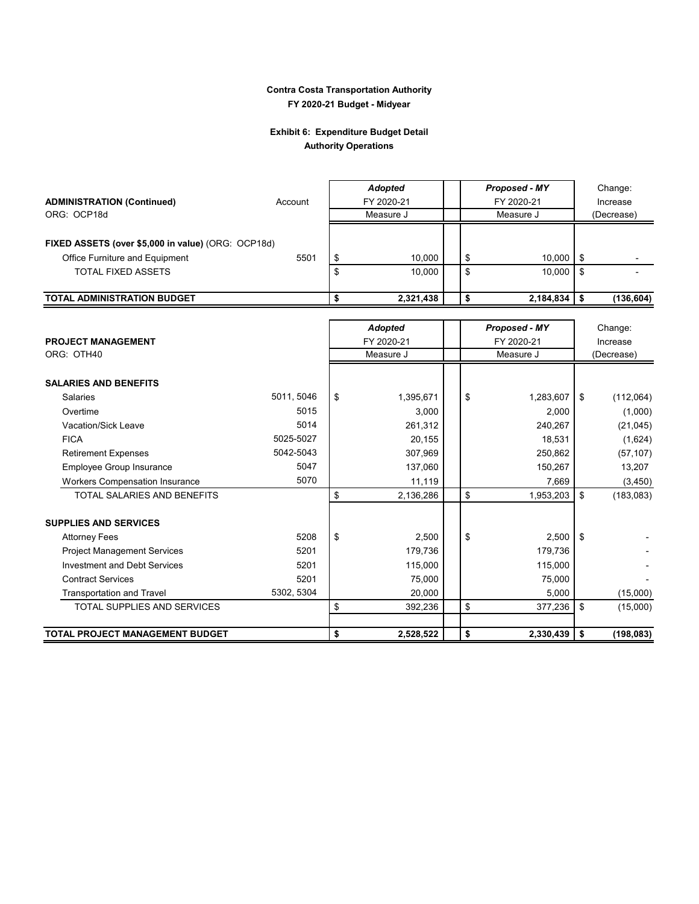**Contra Costa Transportation Authority**
**FY 2020-21 Budget - Midyear**

**Exhibit 6: Expenditure Budget Detail**
**Authority Operations**

| **ADMINISTRATION (Continued)** ORG: OCP18d | Account | ***Adopted*** FY 2020-21 Measure J | ***Proposed - MY*** FY 2020-21 Measure J | Change: Increase (Decrease) |
|---|---|---|---|---|
| **FIXED ASSETS (over $5,000 in value)** (ORG: OCP18d) | | | | |
| Office Furniture and Equipment | 5501 | $ 10,000 | $ 10,000 | $ - |
| TOTAL FIXED ASSETS | | $ 10,000 | $ 10,000 | $ - |
| **TOTAL ADMINISTRATION BUDGET** | | **$ 2,321,438** | **$ 2,184,834** | **$ (136,604)** |

| **PROJECT MANAGEMENT** ORG: OTH40 | Account | ***Adopted*** FY 2020-21 Measure J | ***Proposed - MY*** FY 2020-21 Measure J | Change: Increase (Decrease) |
|---|---|---|---|---|
| **SALARIES AND BENEFITS** | | | | |
| Salaries | 5011, 5046 | $ 1,395,671 | $ 1,283,607 | $ (112,064) |
| Overtime | 5015 | 3,000 | 2,000 | (1,000) |
| Vacation/Sick Leave | 5014 | 261,312 | 240,267 | (21,045) |
| FICA | 5025-5027 | 20,155 | 18,531 | (1,624) |
| Retirement Expenses | 5042-5043 | 307,969 | 250,862 | (57,107) |
| Employee Group Insurance | 5047 | 137,060 | 150,267 | 13,207 |
| Workers Compensation Insurance | 5070 | 11,119 | 7,669 | (3,450) |
| TOTAL SALARIES AND BENEFITS | | $ 2,136,286 | $ 1,953,203 | $ (183,083) |
| **SUPPLIES AND SERVICES** | | | | |
| Attorney Fees | 5208 | $ 2,500 | $ 2,500 | $ - |
| Project Management Services | 5201 | 179,736 | 179,736 | - |
| Investment and Debt Services | 5201 | 115,000 | 115,000 | - |
| Contract Services | 5201 | 75,000 | 75,000 | - |
| Transportation and Travel | 5302, 5304 | 20,000 | 5,000 | (15,000) |
| TOTAL SUPPLIES AND SERVICES | | $ 392,236 | $ 377,236 | $ (15,000) |
| **TOTAL PROJECT MANAGEMENT BUDGET** | | **$ 2,528,522** | **$ 2,330,439** | **$ (198,083)** |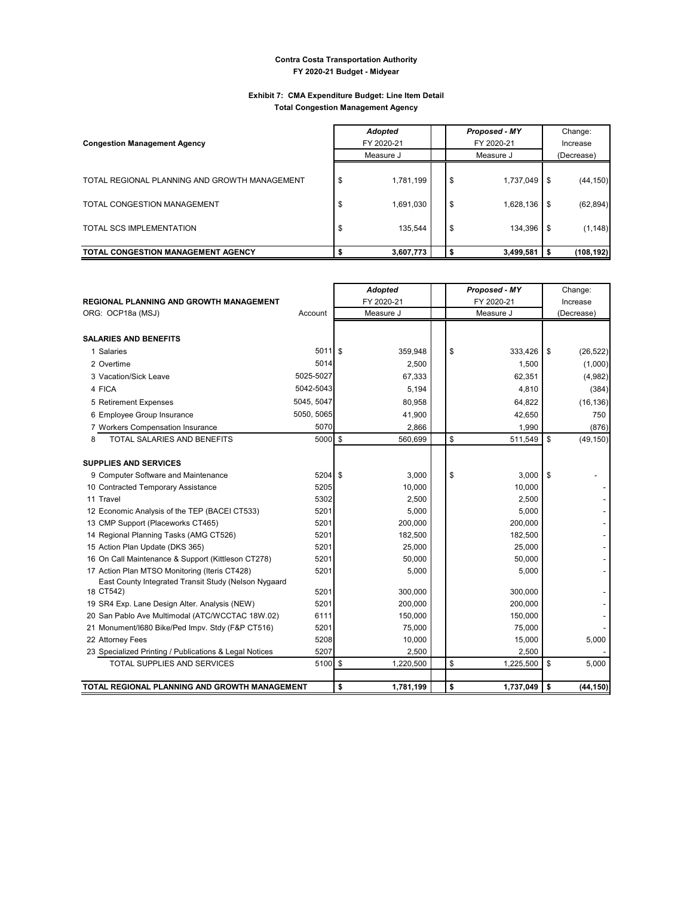**Contra Costa Transportation Authority**
**FY 2020-21 Budget - Midyear**

**Exhibit 7: CMA Expenditure Budget: Line Item Detail**
**Total Congestion Management Agency**

| Congestion Management Agency | *Adopted* FY 2020-21 Measure J | *Proposed - MY* FY 2020-21 Measure J | Change: Increase (Decrease) |
|---|---|---|---|
| TOTAL REGIONAL PLANNING AND GROWTH MANAGEMENT | $ 1,781,199 | $ 1,737,049 | $ (44,150) |
| TOTAL CONGESTION MANAGEMENT | $ 1,691,030 | $ 1,628,136 | $ (62,894) |
| TOTAL SCS IMPLEMENTATION | $ 135,544 | $ 134,396 | $ (1,148) |
| **TOTAL CONGESTION MANAGEMENT AGENCY** | **$ 3,607,773** | **$ 3,499,581** | **$ (108,192)** |

| REGIONAL PLANNING AND GROWTH MANAGEMENT<br>ORG: OCP18a (MSJ) | Account | *Adopted* FY 2020-21 Measure J | *Proposed - MY* FY 2020-21 Measure J | Change: Increase (Decrease) |
|---|---|---|---|---|
| **SALARIES AND BENEFITS** | | | | |
| 1 Salaries | 5011 | $ 359,948 | $ 333,426 | $ (26,522) |
| 2 Overtime | 5014 | 2,500 | 1,500 | (1,000) |
| 3 Vacation/Sick Leave | 5025-5027 | 67,333 | 62,351 | (4,982) |
| 4 FICA | 5042-5043 | 5,194 | 4,810 | (384) |
| 5 Retirement Expenses | 5045, 5047 | 80,958 | 64,822 | (16,136) |
| 6 Employee Group Insurance | 5050, 5065 | 41,900 | 42,650 | 750 |
| 7 Workers Compensation Insurance | 5070 | 2,866 | 1,990 | (876) |
| 8 TOTAL SALARIES AND BENEFITS | 5000 | $ 560,699 | $ 511,549 | $ (49,150) |
| **SUPPLIES AND SERVICES** | | | | |
| 9 Computer Software and Maintenance | 5204 | $ 3,000 | $ 3,000 | $ - |
| 10 Contracted Temporary Assistance | 5205 | 10,000 | 10,000 | - |
| 11 Travel | 5302 | 2,500 | 2,500 | - |
| 12 Economic Analysis of the TEP (BACEI CT533) | 5201 | 5,000 | 5,000 | - |
| 13 CMP Support (Placeworks CT465) | 5201 | 200,000 | 200,000 | - |
| 14 Regional Planning Tasks (AMG CT526) | 5201 | 182,500 | 182,500 | - |
| 15 Action Plan Update (DKS 365) | 5201 | 25,000 | 25,000 | - |
| 16 On Call Maintenance & Support (Kittleson CT278) | 5201 | 50,000 | 50,000 | - |
| 17 Action Plan MTSO Monitoring (Iteris CT428) | 5201 | 5,000 | 5,000 | - |
| 18 East County Integrated Transit Study (Nelson Nygaard CT542) | 5201 | 300,000 | 300,000 | - |
| 19 SR4 Exp. Lane Design Alter. Analysis (NEW) | 5201 | 200,000 | 200,000 | - |
| 20 San Pablo Ave Multimodal (ATC/WCCTAC 18W.02) | 6111 | 150,000 | 150,000 | - |
| 21 Monument/I680 Bike/Ped Impv. Stdy (F&P CT516) | 5201 | 75,000 | 75,000 | - |
| 22 Attorney Fees | 5208 | 10,000 | 15,000 | 5,000 |
| 23 Specialized Printing / Publications & Legal Notices | 5207 | 2,500 | 2,500 | - |
| TOTAL SUPPLIES AND SERVICES | 5100 | $ 1,220,500 | $ 1,225,500 | $ 5,000 |
| **TOTAL REGIONAL PLANNING AND GROWTH MANAGEMENT** | | **$ 1,781,199** | **$ 1,737,049** | **$ (44,150)** |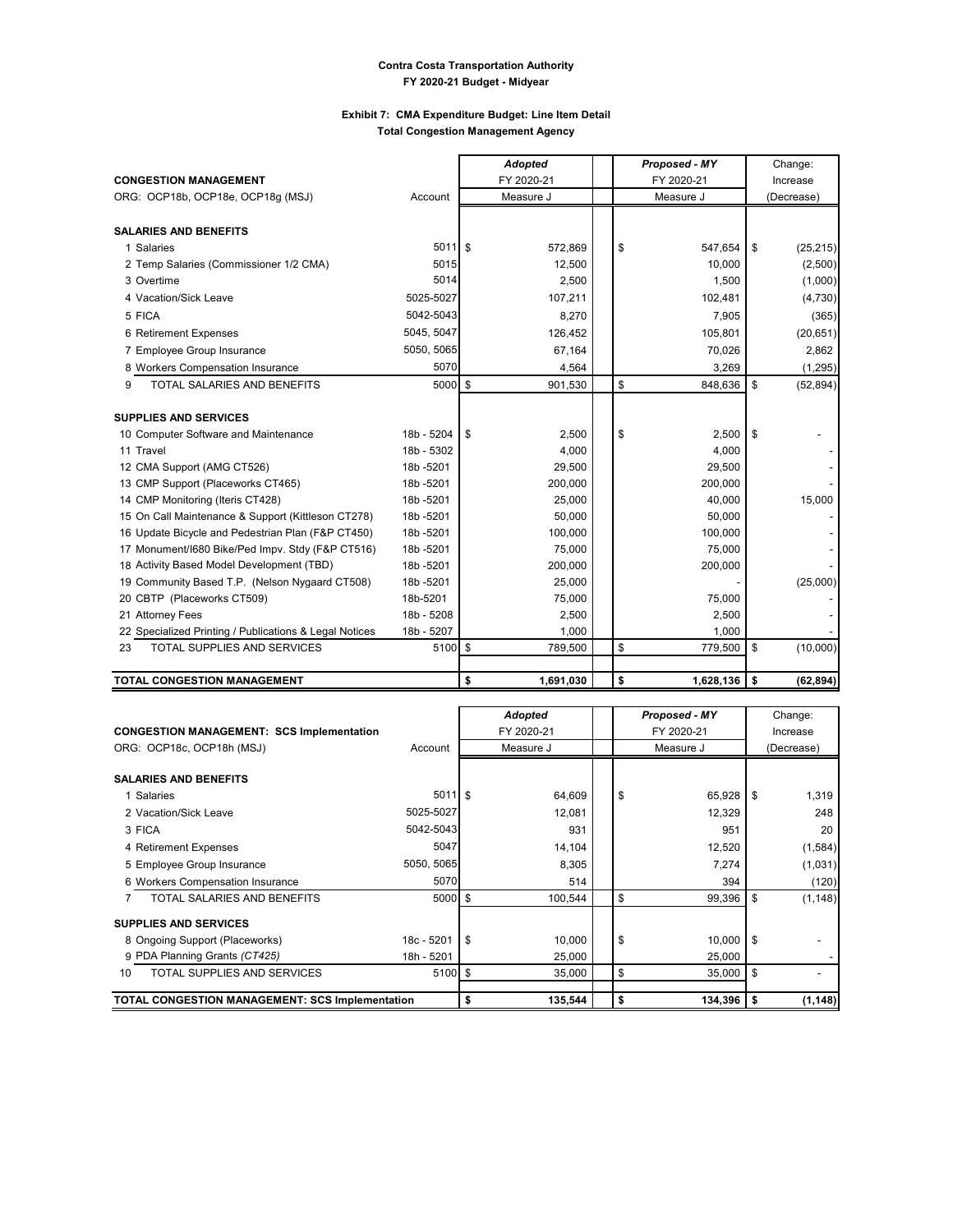**Contra Costa Transportation Authority**
**FY 2020-21 Budget - Midyear**

**Exhibit 7: CMA Expenditure Budget: Line Item Detail**
**Total Congestion Management Agency**

| **CONGESTION MANAGEMENT** | | ***Adopted*** FY 2020-21 | ***Proposed - MY*** FY 2020-21 | Change: Increase |
|---|---|---|---|---|
| ORG: OCP18b, OCP18e, OCP18g (MSJ) | Account | Measure J | Measure J | (Decrease) |
| **SALARIES AND BENEFITS** | | | | |
| 1 Salaries | 5011 | $ 572,869 | $ 547,654 | $ (25,215) |
| 2 Temp Salaries (Commissioner 1/2 CMA) | 5015 | 12,500 | 10,000 | (2,500) |
| 3 Overtime | 5014 | 2,500 | 1,500 | (1,000) |
| 4 Vacation/Sick Leave | 5025-5027 | 107,211 | 102,481 | (4,730) |
| 5 FICA | 5042-5043 | 8,270 | 7,905 | (365) |
| 6 Retirement Expenses | 5045, 5047 | 126,452 | 105,801 | (20,651) |
| 7 Employee Group Insurance | 5050, 5065 | 67,164 | 70,026 | 2,862 |
| 8 Workers Compensation Insurance | 5070 | 4,564 | 3,269 | (1,295) |
| 9 TOTAL SALARIES AND BENEFITS | 5000 | $ 901,530 | $ 848,636 | $ (52,894) |
| **SUPPLIES AND SERVICES** | | | | |
| 10 Computer Software and Maintenance | 18b - 5204 | $ 2,500 | $ 2,500 | $ - |
| 11 Travel | 18b - 5302 | 4,000 | 4,000 | - |
| 12 CMA Support (AMG CT526) | 18b -5201 | 29,500 | 29,500 | - |
| 13 CMP Support (Placeworks CT465) | 18b -5201 | 200,000 | 200,000 | - |
| 14 CMP Monitoring (Iteris CT428) | 18b -5201 | 25,000 | 40,000 | 15,000 |
| 15 On Call Maintenance & Support (Kittleson CT278) | 18b -5201 | 50,000 | 50,000 | - |
| 16 Update Bicycle and Pedestrian Plan (F&P CT450) | 18b -5201 | 100,000 | 100,000 | - |
| 17 Monument/I680 Bike/Ped Impv. Stdy (F&P CT516) | 18b -5201 | 75,000 | 75,000 | - |
| 18 Activity Based Model Development (TBD) | 18b -5201 | 200,000 | 200,000 | - |
| 19 Community Based T.P. (Nelson Nygaard CT508) | 18b -5201 | 25,000 | - | (25,000) |
| 20 CBTP (Placeworks CT509) | 18b-5201 | 75,000 | 75,000 | - |
| 21 Attorney Fees | 18b - 5208 | 2,500 | 2,500 | - |
| 22 Specialized Printing / Publications & Legal Notices | 18b - 5207 | 1,000 | 1,000 | - |
| 23 TOTAL SUPPLIES AND SERVICES | 5100 | $ 789,500 | $ 779,500 | $ (10,000) |
| **TOTAL CONGESTION MANAGEMENT** | | **$ 1,691,030** | **$ 1,628,136** | **$ (62,894)** |

| **CONGESTION MANAGEMENT: SCS Implementation** | | ***Adopted*** FY 2020-21 | ***Proposed - MY*** FY 2020-21 | Change: Increase |
|---|---|---|---|---|
| ORG: OCP18c, OCP18h (MSJ) | Account | Measure J | Measure J | (Decrease) |
| **SALARIES AND BENEFITS** | | | | |
| 1 Salaries | 5011 | $ 64,609 | $ 65,928 | $ 1,319 |
| 2 Vacation/Sick Leave | 5025-5027 | 12,081 | 12,329 | 248 |
| 3 FICA | 5042-5043 | 931 | 951 | 20 |
| 4 Retirement Expenses | 5047 | 14,104 | 12,520 | (1,584) |
| 5 Employee Group Insurance | 5050, 5065 | 8,305 | 7,274 | (1,031) |
| 6 Workers Compensation Insurance | 5070 | 514 | 394 | (120) |
| 7 TOTAL SALARIES AND BENEFITS | 5000 | $ 100,544 | $ 99,396 | $ (1,148) |
| **SUPPLIES AND SERVICES** | | | | |
| 8 Ongoing Support (Placeworks) | 18c - 5201 | $ 10,000 | $ 10,000 | $ - |
| 9 PDA Planning Grants *(CT425)* | 18h - 5201 | 25,000 | 25,000 | - |
| 10 TOTAL SUPPLIES AND SERVICES | 5100 | $ 35,000 | $ 35,000 | $ - |
| **TOTAL CONGESTION MANAGEMENT: SCS Implementation** | | **$ 135,544** | **$ 134,396** | **$ (1,148)** |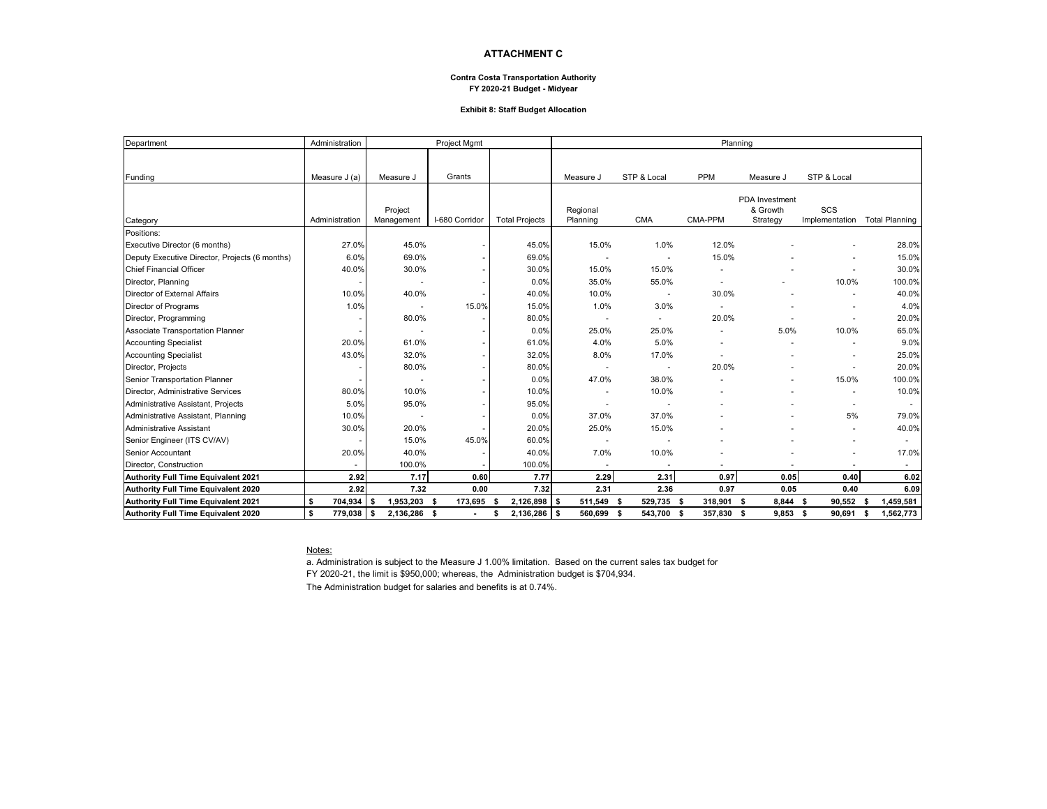# ATTACHMENT C

**Contra Costa Transportation Authority**
**FY 2020-21 Budget - Midyear**

**Exhibit 8: Staff Budget Allocation**

| Department | Administration | Project Mgmt | | | Planning | | | | | |
|---|---|---|---|---|---|---|---|---|---|---|
| Funding | Measure J (a) | Measure J | Grants | | Measure J | STP & Local | PPM | Measure J | STP & Local | |
| Category | Administration | Project Management | I-680 Corridor | Total Projects | Regional Planning | CMA | CMA-PPM | PDA Investment & Growth Strategy | SCS Implementation | Total Planning |
| Positions: | | | | | | | | | | |
| Executive Director (6 months) | 27.0% | 45.0% | - | 45.0% | 15.0% | 1.0% | 12.0% | - | - | 28.0% |
| Deputy Executive Director, Projects (6 months) | 6.0% | 69.0% | - | 69.0% | - | - | 15.0% | - | - | 15.0% |
| Chief Financial Officer | 40.0% | 30.0% | - | 30.0% | 15.0% | 15.0% | - | - | - | 30.0% |
| Director, Planning | - | - | - | 0.0% | 35.0% | 55.0% | - | - | 10.0% | 100.0% |
| Director of External Affairs | 10.0% | 40.0% | - | 40.0% | 10.0% | - | 30.0% | - | - | 40.0% |
| Director of Programs | 1.0% | - | 15.0% | 15.0% | 1.0% | 3.0% | - | - | - | 4.0% |
| Director, Programming | - | 80.0% | - | 80.0% | - | - | 20.0% | - | - | 20.0% |
| Associate Transportation Planner | - | - | - | 0.0% | 25.0% | 25.0% | - | 5.0% | 10.0% | 65.0% |
| Accounting Specialist | 20.0% | 61.0% | - | 61.0% | 4.0% | 5.0% | - | - | - | 9.0% |
| Accounting Specialist | 43.0% | 32.0% | - | 32.0% | 8.0% | 17.0% | - | - | - | 25.0% |
| Director, Projects | - | 80.0% | - | 80.0% | - | - | 20.0% | - | - | 20.0% |
| Senior Transportation Planner | - | - | - | 0.0% | 47.0% | 38.0% | - | - | 15.0% | 100.0% |
| Director, Administrative Services | 80.0% | 10.0% | - | 10.0% | - | 10.0% | - | - | - | 10.0% |
| Administrative Assistant, Projects | 5.0% | 95.0% | - | 95.0% | - | - | - | - | - | - |
| Administrative Assistant, Planning | 10.0% | - | - | 0.0% | 37.0% | 37.0% | - | - | 5% | 79.0% |
| Administrative Assistant | 30.0% | 20.0% | - | 20.0% | 25.0% | 15.0% | - | - | - | 40.0% |
| Senior Engineer (ITS CV/AV) | - | 15.0% | 45.0% | 60.0% | - | - | - | - | - | - |
| Senior Accountant | 20.0% | 40.0% | - | 40.0% | 7.0% | 10.0% | - | - | - | 17.0% |
| Director, Construction | - | 100.0% | - | 100.0% | - | - | - | - | - | - |
| **Authority Full Time Equivalent 2021** | **2.92** | **7.17** | **0.60** | **7.77** | **2.29** | **2.31** | **0.97** | **0.05** | **0.40** | **6.02** |
| **Authority Full Time Equivalent 2020** | **2.92** | **7.32** | **0.00** | **7.32** | **2.31** | **2.36** | **0.97** | **0.05** | **0.40** | **6.09** |
| **Authority Full Time Equivalent 2021** | **$ 704,934** | **$ 1,953,203** | **$ 173,695** | **$ 2,126,898** | **$ 511,549** | **$ 529,735** | **$ 318,901** | **$ 8,844** | **$ 90,552** | **$ 1,459,581** |
| **Authority Full Time Equivalent 2020** | **$ 779,038** | **$ 2,136,286** | **$ -** | **$ 2,136,286** | **$ 560,699** | **$ 543,700** | **$ 357,830** | **$ 9,853** | **$ 90,691** | **$ 1,562,773** |

Notes:

a. Administration is subject to the Measure J 1.00% limitation. Based on the current sales tax budget for FY 2020-21, the limit is $950,000; whereas, the Administration budget is $704,934.

The Administration budget for salaries and benefits is at 0.74%.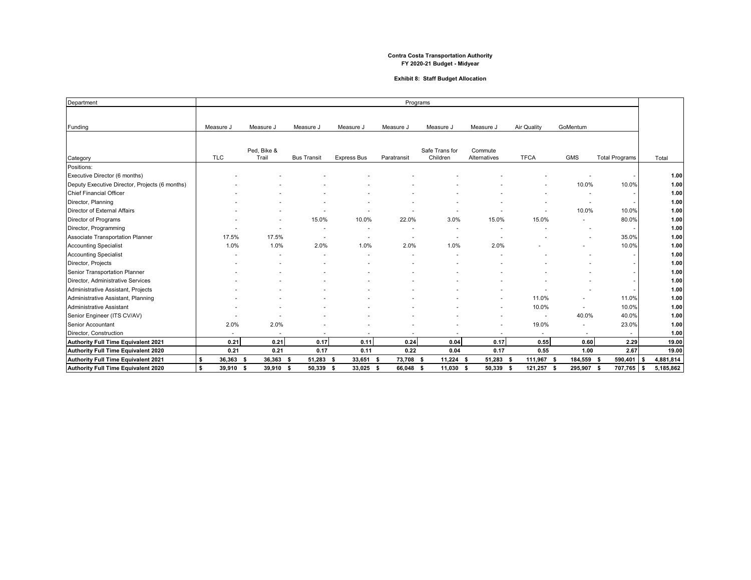**Contra Costa Transportation Authority**
**FY 2020-21 Budget - Midyear**

**Exhibit 8: Staff Budget Allocation**

| Department | Programs | | | | | | | | | | |
|---|---|---|---|---|---|---|---|---|---|---|---|
| Funding | Measure J | Measure J | Measure J | Measure J | Measure J | Measure J | Measure J | Air Quality | GoMentum | | |
| Category | TLC | Ped, Bike & Trail | Bus Transit | Express Bus | Paratransit | Safe Trans for Children | Commute Alternatives | TFCA | GMS | Total Programs | Total |
| Positions: | | | | | | | | | | | |
| Executive Director (6 months) | - | - | - | - | - | - | - | - | - | - | 1.00 |
| Deputy Executive Director, Projects (6 months) | - | - | - | - | - | - | - | - | 10.0% | 10.0% | 1.00 |
| Chief Financial Officer | - | - | - | - | - | - | - | - | - | - | 1.00 |
| Director, Planning | - | - | - | - | - | - | - | - | - | - | 1.00 |
| Director of External Affairs | - | - | - | - | - | - | - | - | 10.0% | 10.0% | 1.00 |
| Director of Programs | - | - | 15.0% | 10.0% | 22.0% | 3.0% | 15.0% | 15.0% | - | 80.0% | 1.00 |
| Director, Programming | - | - | - | - | - | - | - | - | - | - | 1.00 |
| Associate Transportation Planner | 17.5% | 17.5% | - | - | - | - | - | - | - | 35.0% | 1.00 |
| Accounting Specialist | 1.0% | 1.0% | 2.0% | 1.0% | 2.0% | 1.0% | 2.0% | - | - | 10.0% | 1.00 |
| Accounting Specialist | - | - | - | - | - | - | - | - | - | - | 1.00 |
| Director, Projects | - | - | - | - | - | - | - | - | - | - | 1.00 |
| Senior Transportation Planner | - | - | - | - | - | - | - | - | - | - | 1.00 |
| Director, Administrative Services | - | - | - | - | - | - | - | - | - | - | 1.00 |
| Administrative Assistant, Projects | - | - | - | - | - | - | - | - | - | - | 1.00 |
| Administrative Assistant, Planning | - | - | - | - | - | - | - | 11.0% | - | 11.0% | 1.00 |
| Administrative Assistant | - | - | - | - | - | - | - | 10.0% | - | 10.0% | 1.00 |
| Senior Engineer (ITS CV/AV) | - | - | - | - | - | - | - | - | 40.0% | 40.0% | 1.00 |
| Senior Accountant | 2.0% | 2.0% | - | - | - | - | - | 19.0% | - | 23.0% | 1.00 |
| Director, Construction | - | - | - | - | - | - | - | - | - | - | 1.00 |
| **Authority Full Time Equivalent 2021** | **0.21** | **0.21** | **0.17** | **0.11** | **0.24** | **0.04** | **0.17** | **0.55** | **0.60** | **2.29** | **19.00** |
| **Authority Full Time Equivalent 2020** | **0.21** | **0.21** | **0.17** | **0.11** | **0.22** | **0.04** | **0.17** | **0.55** | **1.00** | **2.67** | **19.00** |
| **Authority Full Time Equivalent 2021** | **$ 36,363** | **$ 36,363** | **$ 51,283** | **$ 33,651** | **$ 73,708** | **$ 11,224** | **$ 51,283** | **$ 111,967** | **$ 184,559** | **$ 590,401** | **$ 4,881,814** |
| **Authority Full Time Equivalent 2020** | **$ 39,910** | **$ 39,910** | **$ 50,339** | **$ 33,025** | **$ 66,048** | **$ 11,030** | **$ 50,339** | **$ 121,257** | **$ 295,907** | **$ 707,765** | **$ 5,185,862** |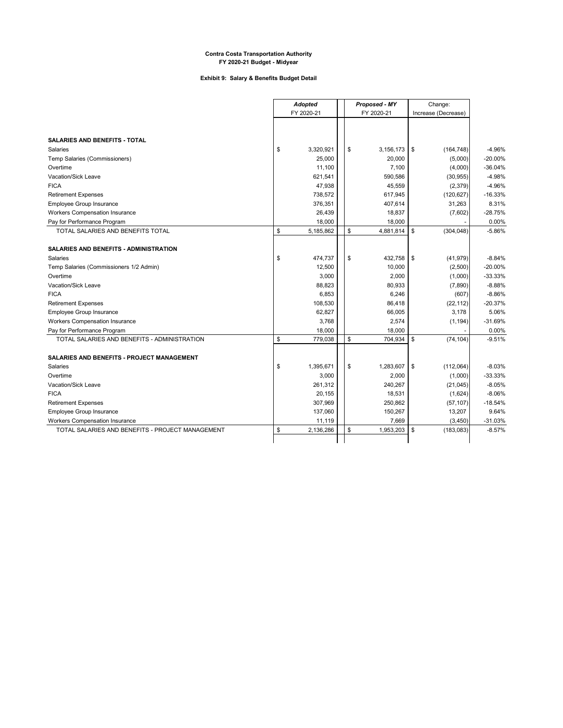**Contra Costa Transportation Authority**
**FY 2020-21 Budget - Midyear**

**Exhibit 9: Salary & Benefits Budget Detail**

| | *Adopted* FY 2020-21 | *Proposed - MY* FY 2020-21 | Change: Increase (Decrease) | |
|---|---|---|---|---|
| **SALARIES AND BENEFITS - TOTAL** | | | | |
| Salaries | $ 3,320,921 | $ 3,156,173 | $ (164,748) | -4.96% |
| Temp Salaries (Commissioners) | 25,000 | 20,000 | (5,000) | -20.00% |
| Overtime | 11,100 | 7,100 | (4,000) | -36.04% |
| Vacation/Sick Leave | 621,541 | 590,586 | (30,955) | -4.98% |
| FICA | 47,938 | 45,559 | (2,379) | -4.96% |
| Retirement Expenses | 738,572 | 617,945 | (120,627) | -16.33% |
| Employee Group Insurance | 376,351 | 407,614 | 31,263 | 8.31% |
| Workers Compensation Insurance | 26,439 | 18,837 | (7,602) | -28.75% |
| Pay for Performance Program | 18,000 | 18,000 | - | 0.00% |
| TOTAL SALARIES AND BENEFITS TOTAL | $ 5,185,862 | $ 4,881,814 | $ (304,048) | -5.86% |
| **SALARIES AND BENEFITS - ADMINISTRATION** | | | | |
| Salaries | $ 474,737 | $ 432,758 | $ (41,979) | -8.84% |
| Temp Salaries (Commissioners 1/2 Admin) | 12,500 | 10,000 | (2,500) | -20.00% |
| Overtime | 3,000 | 2,000 | (1,000) | -33.33% |
| Vacation/Sick Leave | 88,823 | 80,933 | (7,890) | -8.88% |
| FICA | 6,853 | 6,246 | (607) | -8.86% |
| Retirement Expenses | 108,530 | 86,418 | (22,112) | -20.37% |
| Employee Group Insurance | 62,827 | 66,005 | 3,178 | 5.06% |
| Workers Compensation Insurance | 3,768 | 2,574 | (1,194) | -31.69% |
| Pay for Performance Program | 18,000 | 18,000 | - | 0.00% |
| TOTAL SALARIES AND BENEFITS - ADMINISTRATION | $ 779,038 | $ 704,934 | $ (74,104) | -9.51% |
| **SALARIES AND BENEFITS - PROJECT MANAGEMENT** | | | | |
| Salaries | $ 1,395,671 | $ 1,283,607 | $ (112,064) | -8.03% |
| Overtime | 3,000 | 2,000 | (1,000) | -33.33% |
| Vacation/Sick Leave | 261,312 | 240,267 | (21,045) | -8.05% |
| FICA | 20,155 | 18,531 | (1,624) | -8.06% |
| Retirement Expenses | 307,969 | 250,862 | (57,107) | -18.54% |
| Employee Group Insurance | 137,060 | 150,267 | 13,207 | 9.64% |
| Workers Compensation Insurance | 11,119 | 7,669 | (3,450) | -31.03% |
| TOTAL SALARIES AND BENEFITS - PROJECT MANAGEMENT | $ 2,136,286 | $ 1,953,203 | $ (183,083) | -8.57% |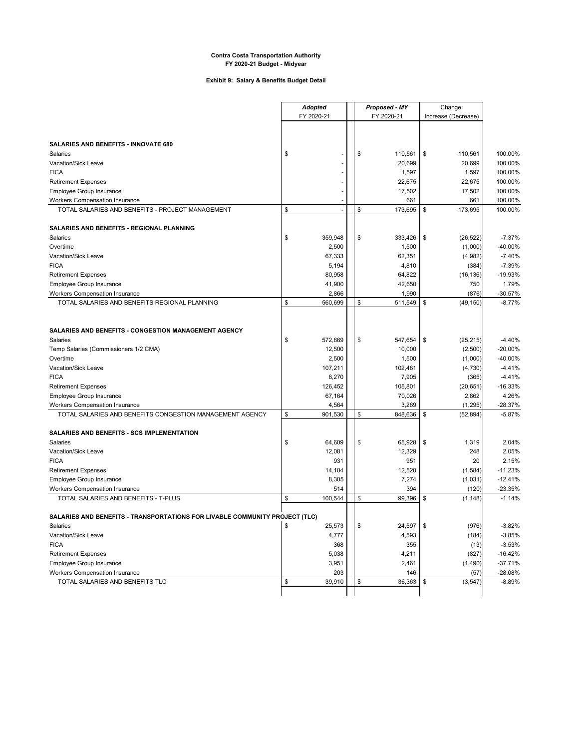**Contra Costa Transportation Authority**
**FY 2020-21 Budget - Midyear**

**Exhibit 9: Salary & Benefits Budget Detail**

| | *Adopted* FY 2020-21 | *Proposed - MY* FY 2020-21 | Change: Increase (Decrease) | |
|---|---|---|---|---|
| **SALARIES AND BENEFITS - INNOVATE 680** | | | | |
| Salaries | $ - | $ 110,561 | $ 110,561 | 100.00% |
| Vacation/Sick Leave | - | 20,699 | 20,699 | 100.00% |
| FICA | - | 1,597 | 1,597 | 100.00% |
| Retirement Expenses | - | 22,675 | 22,675 | 100.00% |
| Employee Group Insurance | - | 17,502 | 17,502 | 100.00% |
| Workers Compensation Insurance | - | 661 | 661 | 100.00% |
| TOTAL SALARIES AND BENEFITS - PROJECT MANAGEMENT | $ - | $ 173,695 | $ 173,695 | 100.00% |
| **SALARIES AND BENEFITS - REGIONAL PLANNING** | | | | |
| Salaries | $ 359,948 | $ 333,426 | $ (26,522) | -7.37% |
| Overtime | 2,500 | 1,500 | (1,000) | -40.00% |
| Vacation/Sick Leave | 67,333 | 62,351 | (4,982) | -7.40% |
| FICA | 5,194 | 4,810 | (384) | -7.39% |
| Retirement Expenses | 80,958 | 64,822 | (16,136) | -19.93% |
| Employee Group Insurance | 41,900 | 42,650 | 750 | 1.79% |
| Workers Compensation Insurance | 2,866 | 1,990 | (876) | -30.57% |
| TOTAL SALARIES AND BENEFITS REGIONAL PLANNING | $ 560,699 | $ 511,549 | $ (49,150) | -8.77% |
| **SALARIES AND BENEFITS - CONGESTION MANAGEMENT AGENCY** | | | | |
| Salaries | $ 572,869 | $ 547,654 | $ (25,215) | -4.40% |
| Temp Salaries (Commissioners 1/2 CMA) | 12,500 | 10,000 | (2,500) | -20.00% |
| Overtime | 2,500 | 1,500 | (1,000) | -40.00% |
| Vacation/Sick Leave | 107,211 | 102,481 | (4,730) | -4.41% |
| FICA | 8,270 | 7,905 | (365) | -4.41% |
| Retirement Expenses | 126,452 | 105,801 | (20,651) | -16.33% |
| Employee Group Insurance | 67,164 | 70,026 | 2,862 | 4.26% |
| Workers Compensation Insurance | 4,564 | 3,269 | (1,295) | -28.37% |
| TOTAL SALARIES AND BENEFITS CONGESTION MANAGEMENT AGENCY | $ 901,530 | $ 848,636 | $ (52,894) | -5.87% |
| **SALARIES AND BENEFITS - SCS IMPLEMENTATION** | | | | |
| Salaries | $ 64,609 | $ 65,928 | $ 1,319 | 2.04% |
| Vacation/Sick Leave | 12,081 | 12,329 | 248 | 2.05% |
| FICA | 931 | 951 | 20 | 2.15% |
| Retirement Expenses | 14,104 | 12,520 | (1,584) | -11.23% |
| Employee Group Insurance | 8,305 | 7,274 | (1,031) | -12.41% |
| Workers Compensation Insurance | 514 | 394 | (120) | -23.35% |
| TOTAL SALARIES AND BENEFITS - T-PLUS | $ 100,544 | $ 99,396 | $ (1,148) | -1.14% |
| **SALARIES AND BENEFITS - TRANSPORTATIONS FOR LIVABLE COMMUNITY PROJECT (TLC)** | | | | |
| Salaries | $ 25,573 | $ 24,597 | $ (976) | -3.82% |
| Vacation/Sick Leave | 4,777 | 4,593 | (184) | -3.85% |
| FICA | 368 | 355 | (13) | -3.53% |
| Retirement Expenses | 5,038 | 4,211 | (827) | -16.42% |
| Employee Group Insurance | 3,951 | 2,461 | (1,490) | -37.71% |
| Workers Compensation Insurance | 203 | 146 | (57) | -28.08% |
| TOTAL SALARIES AND BENEFITS TLC | $ 39,910 | $ 36,363 | $ (3,547) | -8.89% |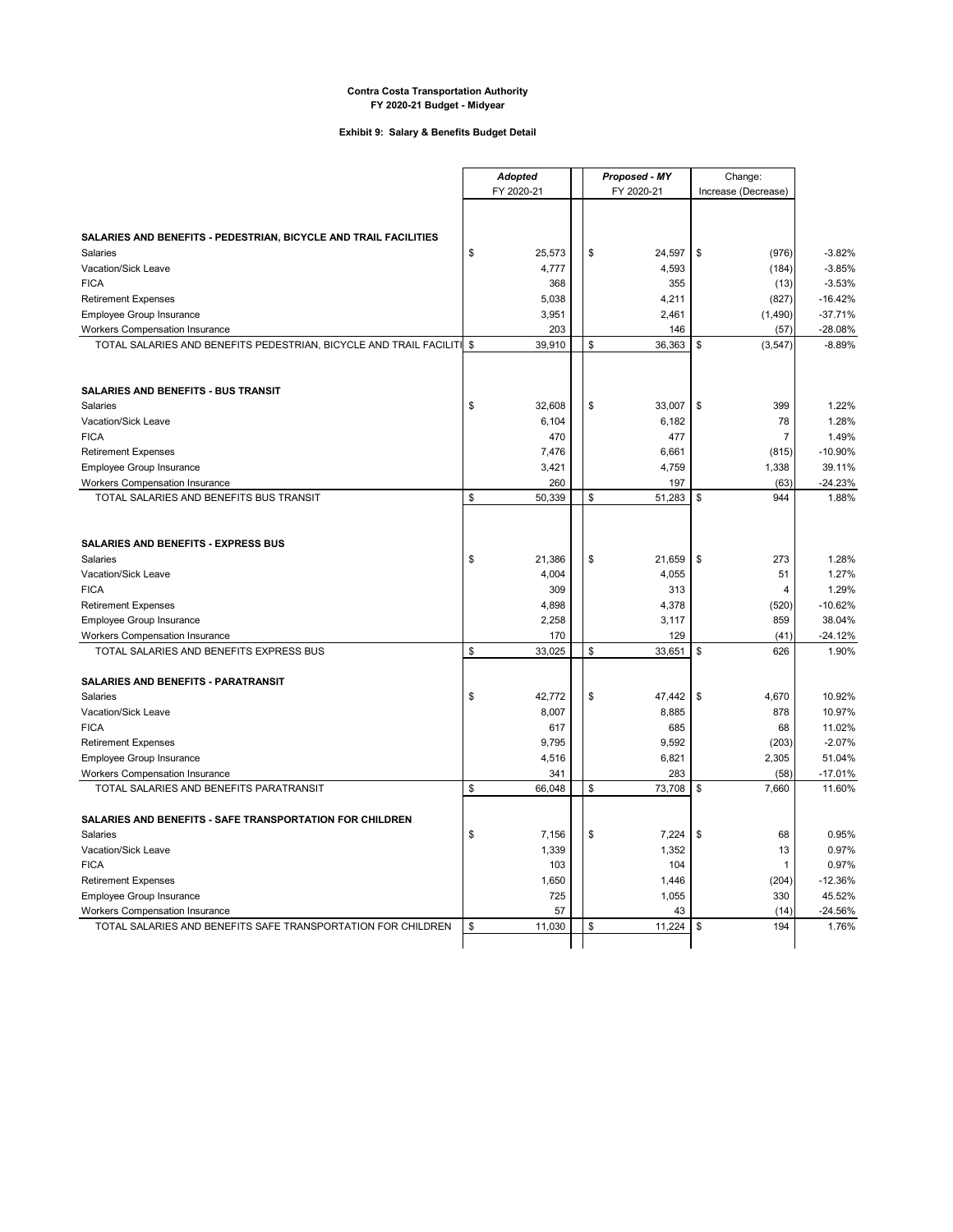**Contra Costa Transportation Authority**
**FY 2020-21 Budget - Midyear**

**Exhibit 9: Salary & Benefits Budget Detail**

| | *Adopted* FY 2020-21 | *Proposed - MY* FY 2020-21 | Change: Increase (Decrease) | |
|---|---|---|---|---|
| **SALARIES AND BENEFITS - PEDESTRIAN, BICYCLE AND TRAIL FACILITIES** | | | | |
| Salaries | $ 25,573 | $ 24,597 | $ (976) | -3.82% |
| Vacation/Sick Leave | 4,777 | 4,593 | (184) | -3.85% |
| FICA | 368 | 355 | (13) | -3.53% |
| Retirement Expenses | 5,038 | 4,211 | (827) | -16.42% |
| Employee Group Insurance | 3,951 | 2,461 | (1,490) | -37.71% |
| Workers Compensation Insurance | 203 | 146 | (57) | -28.08% |
| TOTAL SALARIES AND BENEFITS PEDESTRIAN, BICYCLE AND TRAIL FACILITI | $ 39,910 | $ 36,363 | $ (3,547) | -8.89% |
| | | | | |
| **SALARIES AND BENEFITS - BUS TRANSIT** | | | | |
| Salaries | $ 32,608 | $ 33,007 | $ 399 | 1.22% |
| Vacation/Sick Leave | 6,104 | 6,182 | 78 | 1.28% |
| FICA | 470 | 477 | 7 | 1.49% |
| Retirement Expenses | 7,476 | 6,661 | (815) | -10.90% |
| Employee Group Insurance | 3,421 | 4,759 | 1,338 | 39.11% |
| Workers Compensation Insurance | 260 | 197 | (63) | -24.23% |
| TOTAL SALARIES AND BENEFITS BUS TRANSIT | $ 50,339 | $ 51,283 | $ 944 | 1.88% |
| | | | | |
| **SALARIES AND BENEFITS - EXPRESS BUS** | | | | |
| Salaries | $ 21,386 | $ 21,659 | $ 273 | 1.28% |
| Vacation/Sick Leave | 4,004 | 4,055 | 51 | 1.27% |
| FICA | 309 | 313 | 4 | 1.29% |
| Retirement Expenses | 4,898 | 4,378 | (520) | -10.62% |
| Employee Group Insurance | 2,258 | 3,117 | 859 | 38.04% |
| Workers Compensation Insurance | 170 | 129 | (41) | -24.12% |
| TOTAL SALARIES AND BENEFITS EXPRESS BUS | $ 33,025 | $ 33,651 | $ 626 | 1.90% |
| | | | | |
| **SALARIES AND BENEFITS - PARATRANSIT** | | | | |
| Salaries | $ 42,772 | $ 47,442 | $ 4,670 | 10.92% |
| Vacation/Sick Leave | 8,007 | 8,885 | 878 | 10.97% |
| FICA | 617 | 685 | 68 | 11.02% |
| Retirement Expenses | 9,795 | 9,592 | (203) | -2.07% |
| Employee Group Insurance | 4,516 | 6,821 | 2,305 | 51.04% |
| Workers Compensation Insurance | 341 | 283 | (58) | -17.01% |
| TOTAL SALARIES AND BENEFITS PARATRANSIT | $ 66,048 | $ 73,708 | $ 7,660 | 11.60% |
| | | | | |
| **SALARIES AND BENEFITS - SAFE TRANSPORTATION FOR CHILDREN** | | | | |
| Salaries | $ 7,156 | $ 7,224 | $ 68 | 0.95% |
| Vacation/Sick Leave | 1,339 | 1,352 | 13 | 0.97% |
| FICA | 103 | 104 | 1 | 0.97% |
| Retirement Expenses | 1,650 | 1,446 | (204) | -12.36% |
| Employee Group Insurance | 725 | 1,055 | 330 | 45.52% |
| Workers Compensation Insurance | 57 | 43 | (14) | -24.56% |
| TOTAL SALARIES AND BENEFITS SAFE TRANSPORTATION FOR CHILDREN | $ 11,030 | $ 11,224 | $ 194 | 1.76% |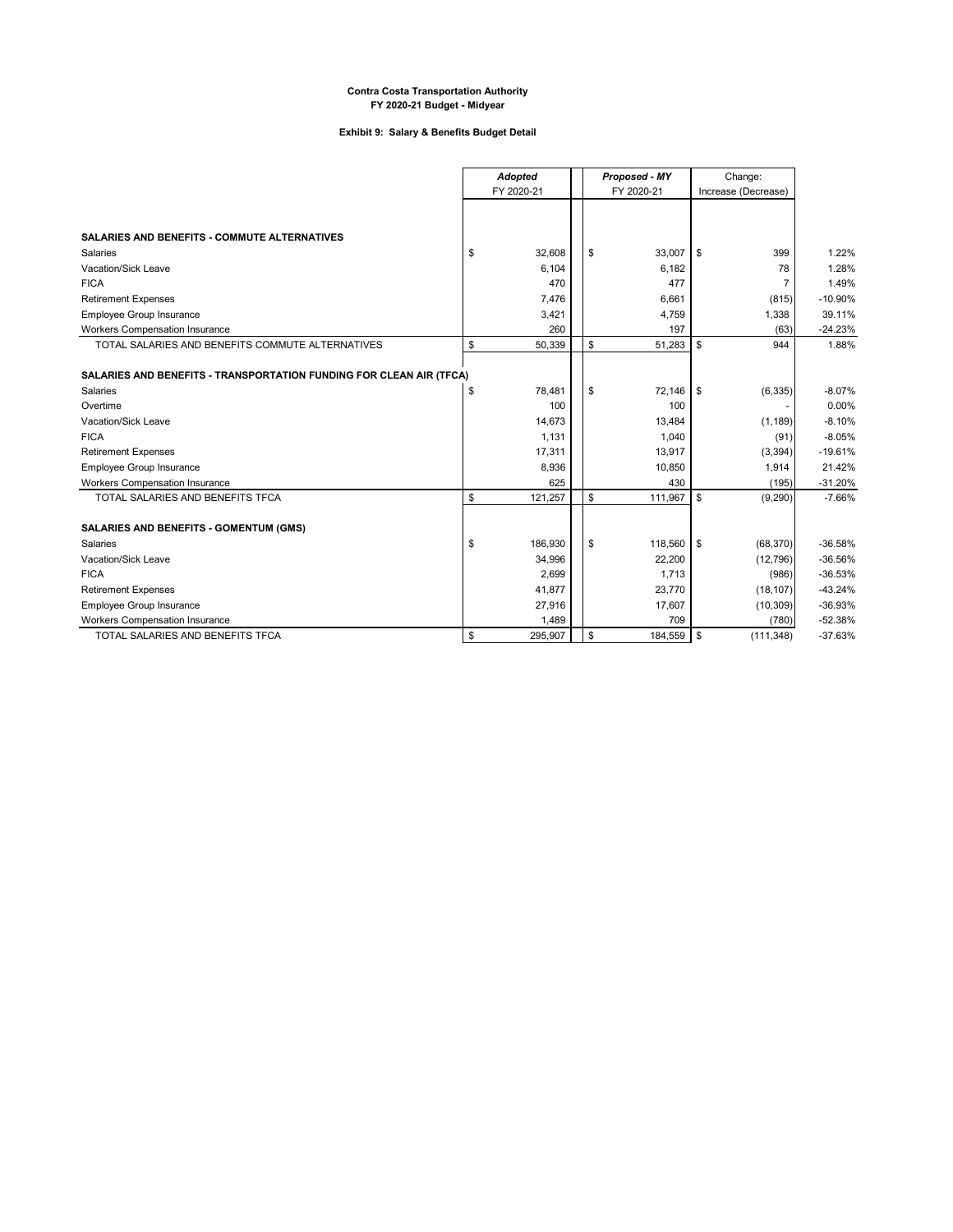**Contra Costa Transportation Authority**
**FY 2020-21 Budget - Midyear**

**Exhibit 9: Salary & Benefits Budget Detail**

| | ***Adopted*** FY 2020-21 | ***Proposed - MY*** FY 2020-21 | Change: Increase (Decrease) | |
|---|---|---|---|---|
| **SALARIES AND BENEFITS - COMMUTE ALTERNATIVES** | | | | |
| Salaries | $ 32,608 | $ 33,007 | $ 399 | 1.22% |
| Vacation/Sick Leave | 6,104 | 6,182 | 78 | 1.28% |
| FICA | 470 | 477 | 7 | 1.49% |
| Retirement Expenses | 7,476 | 6,661 | (815) | -10.90% |
| Employee Group Insurance | 3,421 | 4,759 | 1,338 | 39.11% |
| Workers Compensation Insurance | 260 | 197 | (63) | -24.23% |
| TOTAL SALARIES AND BENEFITS COMMUTE ALTERNATIVES | $ 50,339 | $ 51,283 | $ 944 | 1.88% |
| **SALARIES AND BENEFITS - TRANSPORTATION FUNDING FOR CLEAN AIR (TFCA)** | | | | |
| Salaries | $ 78,481 | $ 72,146 | $ (6,335) | -8.07% |
| Overtime | 100 | 100 | - | 0.00% |
| Vacation/Sick Leave | 14,673 | 13,484 | (1,189) | -8.10% |
| FICA | 1,131 | 1,040 | (91) | -8.05% |
| Retirement Expenses | 17,311 | 13,917 | (3,394) | -19.61% |
| Employee Group Insurance | 8,936 | 10,850 | 1,914 | 21.42% |
| Workers Compensation Insurance | 625 | 430 | (195) | -31.20% |
| TOTAL SALARIES AND BENEFITS TFCA | $ 121,257 | $ 111,967 | $ (9,290) | -7.66% |
| **SALARIES AND BENEFITS - GOMENTUM (GMS)** | | | | |
| Salaries | $ 186,930 | $ 118,560 | $ (68,370) | -36.58% |
| Vacation/Sick Leave | 34,996 | 22,200 | (12,796) | -36.56% |
| FICA | 2,699 | 1,713 | (986) | -36.53% |
| Retirement Expenses | 41,877 | 23,770 | (18,107) | -43.24% |
| Employee Group Insurance | 27,916 | 17,607 | (10,309) | -36.93% |
| Workers Compensation Insurance | 1,489 | 709 | (780) | -52.38% |
| TOTAL SALARIES AND BENEFITS TFCA | $ 295,907 | $ 184,559 | $ (111,348) | -37.63% |